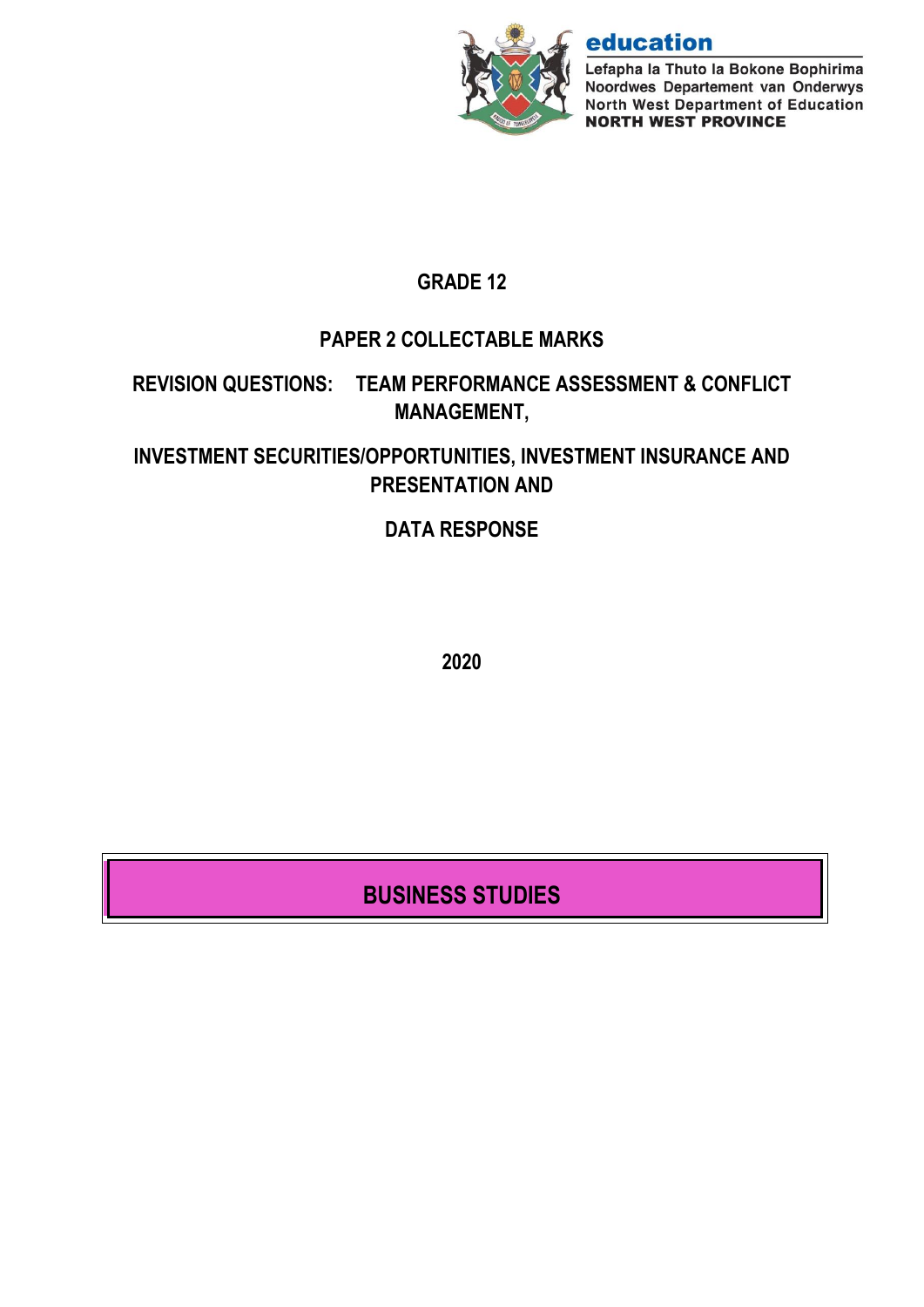**education**

Lefapha la Thuto la Bokone Bophirima
Noordwes Departement van Onderwys
North West Department of Education
**NORTH WEST PROVINCE**

# GRADE 12

## PAPER 2 COLLECTABLE MARKS

## REVISION QUESTIONS: TEAM PERFORMANCE ASSESSMENT & CONFLICT MANAGEMENT,

## INVESTMENT SECURITIES/OPPORTUNITIES, INVESTMENT INSURANCE AND PRESENTATION AND

## DATA RESPONSE

**2020**

# BUSINESS STUDIES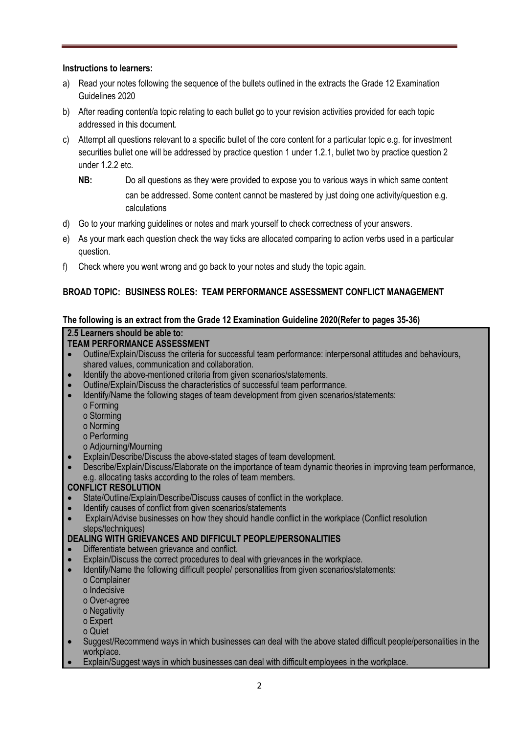**Instructions to learners:**

a) Read your notes following the sequence of the bullets outlined in the extracts the Grade 12 Examination Guidelines 2020

b) After reading content/a topic relating to each bullet go to your revision activities provided for each topic addressed in this document.

c) Attempt all questions relevant to a specific bullet of the core content for a particular topic e.g. for investment securities bullet one will be addressed by practice question 1 under 1.2.1, bullet two by practice question 2 under 1.2.2 etc.

   **NB:** Do all questions as they were provided to expose you to various ways in which same content can be addressed. Some content cannot be mastered by just doing one activity/question e.g. calculations

d) Go to your marking guidelines or notes and mark yourself to check correctness of your answers.

e) As your mark each question check the way ticks are allocated comparing to action verbs used in a particular question.

f) Check where you went wrong and go back to your notes and study the topic again.

**BROAD TOPIC: BUSINESS ROLES: TEAM PERFORMANCE ASSESSMENT CONFLICT MANAGEMENT**

**The following is an extract from the Grade 12 Examination Guideline 2020(Refer to pages 35-36)**

**2.5 Learners should be able to:**

**TEAM PERFORMANCE ASSESSMENT**

- Outline/Explain/Discuss the criteria for successful team performance: interpersonal attitudes and behaviours, shared values, communication and collaboration.
- Identify the above-mentioned criteria from given scenarios/statements.
- Outline/Explain/Discuss the characteristics of successful team performance.
- Identify/Name the following stages of team development from given scenarios/statements:
  - o Forming
  - o Storming
  - o Norming
  - o Performing
  - o Adjourning/Mourning
- Explain/Describe/Discuss the above-stated stages of team development.
- Describe/Explain/Discuss/Elaborate on the importance of team dynamic theories in improving team performance, e.g. allocating tasks according to the roles of team members.

**CONFLICT RESOLUTION**

- State/Outline/Explain/Describe/Discuss causes of conflict in the workplace.
- Identify causes of conflict from given scenarios/statements
- Explain/Advise businesses on how they should handle conflict in the workplace (Conflict resolution steps/techniques)

**DEALING WITH GRIEVANCES AND DIFFICULT PEOPLE/PERSONALITIES**

- Differentiate between grievance and conflict.
- Explain/Discuss the correct procedures to deal with grievances in the workplace.
- Identify/Name the following difficult people/ personalities from given scenarios/statements:
  - o Complainer
  - o Indecisive
  - o Over-agree
  - o Negativity
  - o Expert
  - o Quiet
- Suggest/Recommend ways in which businesses can deal with the above stated difficult people/personalities in the workplace.
- Explain/Suggest ways in which businesses can deal with difficult employees in the workplace.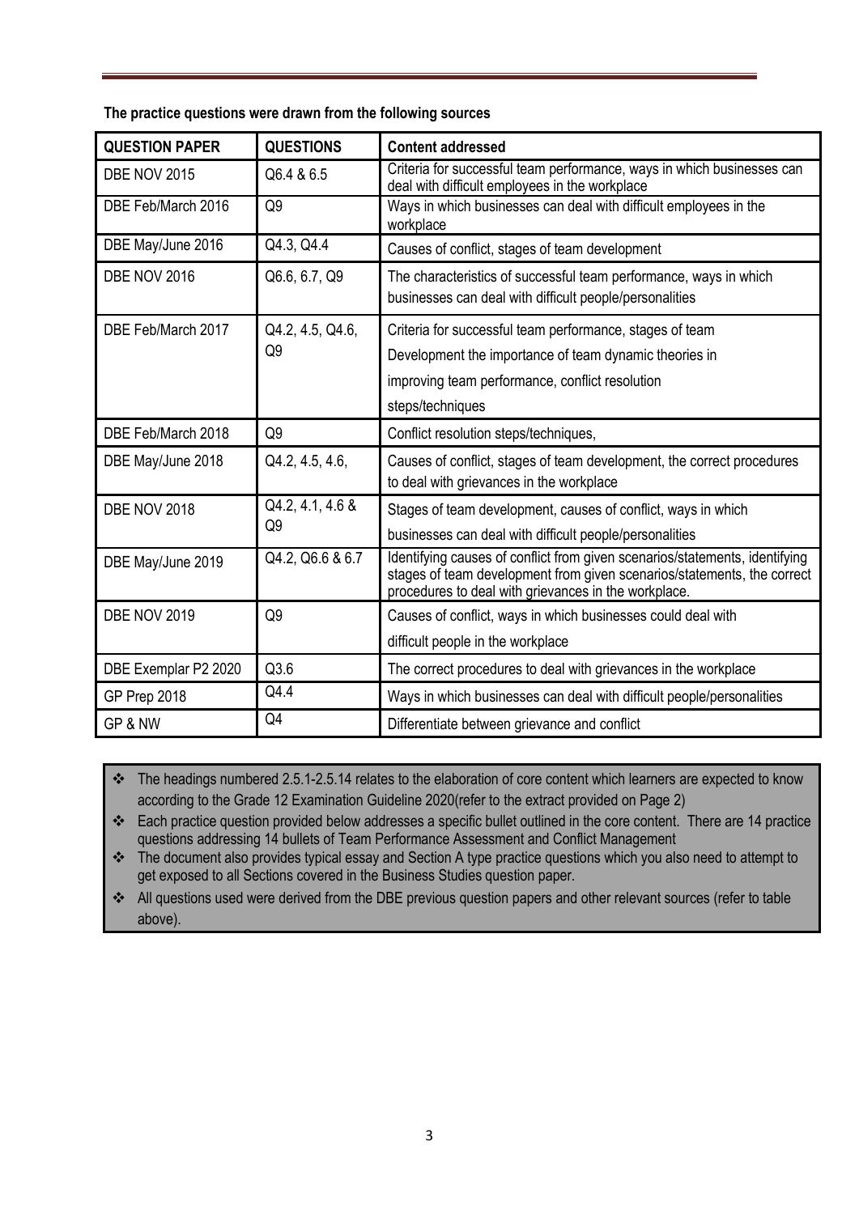**The practice questions were drawn from the following sources**

| QUESTION PAPER | QUESTIONS | Content addressed |
| --- | --- | --- |
| DBE NOV 2015 | Q6.4 & 6.5 | Criteria for successful team performance, ways in which businesses can deal with difficult employees in the workplace |
| DBE Feb/March 2016 | Q9 | Ways in which businesses can deal with difficult employees in the workplace |
| DBE May/June 2016 | Q4.3, Q4.4 | Causes of conflict, stages of team development |
| DBE NOV 2016 | Q6.6, 6.7, Q9 | The characteristics of successful team performance, ways in which businesses can deal with difficult people/personalities |
| DBE Feb/March 2017 | Q4.2, 4.5, Q4.6, Q9 | Criteria for successful team performance, stages of team Development the importance of team dynamic theories in improving team performance, conflict resolution steps/techniques |
| DBE Feb/March 2018 | Q9 | Conflict resolution steps/techniques, |
| DBE May/June 2018 | Q4.2, 4.5, 4.6, | Causes of conflict, stages of team development, the correct procedures to deal with grievances in the workplace |
| DBE NOV 2018 | Q4.2, 4.1, 4.6 & Q9 | Stages of team development, causes of conflict, ways in which businesses can deal with difficult people/personalities |
| DBE May/June 2019 | Q4.2, Q6.6 & 6.7 | Identifying causes of conflict from given scenarios/statements, identifying stages of team development from given scenarios/statements, the correct procedures to deal with grievances in the workplace. |
| DBE NOV 2019 | Q9 | Causes of conflict, ways in which businesses could deal with difficult people in the workplace |
| DBE Exemplar P2 2020 | Q3.6 | The correct procedures to deal with grievances in the workplace |
| GP Prep 2018 | Q4.4 | Ways in which businesses can deal with difficult people/personalities |
| GP & NW | Q4 | Differentiate between grievance and conflict |

- The headings numbered 2.5.1-2.5.14 relates to the elaboration of core content which learners are expected to know according to the Grade 12 Examination Guideline 2020(refer to the extract provided on Page 2)
- Each practice question provided below addresses a specific bullet outlined in the core content. There are 14 practice questions addressing 14 bullets of Team Performance Assessment and Conflict Management
- The document also provides typical essay and Section A type practice questions which you also need to attempt to get exposed to all Sections covered in the Business Studies question paper.
- All questions used were derived from the DBE previous question papers and other relevant sources (refer to table above).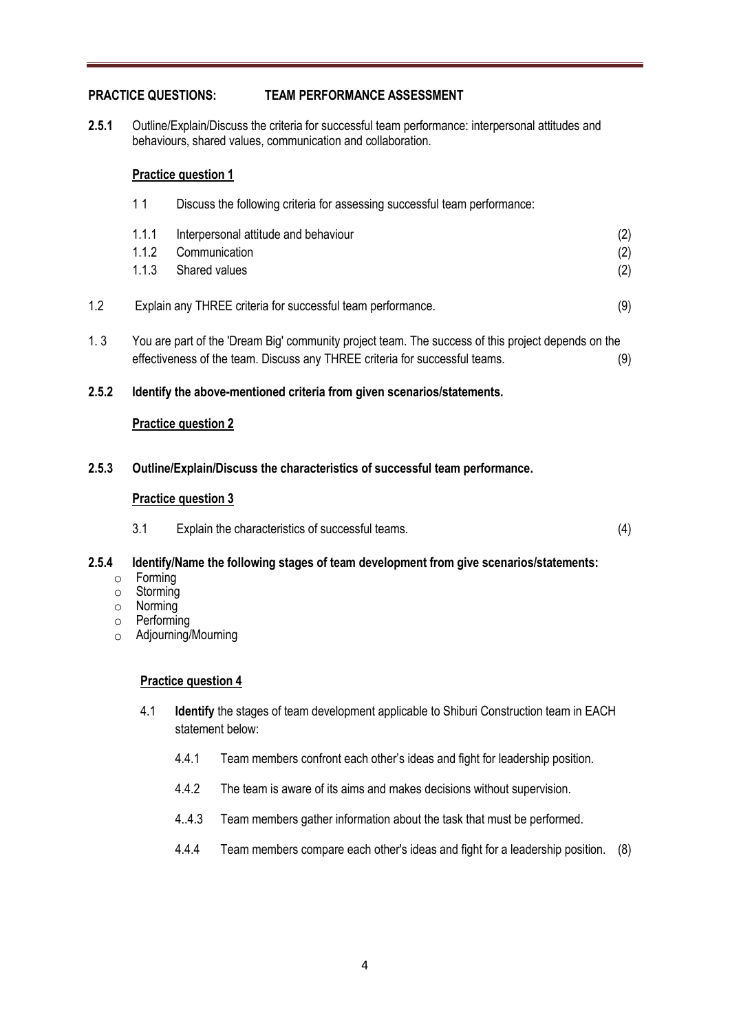## PRACTICE QUESTIONS: TEAM PERFORMANCE ASSESSMENT

**2.5.1** Outline/Explain/Discuss the criteria for successful team performance: interpersonal attitudes and behaviours, shared values, communication and collaboration.

**Practice question 1**

1 1 Discuss the following criteria for assessing successful team performance:

| | | |
|---|---|---|
| 1.1.1 | Interpersonal attitude and behaviour | (2) |
| 1.1.2 | Communication | (2) |
| 1.1.3 | Shared values | (2) |

1.2 Explain any THREE criteria for successful team performance. (9)

1. 3 You are part of the 'Dream Big' community project team. The success of this project depends on the effectiveness of the team. Discuss any THREE criteria for successful teams. (9)

**2.5.2 Identify the above-mentioned criteria from given scenarios/statements.**

**Practice question 2**

**2.5.3 Outline/Explain/Discuss the characteristics of successful team performance.**

**Practice question 3**

3.1 Explain the characteristics of successful teams. (4)

**2.5.4 Identify/Name the following stages of team development from give scenarios/statements:**

- Forming
- Storming
- Norming
- Performing
- Adjourning/Mourning

**Practice question 4**

4.1 **Identify** the stages of team development applicable to Shiburi Construction team in EACH statement below:

4.4.1 Team members confront each other's ideas and fight for leadership position.

4.4.2 The team is aware of its aims and makes decisions without supervision.

4..4.3 Team members gather information about the task that must be performed.

4.4.4 Team members compare each other's ideas and fight for a leadership position. (8)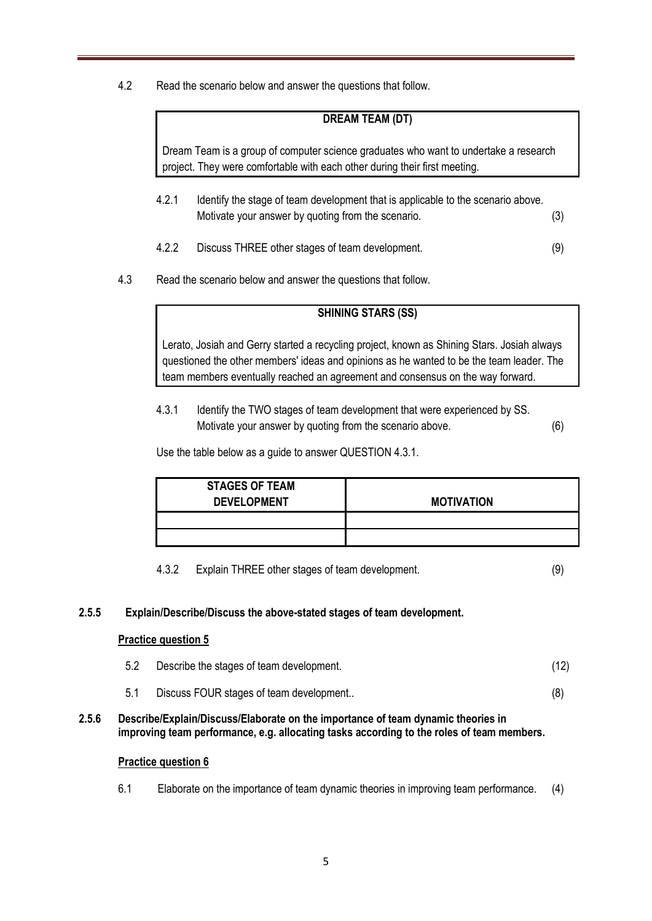4.2 Read the scenario below and answer the questions that follow.

| DREAM TEAM (DT) |
|---|
| Dream Team is a group of computer science graduates who want to undertake a research project. They were comfortable with each other during their first meeting. |

4.2.1 Identify the stage of team development that is applicable to the scenario above. Motivate your answer by quoting from the scenario. (3)

4.2.2 Discuss THREE other stages of team development. (9)

4.3 Read the scenario below and answer the questions that follow.

| SHINING STARS (SS) |
|---|
| Lerato, Josiah and Gerry started a recycling project, known as Shining Stars. Josiah always questioned the other members' ideas and opinions as he wanted to be the team leader. The team members eventually reached an agreement and consensus on the way forward. |

4.3.1 Identify the TWO stages of team development that were experienced by SS. Motivate your answer by quoting from the scenario above. (6)

Use the table below as a guide to answer QUESTION 4.3.1.

| STAGES OF TEAM DEVELOPMENT | MOTIVATION |
|---|---|
| | |
| | |

4.3.2 Explain THREE other stages of team development. (9)

**2.5.5 Explain/Describe/Discuss the above-stated stages of team development.**

**Practice question 5**

5.2 Describe the stages of team development. (12)

5.1 Discuss FOUR stages of team development.. (8)

**2.5.6 Describe/Explain/Discuss/Elaborate on the importance of team dynamic theories in improving team performance, e.g. allocating tasks according to the roles of team members.**

**Practice question 6**

6.1 Elaborate on the importance of team dynamic theories in improving team performance. (4)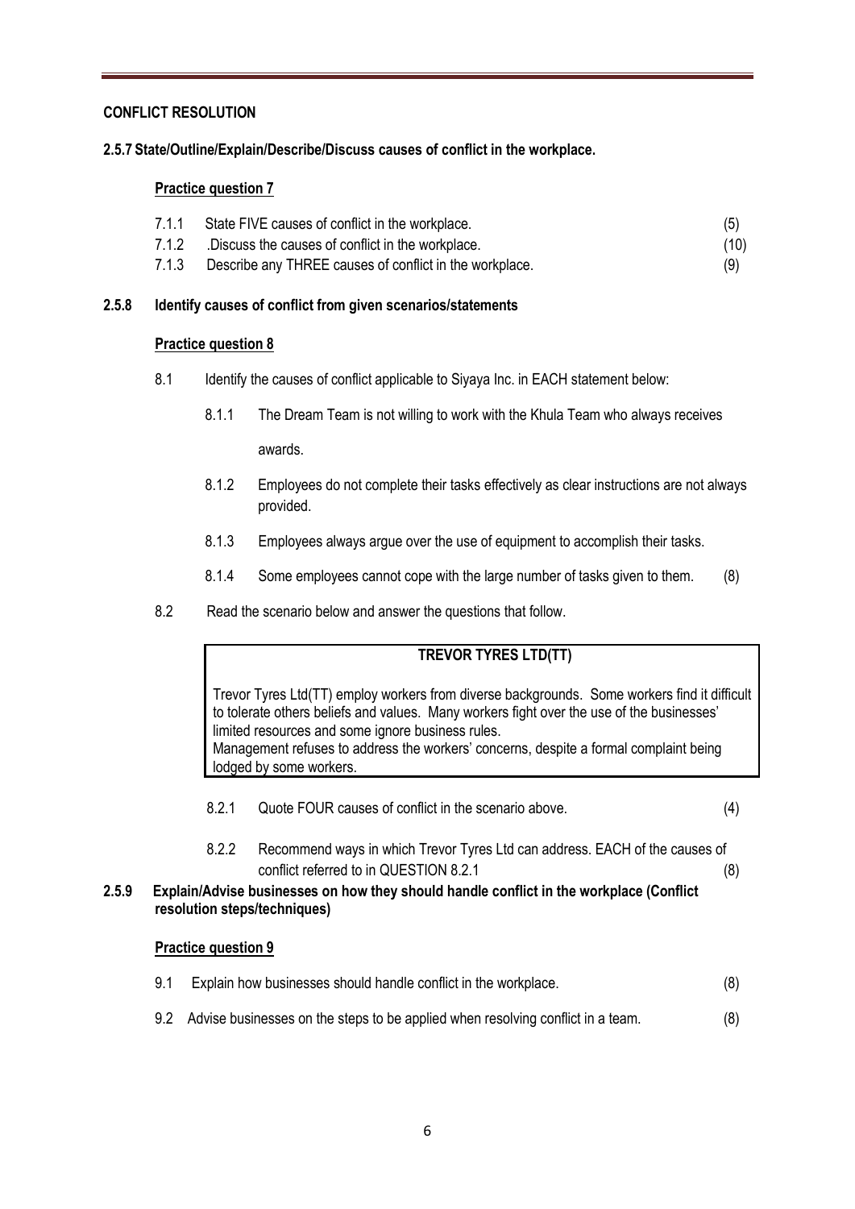## CONFLICT RESOLUTION

### 2.5.7 State/Outline/Explain/Describe/Discuss causes of conflict in the workplace.

**Practice question 7**

| | | |
|---|---|---|
| 7.1.1 | State FIVE causes of conflict in the workplace. | (5) |
| 7.1.2 | .Discuss the causes of conflict in the workplace. | (10) |
| 7.1.3 | Describe any THREE causes of conflict in the workplace. | (9) |

### 2.5.8 Identify causes of conflict from given scenarios/statements

**Practice question 8**

8.1 Identify the causes of conflict applicable to Siyaya Inc. in EACH statement below:

8.1.1 The Dream Team is not willing to work with the Khula Team who always receives awards.

8.1.2 Employees do not complete their tasks effectively as clear instructions are not always provided.

8.1.3 Employees always argue over the use of equipment to accomplish their tasks.

8.1.4 Some employees cannot cope with the large number of tasks given to them. (8)

8.2 Read the scenario below and answer the questions that follow.

> **TREVOR TYRES LTD(TT)**
>
> Trevor Tyres Ltd(TT) employ workers from diverse backgrounds. Some workers find it difficult to tolerate others beliefs and values. Many workers fight over the use of the businesses' limited resources and some ignore business rules.
> Management refuses to address the workers' concerns, despite a formal complaint being lodged by some workers.

8.2.1 Quote FOUR causes of conflict in the scenario above. (4)

8.2.2 Recommend ways in which Trevor Tyres Ltd can address. EACH of the causes of conflict referred to in QUESTION 8.2.1 (8)

### 2.5.9 Explain/Advise businesses on how they should handle conflict in the workplace (Conflict resolution steps/techniques)

**Practice question 9**

9.1 Explain how businesses should handle conflict in the workplace. (8)

9.2 Advise businesses on the steps to be applied when resolving conflict in a team. (8)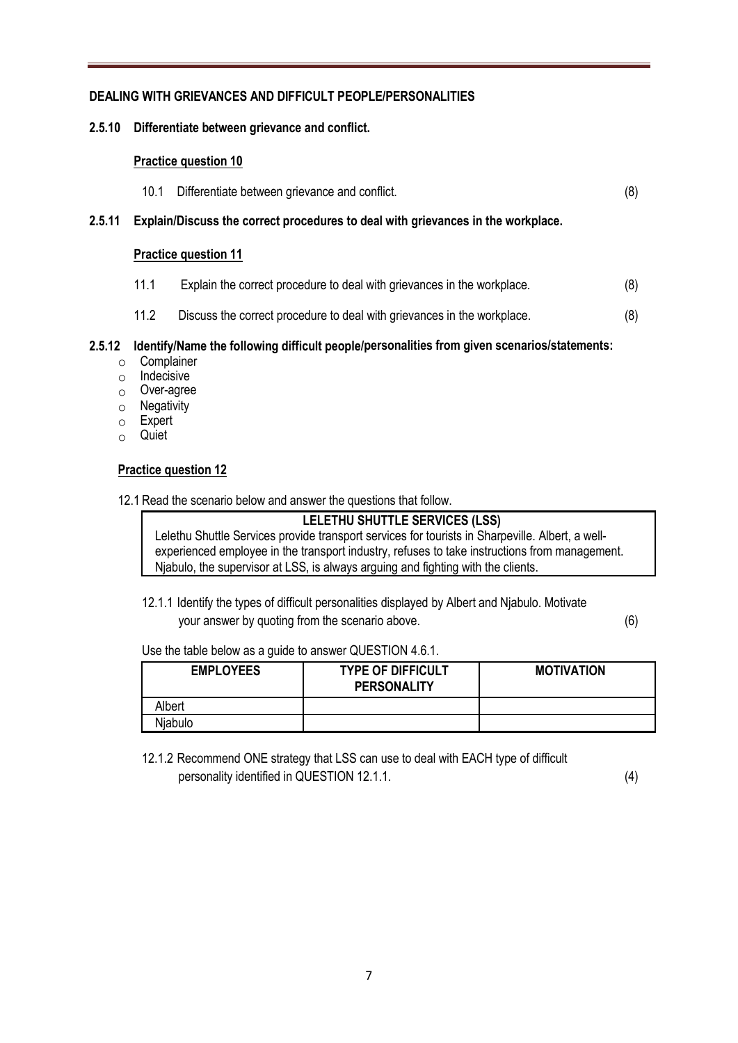## DEALING WITH GRIEVANCES AND DIFFICULT PEOPLE/PERSONALITIES

### 2.5.10 Differentiate between grievance and conflict.

**Practice question 10**

10.1 Differentiate between grievance and conflict. (8)

### 2.5.11 Explain/Discuss the correct procedures to deal with grievances in the workplace.

**Practice question 11**

11.1 Explain the correct procedure to deal with grievances in the workplace. (8)

11.2 Discuss the correct procedure to deal with grievances in the workplace. (8)

### 2.5.12 Identify/Name the following difficult people/personalities from given scenarios/statements:

- Complainer
- Indecisive
- Over-agree
- Negativity
- Expert
- Quiet

**Practice question 12**

12.1 Read the scenario below and answer the questions that follow.

| LELETHU SHUTTLE SERVICES (LSS) |
|---|
| Lelethu Shuttle Services provide transport services for tourists in Sharpeville. Albert, a well-experienced employee in the transport industry, refuses to take instructions from management. Njabulo, the supervisor at LSS, is always arguing and fighting with the clients. |

12.1.1 Identify the types of difficult personalities displayed by Albert and Njabulo. Motivate your answer by quoting from the scenario above. (6)

Use the table below as a guide to answer QUESTION 4.6.1.

| EMPLOYEES | TYPE OF DIFFICULT PERSONALITY | MOTIVATION |
|---|---|---|
| Albert | | |
| Njabulo | | |

12.1.2 Recommend ONE strategy that LSS can use to deal with EACH type of difficult personality identified in QUESTION 12.1.1. (4)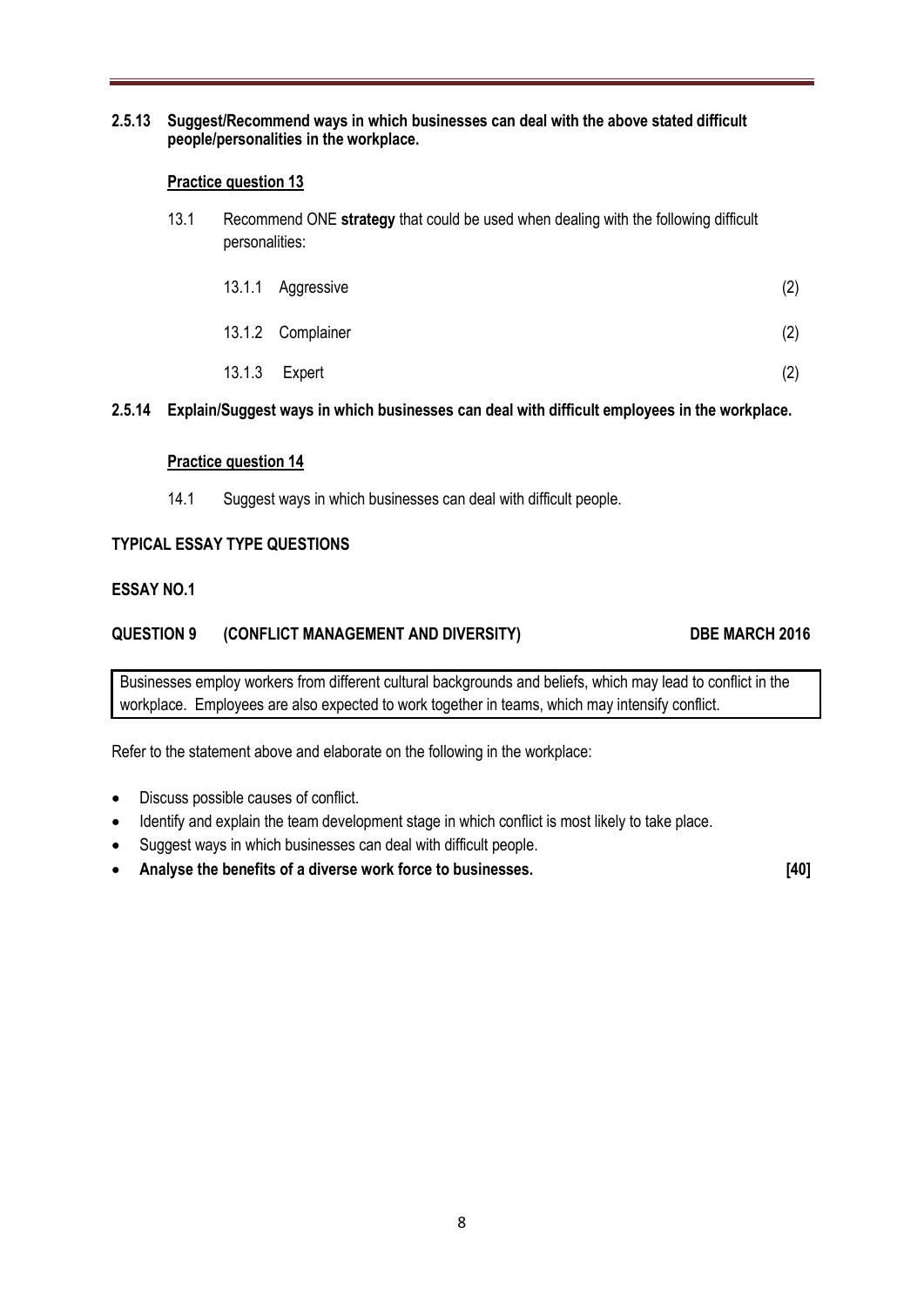**2.5.13 Suggest/Recommend ways in which businesses can deal with the above stated difficult people/personalities in the workplace.**

**Practice question 13**

13.1 Recommend ONE **strategy** that could be used when dealing with the following difficult personalities:

13.1.1 Aggressive (2)

13.1.2 Complainer (2)

13.1.3 Expert (2)

**2.5.14 Explain/Suggest ways in which businesses can deal with difficult employees in the workplace.**

**Practice question 14**

14.1 Suggest ways in which businesses can deal with difficult people.

**TYPICAL ESSAY TYPE QUESTIONS**

**ESSAY NO.1**

**QUESTION 9 (CONFLICT MANAGEMENT AND DIVERSITY) DBE MARCH 2016**

Businesses employ workers from different cultural backgrounds and beliefs, which may lead to conflict in the workplace. Employees are also expected to work together in teams, which may intensify conflict.

Refer to the statement above and elaborate on the following in the workplace:

- Discuss possible causes of conflict.
- Identify and explain the team development stage in which conflict is most likely to take place.
- Suggest ways in which businesses can deal with difficult people.
- **Analyse the benefits of a diverse work force to businesses. [40]**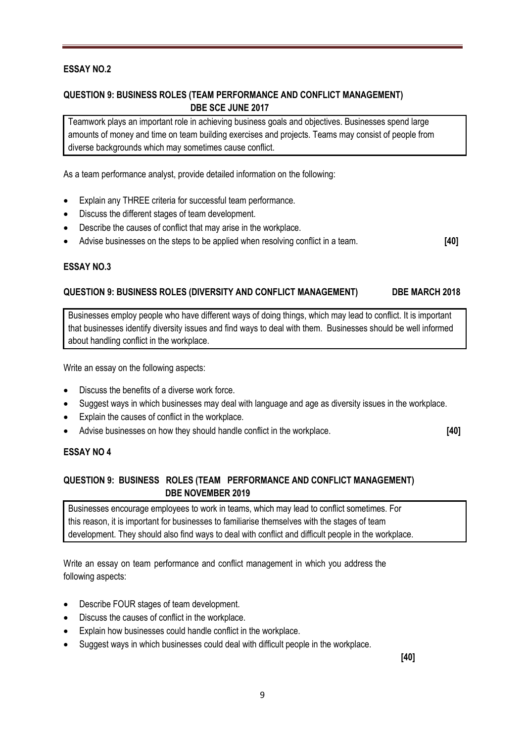## ESSAY NO.2

### QUESTION 9: BUSINESS ROLES (TEAM PERFORMANCE AND CONFLICT MANAGEMENT) DBE SCE JUNE 2017

Teamwork plays an important role in achieving business goals and objectives. Businesses spend large amounts of money and time on team building exercises and projects. Teams may consist of people from diverse backgrounds which may sometimes cause conflict.

As a team performance analyst, provide detailed information on the following:

- Explain any THREE criteria for successful team performance.
- Discuss the different stages of team development.
- Describe the causes of conflict that may arise in the workplace.
- Advise businesses on the steps to be applied when resolving conflict in a team. **[40]**

## ESSAY NO.3

### QUESTION 9: BUSINESS ROLES (DIVERSITY AND CONFLICT MANAGEMENT) DBE MARCH 2018

Businesses employ people who have different ways of doing things, which may lead to conflict. It is important that businesses identify diversity issues and find ways to deal with them. Businesses should be well informed about handling conflict in the workplace.

Write an essay on the following aspects:

- Discuss the benefits of a diverse work force.
- Suggest ways in which businesses may deal with language and age as diversity issues in the workplace.
- Explain the causes of conflict in the workplace.
- Advise businesses on how they should handle conflict in the workplace. **[40]**

## ESSAY NO 4

### QUESTION 9: BUSINESS ROLES (TEAM PERFORMANCE AND CONFLICT MANAGEMENT) DBE NOVEMBER 2019

Businesses encourage employees to work in teams, which may lead to conflict sometimes. For this reason, it is important for businesses to familiarise themselves with the stages of team development. They should also find ways to deal with conflict and difficult people in the workplace.

Write an essay on team performance and conflict management in which you address the following aspects:

- Describe FOUR stages of team development.
- Discuss the causes of conflict in the workplace.
- Explain how businesses could handle conflict in the workplace.
- Suggest ways in which businesses could deal with difficult people in the workplace.

**[40]**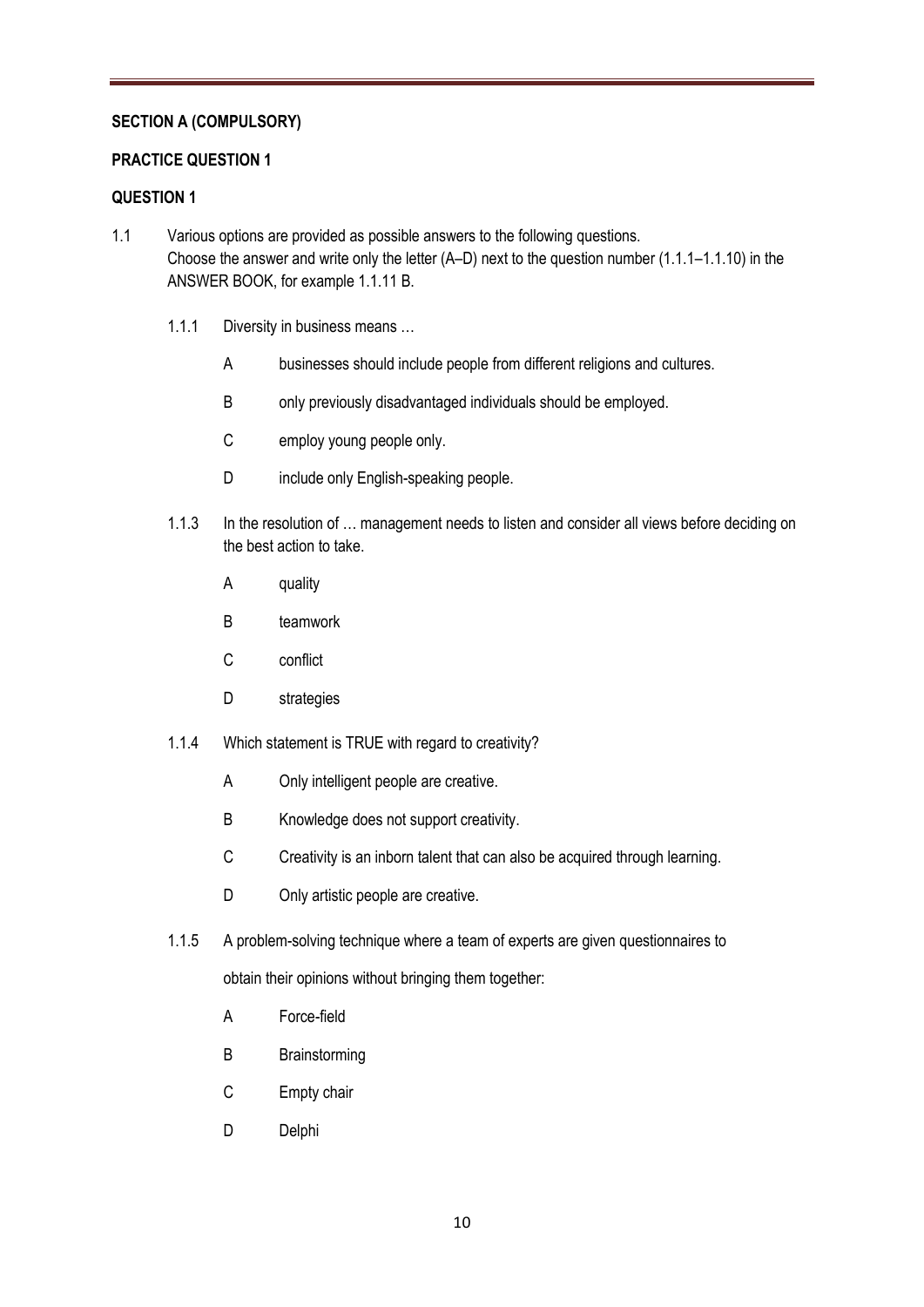**SECTION A (COMPULSORY)**

**PRACTICE QUESTION 1**

**QUESTION 1**

1.1 Various options are provided as possible answers to the following questions. Choose the answer and write only the letter (A–D) next to the question number (1.1.1–1.1.10) in the ANSWER BOOK, for example 1.1.11 B.

1.1.1 Diversity in business means …

- A businesses should include people from different religions and cultures.
- B only previously disadvantaged individuals should be employed.
- C employ young people only.
- D include only English-speaking people.

1.1.3 In the resolution of … management needs to listen and consider all views before deciding on the best action to take.

- A quality
- B teamwork
- C conflict
- D strategies

1.1.4 Which statement is TRUE with regard to creativity?

- A Only intelligent people are creative.
- B Knowledge does not support creativity.
- C Creativity is an inborn talent that can also be acquired through learning.
- D Only artistic people are creative.

1.1.5 A problem-solving technique where a team of experts are given questionnaires to obtain their opinions without bringing them together:

- A Force-field
- B Brainstorming
- C Empty chair
- D Delphi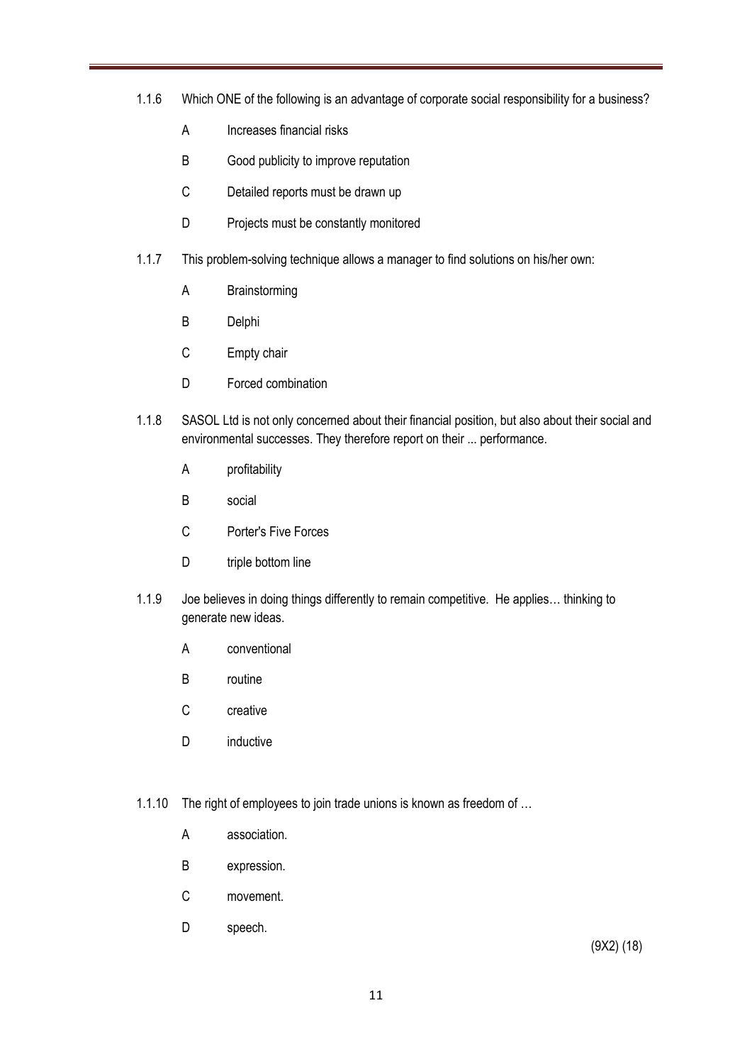1.1.6 Which ONE of the following is an advantage of corporate social responsibility for a business?

- A Increases financial risks
- B Good publicity to improve reputation
- C Detailed reports must be drawn up
- D Projects must be constantly monitored

1.1.7 This problem-solving technique allows a manager to find solutions on his/her own:

- A Brainstorming
- B Delphi
- C Empty chair
- D Forced combination

1.1.8 SASOL Ltd is not only concerned about their financial position, but also about their social and environmental successes. They therefore report on their ... performance.

- A profitability
- B social
- C Porter's Five Forces
- D triple bottom line

1.1.9 Joe believes in doing things differently to remain competitive. He applies… thinking to generate new ideas.

- A conventional
- B routine
- C creative
- D inductive

1.1.10 The right of employees to join trade unions is known as freedom of …

- A association.
- B expression.
- C movement.
- D speech.

(9X2) (18)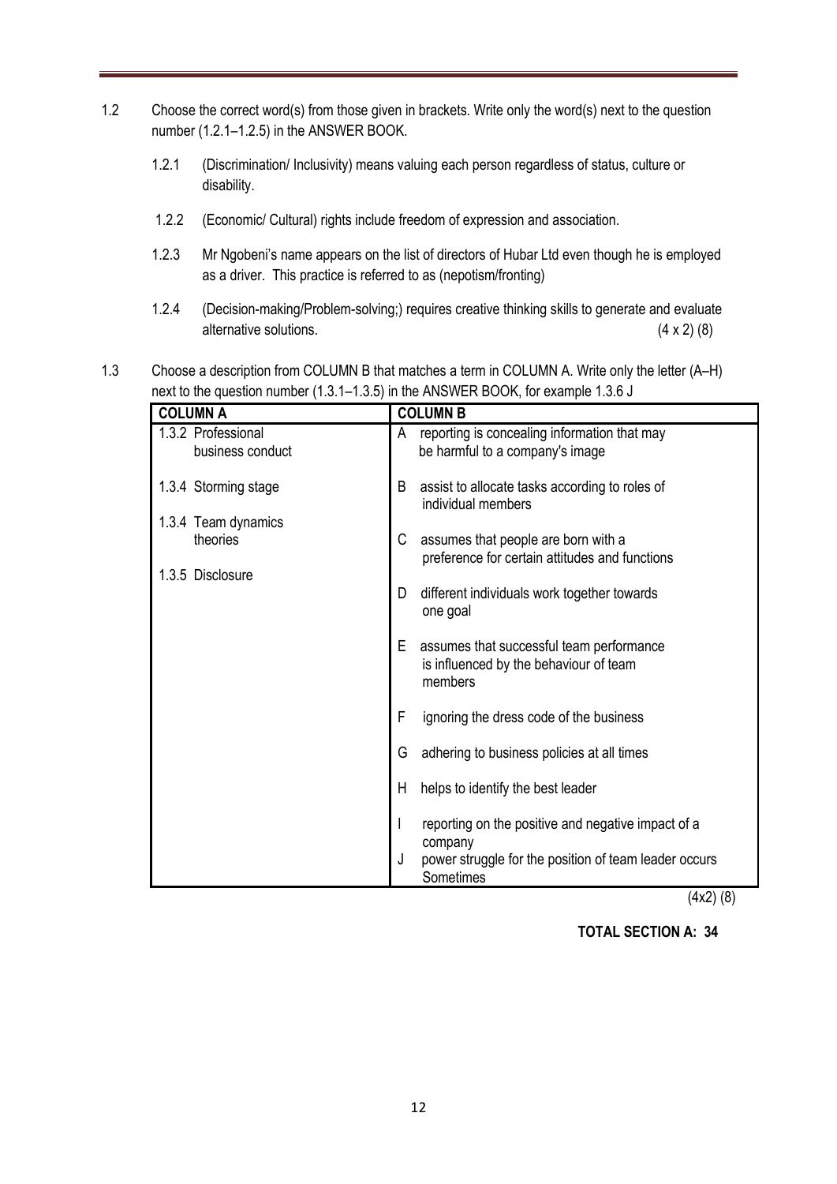1.2 Choose the correct word(s) from those given in brackets. Write only the word(s) next to the question number (1.2.1–1.2.5) in the ANSWER BOOK.

1.2.1 (Discrimination/ Inclusivity) means valuing each person regardless of status, culture or disability.

1.2.2 (Economic/ Cultural) rights include freedom of expression and association.

1.2.3 Mr Ngobeni's name appears on the list of directors of Hubar Ltd even though he is employed as a driver. This practice is referred to as (nepotism/fronting)

1.2.4 (Decision-making/Problem-solving;) requires creative thinking skills to generate and evaluate alternative solutions. (4 x 2) (8)

1.3 Choose a description from COLUMN B that matches a term in COLUMN A. Write only the letter (A–H) next to the question number (1.3.1–1.3.5) in the ANSWER BOOK, for example 1.3.6 J

| COLUMN A | COLUMN B |
|---|---|
| 1.3.2 Professional business conduct | A reporting is concealing information that may be harmful to a company's image |
| 1.3.4 Storming stage | B assist to allocate tasks according to roles of individual members |
| 1.3.4 Team dynamics theories | C assumes that people are born with a preference for certain attitudes and functions |
| 1.3.5 Disclosure | D different individuals work together towards one goal |
| | E assumes that successful team performance is influenced by the behaviour of team members |
| | F ignoring the dress code of the business |
| | G adhering to business policies at all times |
| | H helps to identify the best leader |
| | I reporting on the positive and negative impact of a company |
| | J power struggle for the position of team leader occurs Sometimes |

(4x2) (8)

**TOTAL SECTION A: 34**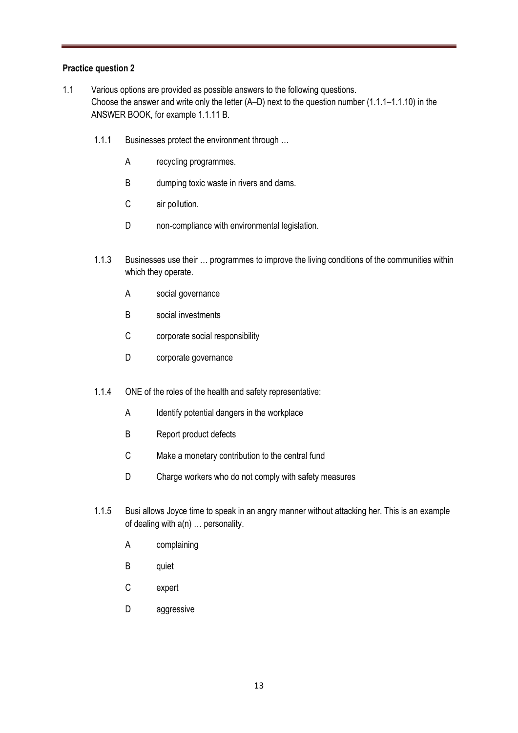**Practice question 2**

1.1 Various options are provided as possible answers to the following questions. Choose the answer and write only the letter (A–D) next to the question number (1.1.1–1.1.10) in the ANSWER BOOK, for example 1.1.11 B.

1.1.1 Businesses protect the environment through …

- A recycling programmes.
- B dumping toxic waste in rivers and dams.
- C air pollution.
- D non-compliance with environmental legislation.

1.1.3 Businesses use their … programmes to improve the living conditions of the communities within which they operate.

- A social governance
- B social investments
- C corporate social responsibility
- D corporate governance

1.1.4 ONE of the roles of the health and safety representative:

- A Identify potential dangers in the workplace
- B Report product defects
- C Make a monetary contribution to the central fund
- D Charge workers who do not comply with safety measures

1.1.5 Busi allows Joyce time to speak in an angry manner without attacking her. This is an example of dealing with a(n) … personality.

- A complaining
- B quiet
- C expert
- D aggressive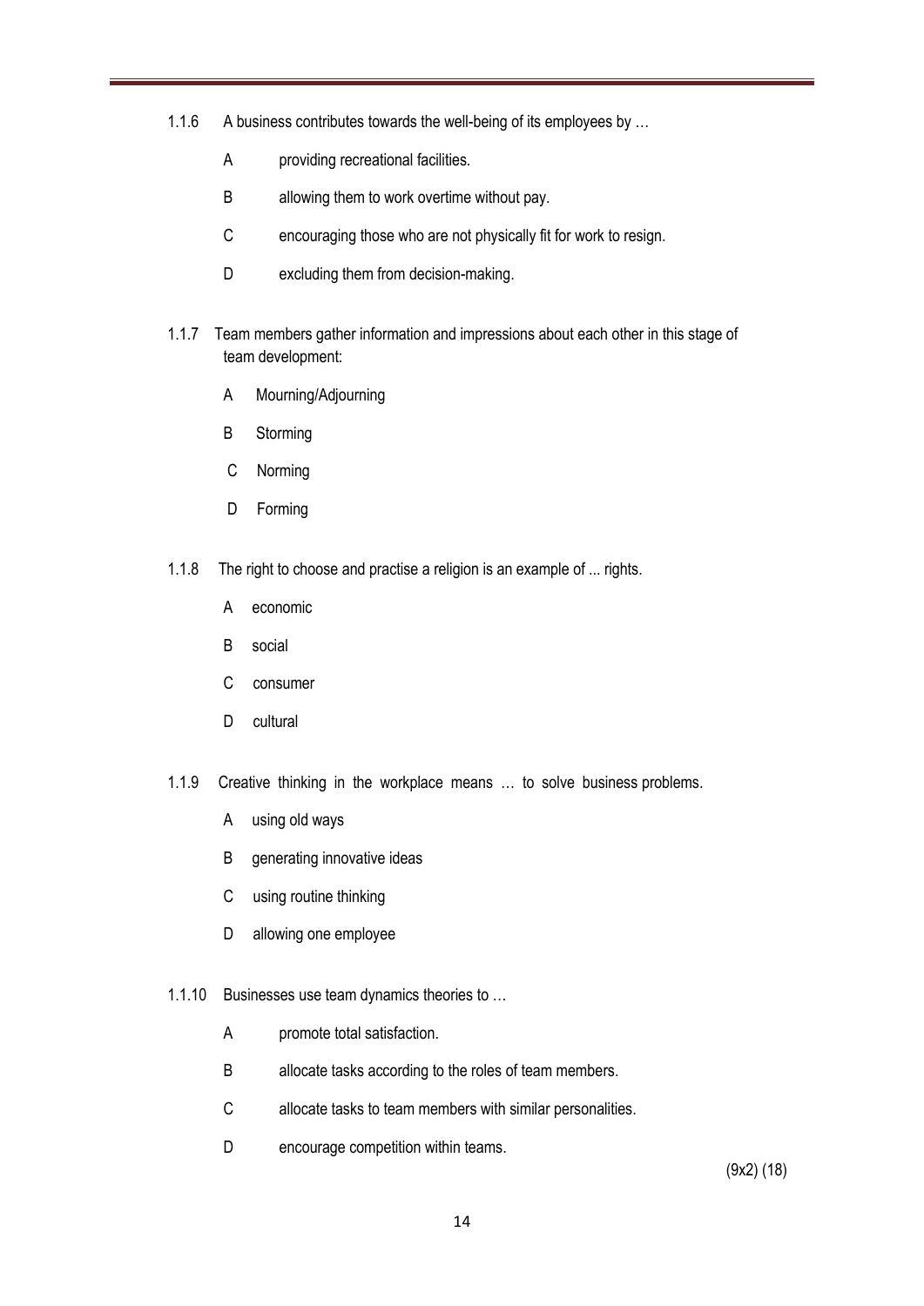1.1.6 A business contributes towards the well-being of its employees by …

A providing recreational facilities.

B allowing them to work overtime without pay.

C encouraging those who are not physically fit for work to resign.

D excluding them from decision-making.

1.1.7 Team members gather information and impressions about each other in this stage of team development:

A Mourning/Adjourning

B Storming

C Norming

D Forming

1.1.8 The right to choose and practise a religion is an example of ... rights.

A economic

B social

C consumer

D cultural

1.1.9 Creative thinking in the workplace means … to solve business problems.

A using old ways

B generating innovative ideas

C using routine thinking

D allowing one employee

1.1.10 Businesses use team dynamics theories to …

A promote total satisfaction.

B allocate tasks according to the roles of team members.

C allocate tasks to team members with similar personalities.

D encourage competition within teams.

(9x2) (18)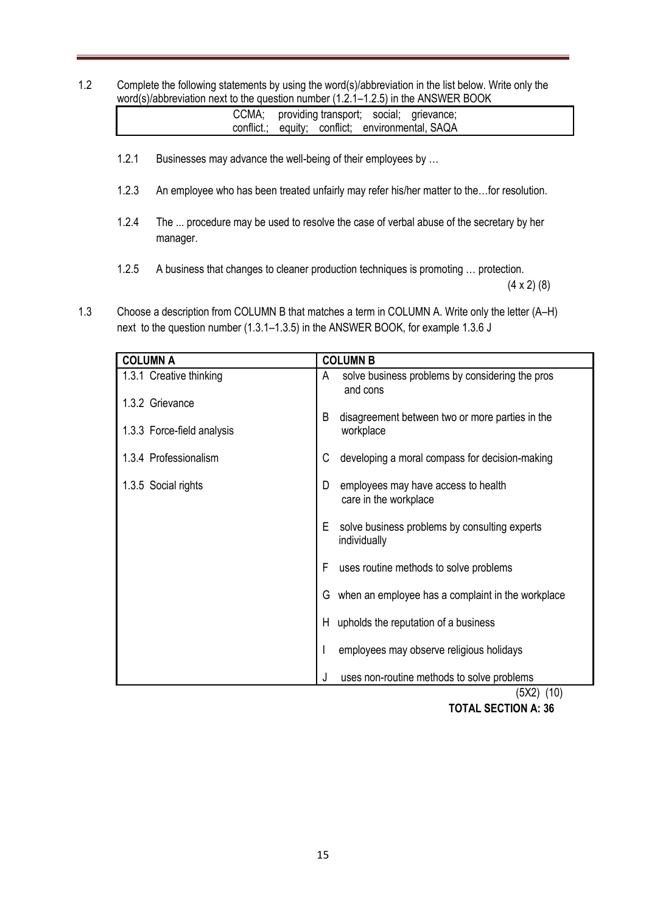1.2 Complete the following statements by using the word(s)/abbreviation in the list below. Write only the word(s)/abbreviation next to the question number (1.2.1–1.2.5) in the ANSWER BOOK

| CCMA; providing transport; social; grievance; conflict.; equity; conflict; environmental, SAQA |
|---|

1.2.1 Businesses may advance the well-being of their employees by …

1.2.3 An employee who has been treated unfairly may refer his/her matter to the…for resolution.

1.2.4 The ... procedure may be used to resolve the case of verbal abuse of the secretary by her manager.

1.2.5 A business that changes to cleaner production techniques is promoting … protection.

(4 x 2) (8)

1.3 Choose a description from COLUMN B that matches a term in COLUMN A. Write only the letter (A–H) next to the question number (1.3.1–1.3.5) in the ANSWER BOOK, for example 1.3.6 J

| COLUMN A | COLUMN B |
|---|---|
| 1.3.1 Creative thinking | A solve business problems by considering the pros and cons |
| 1.3.2 Grievance | B disagreement between two or more parties in the workplace |
| 1.3.3 Force-field analysis | C developing a moral compass for decision-making |
| 1.3.4 Professionalism | D employees may have access to health care in the workplace |
| 1.3.5 Social rights | E solve business problems by consulting experts individually |
| | F uses routine methods to solve problems |
| | G when an employee has a complaint in the workplace |
| | H upholds the reputation of a business |
| | I employees may observe religious holidays |
| | J uses non-routine methods to solve problems |

(5X2) (10)

**TOTAL SECTION A: 36**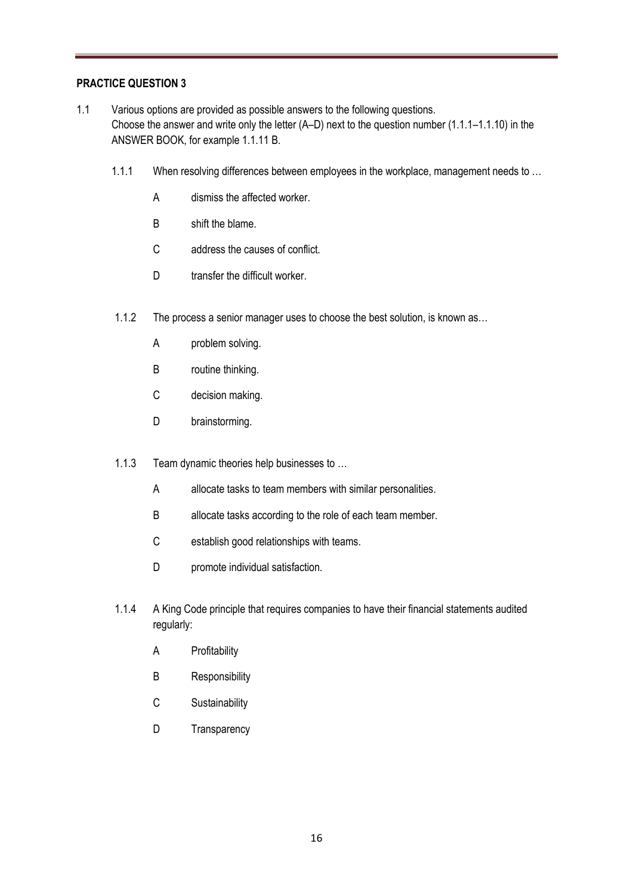**PRACTICE QUESTION 3**

1.1 Various options are provided as possible answers to the following questions. Choose the answer and write only the letter (A–D) next to the question number (1.1.1–1.1.10) in the ANSWER BOOK, for example 1.1.11 B.

1.1.1 When resolving differences between employees in the workplace, management needs to …

- A dismiss the affected worker.
- B shift the blame.
- C address the causes of conflict.
- D transfer the difficult worker.

1.1.2 The process a senior manager uses to choose the best solution, is known as…

- A problem solving.
- B routine thinking.
- C decision making.
- D brainstorming.

1.1.3 Team dynamic theories help businesses to …

- A allocate tasks to team members with similar personalities.
- B allocate tasks according to the role of each team member.
- C establish good relationships with teams.
- D promote individual satisfaction.

1.1.4 A King Code principle that requires companies to have their financial statements audited regularly:

- A Profitability
- B Responsibility
- C Sustainability
- D Transparency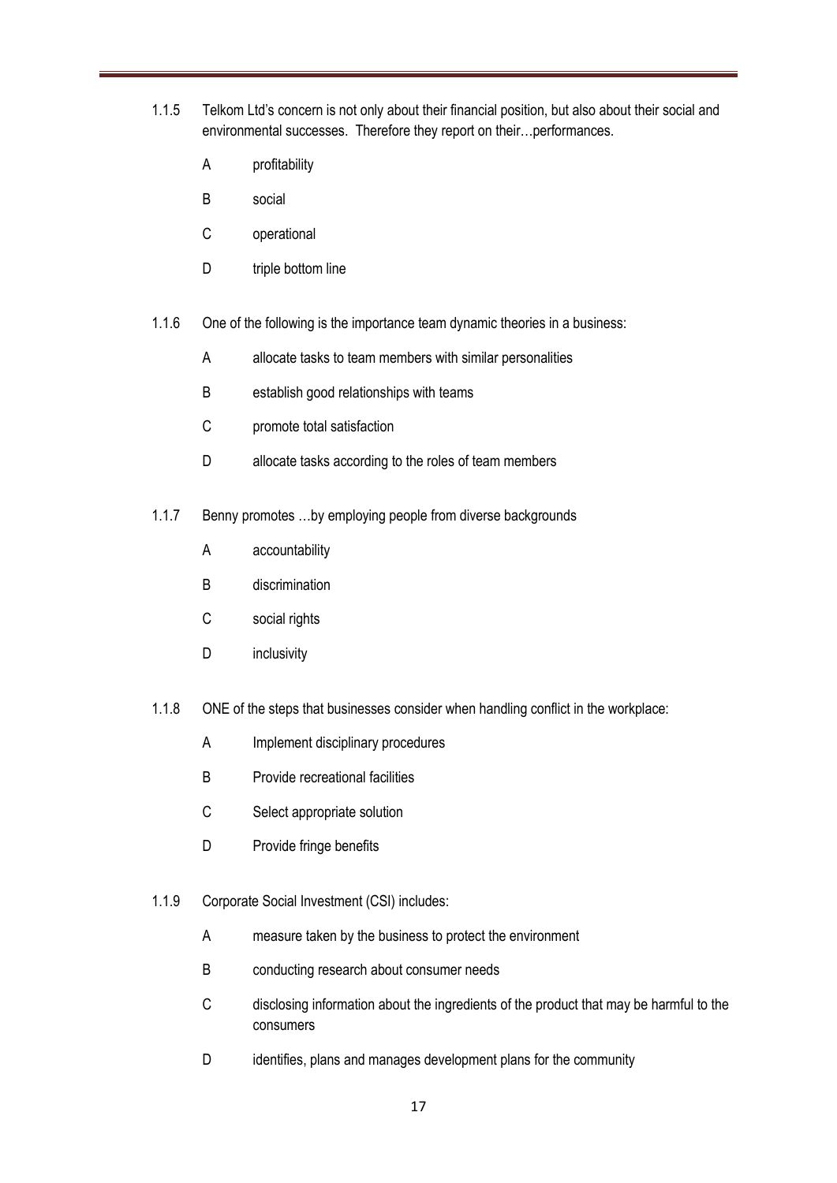1.1.5 Telkom Ltd's concern is not only about their financial position, but also about their social and environmental successes. Therefore they report on their…performances.

- A profitability
- B social
- C operational
- D triple bottom line

1.1.6 One of the following is the importance team dynamic theories in a business:

- A allocate tasks to team members with similar personalities
- B establish good relationships with teams
- C promote total satisfaction
- D allocate tasks according to the roles of team members

1.1.7 Benny promotes …by employing people from diverse backgrounds

- A accountability
- B discrimination
- C social rights
- D inclusivity

1.1.8 ONE of the steps that businesses consider when handling conflict in the workplace:

- A Implement disciplinary procedures
- B Provide recreational facilities
- C Select appropriate solution
- D Provide fringe benefits

1.1.9 Corporate Social Investment (CSI) includes:

- A measure taken by the business to protect the environment
- B conducting research about consumer needs
- C disclosing information about the ingredients of the product that may be harmful to the consumers
- D identifies, plans and manages development plans for the community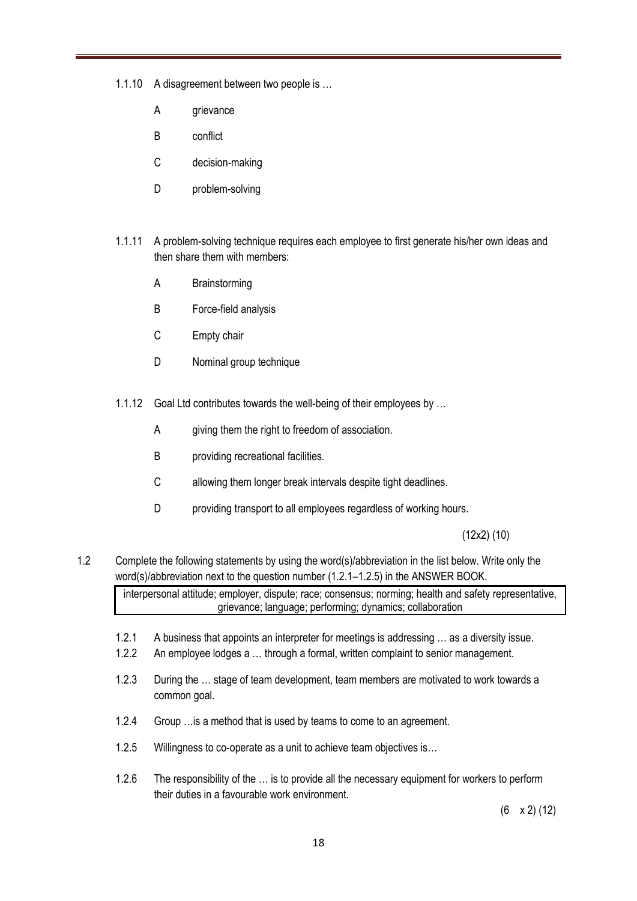1.1.10 A disagreement between two people is …

A grievance

B conflict

C decision-making

D problem-solving

1.1.11 A problem-solving technique requires each employee to first generate his/her own ideas and then share them with members:

A Brainstorming

B Force-field analysis

C Empty chair

D Nominal group technique

1.1.12 Goal Ltd contributes towards the well-being of their employees by …

A giving them the right to freedom of association.

B providing recreational facilities.

C allowing them longer break intervals despite tight deadlines.

D providing transport to all employees regardless of working hours.

(12x2) (10)

1.2 Complete the following statements by using the word(s)/abbreviation in the list below. Write only the word(s)/abbreviation next to the question number (1.2.1–1.2.5) in the ANSWER BOOK.

| interpersonal attitude; employer, dispute; race; consensus; norming; health and safety representative, grievance; language; performing; dynamics; collaboration |
|---|

1.2.1 A business that appoints an interpreter for meetings is addressing … as a diversity issue.

1.2.2 An employee lodges a … through a formal, written complaint to senior management.

1.2.3 During the … stage of team development, team members are motivated to work towards a common goal.

1.2.4 Group …is a method that is used by teams to come to an agreement.

1.2.5 Willingness to co-operate as a unit to achieve team objectives is…

1.2.6 The responsibility of the … is to provide all the necessary equipment for workers to perform their duties in a favourable work environment.

(6 x 2) (12)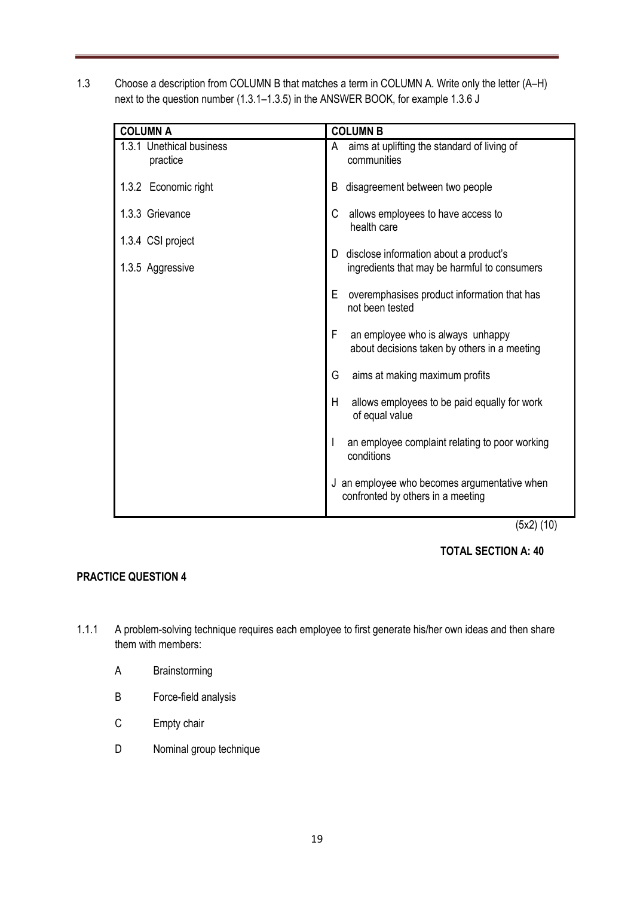1.3 Choose a description from COLUMN B that matches a term in COLUMN A. Write only the letter (A–H) next to the question number (1.3.1–1.3.5) in the ANSWER BOOK, for example 1.3.6 J

| COLUMN A | COLUMN B |
|---|---|
| 1.3.1 Unethical business practice | A aims at uplifting the standard of living of communities |
| 1.3.2 Economic right | B disagreement between two people |
| 1.3.3 Grievance | C allows employees to have access to health care |
| 1.3.4 CSI project | D disclose information about a product's ingredients that may be harmful to consumers |
| 1.3.5 Aggressive | E overemphasises product information that has not been tested |
| | F an employee who is always unhappy about decisions taken by others in a meeting |
| | G aims at making maximum profits |
| | H allows employees to be paid equally for work of equal value |
| | I an employee complaint relating to poor working conditions |
| | J an employee who becomes argumentative when confronted by others in a meeting |

(5x2) (10)

**TOTAL SECTION A: 40**

**PRACTICE QUESTION 4**

1.1.1 A problem-solving technique requires each employee to first generate his/her own ideas and then share them with members:

A Brainstorming

B Force-field analysis

C Empty chair

D Nominal group technique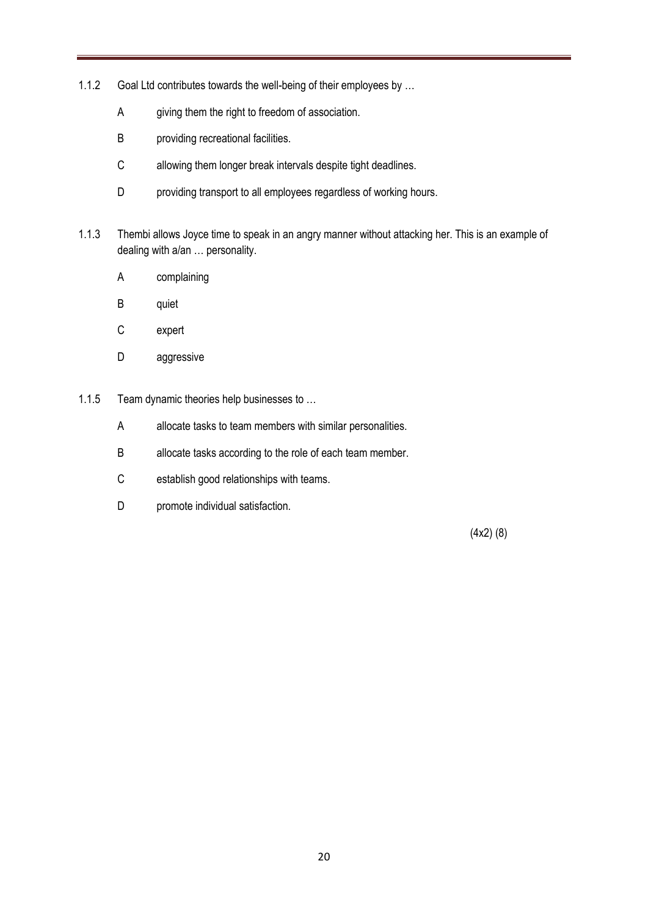1.1.2 Goal Ltd contributes towards the well-being of their employees by …

A giving them the right to freedom of association.

B providing recreational facilities.

C allowing them longer break intervals despite tight deadlines.

D providing transport to all employees regardless of working hours.

1.1.3 Thembi allows Joyce time to speak in an angry manner without attacking her. This is an example of dealing with a/an … personality.

A complaining

B quiet

C expert

D aggressive

1.1.5 Team dynamic theories help businesses to …

A allocate tasks to team members with similar personalities.

B allocate tasks according to the role of each team member.

C establish good relationships with teams.

D promote individual satisfaction.

(4x2) (8)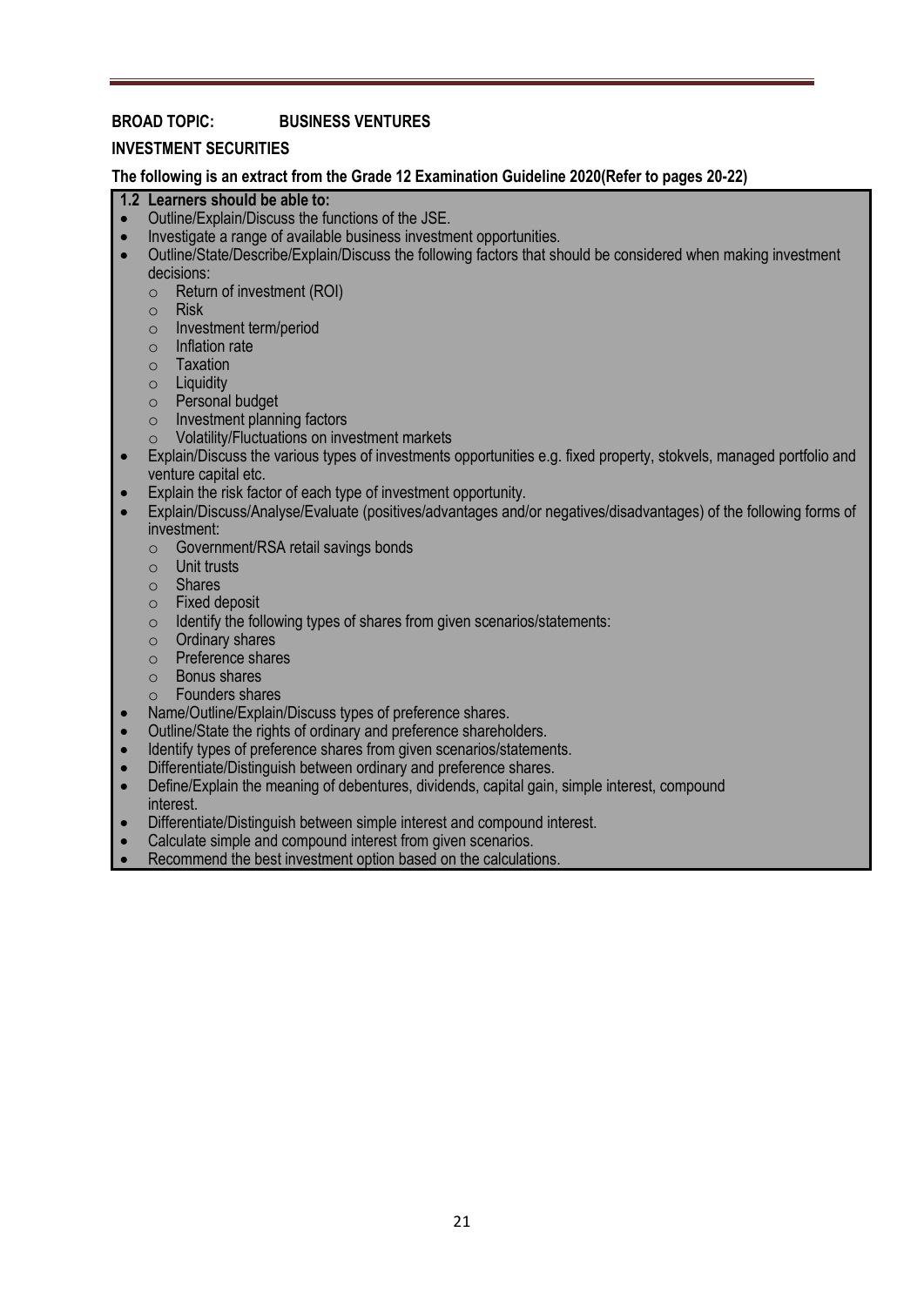**BROAD TOPIC: BUSINESS VENTURES**

**INVESTMENT SECURITIES**

**The following is an extract from the Grade 12 Examination Guideline 2020(Refer to pages 20-22)**

**1.2 Learners should be able to:**

- Outline/Explain/Discuss the functions of the JSE.
- Investigate a range of available business investment opportunities.
- Outline/State/Describe/Explain/Discuss the following factors that should be considered when making investment decisions:
  - Return of investment (ROI)
  - Risk
  - Investment term/period
  - Inflation rate
  - Taxation
  - Liquidity
  - Personal budget
  - Investment planning factors
  - Volatility/Fluctuations on investment markets
- Explain/Discuss the various types of investments opportunities e.g. fixed property, stokvels, managed portfolio and venture capital etc.
- Explain the risk factor of each type of investment opportunity.
- Explain/Discuss/Analyse/Evaluate (positives/advantages and/or negatives/disadvantages) of the following forms of investment:
  - Government/RSA retail savings bonds
  - Unit trusts
  - Shares
  - Fixed deposit
  - Identify the following types of shares from given scenarios/statements:
  - Ordinary shares
  - Preference shares
  - Bonus shares
  - Founders shares
- Name/Outline/Explain/Discuss types of preference shares.
- Outline/State the rights of ordinary and preference shareholders.
- Identify types of preference shares from given scenarios/statements.
- Differentiate/Distinguish between ordinary and preference shares.
- Define/Explain the meaning of debentures, dividends, capital gain, simple interest, compound interest.
- Differentiate/Distinguish between simple interest and compound interest.
- Calculate simple and compound interest from given scenarios.
- Recommend the best investment option based on the calculations.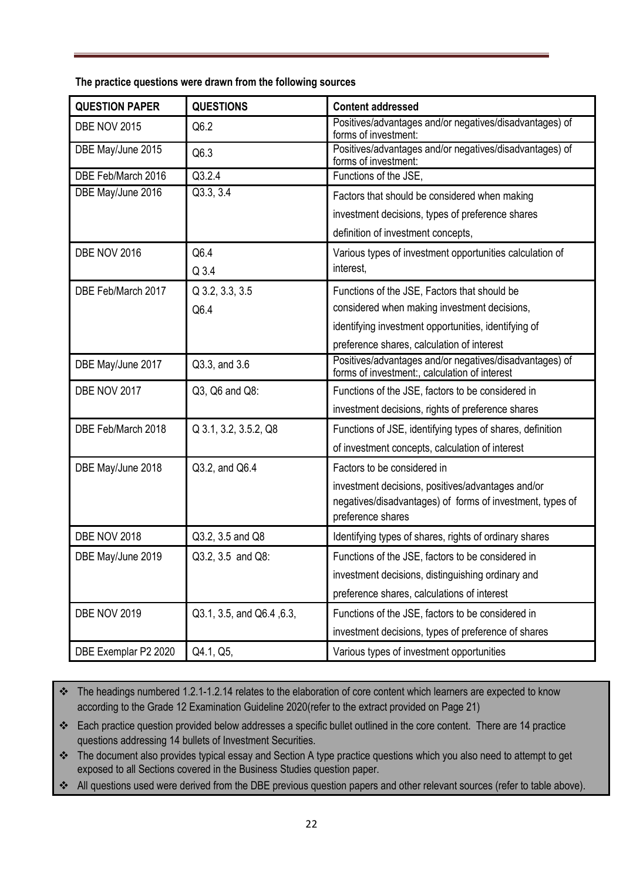**The practice questions were drawn from the following sources**

| QUESTION PAPER | QUESTIONS | Content addressed |
|---|---|---|
| DBE NOV 2015 | Q6.2 | Positives/advantages and/or negatives/disadvantages) of forms of investment: |
| DBE May/June 2015 | Q6.3 | Positives/advantages and/or negatives/disadvantages) of forms of investment: |
| DBE Feb/March 2016 | Q3.2.4 | Functions of the JSE, |
| DBE May/June 2016 | Q3.3, 3.4 | Factors that should be considered when making investment decisions, types of preference shares definition of investment concepts, |
| DBE NOV 2016 | Q6.4<br>Q 3.4 | Various types of investment opportunities calculation of interest, |
| DBE Feb/March 2017 | Q 3.2, 3.3, 3.5<br>Q6.4 | Functions of the JSE, Factors that should be considered when making investment decisions, identifying investment opportunities, identifying of preference shares, calculation of interest |
| DBE May/June 2017 | Q3.3, and 3.6 | Positives/advantages and/or negatives/disadvantages) of forms of investment:, calculation of interest |
| DBE NOV 2017 | Q3, Q6 and Q8: | Functions of the JSE, factors to be considered in investment decisions, rights of preference shares |
| DBE Feb/March 2018 | Q 3.1, 3.2, 3.5.2, Q8 | Functions of JSE, identifying types of shares, definition of investment concepts, calculation of interest |
| DBE May/June 2018 | Q3.2, and Q6.4 | Factors to be considered in investment decisions, positives/advantages and/or negatives/disadvantages) of forms of investment, types of preference shares |
| DBE NOV 2018 | Q3.2, 3.5 and Q8 | Identifying types of shares, rights of ordinary shares |
| DBE May/June 2019 | Q3.2, 3.5 and Q8: | Functions of the JSE, factors to be considered in investment decisions, distinguishing ordinary and preference shares, calculations of interest |
| DBE NOV 2019 | Q3.1, 3.5, and Q6.4 ,6.3, | Functions of the JSE, factors to be considered in investment decisions, types of preference of shares |
| DBE Exemplar P2 2020 | Q4.1, Q5, | Various types of investment opportunities |

- The headings numbered 1.2.1-1.2.14 relates to the elaboration of core content which learners are expected to know according to the Grade 12 Examination Guideline 2020(refer to the extract provided on Page 21)
- Each practice question provided below addresses a specific bullet outlined in the core content. There are 14 practice questions addressing 14 bullets of Investment Securities.
- The document also provides typical essay and Section A type practice questions which you also need to attempt to get exposed to all Sections covered in the Business Studies question paper.
- All questions used were derived from the DBE previous question papers and other relevant sources (refer to table above).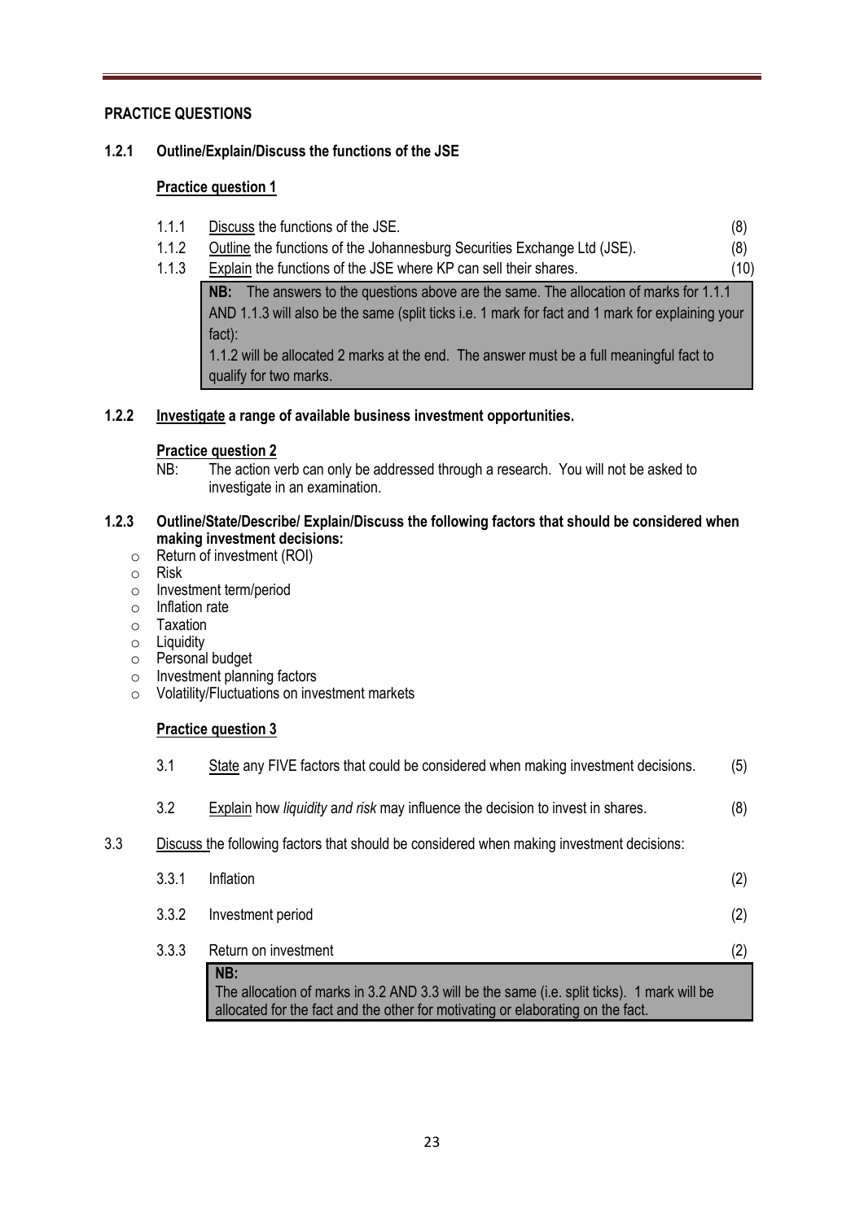**PRACTICE QUESTIONS**

**1.2.1 Outline/Explain/Discuss the functions of the JSE**

**<u>Practice question 1</u>**

| | | |
|---|---|---|
| 1.1.1 | <u>Discuss</u> the functions of the JSE. | (8) |
| 1.1.2 | <u>Outline</u> the functions of the Johannesburg Securities Exchange Ltd (JSE). | (8) |
| 1.1.3 | <u>Explain</u> the functions of the JSE where KP can sell their shares. | (10) |

> **NB:** The answers to the questions above are the same. The allocation of marks for 1.1.1 AND 1.1.3 will also be the same (split ticks i.e. 1 mark for fact and 1 mark for explaining your fact):
>
> 1.1.2 will be allocated 2 marks at the end. The answer must be a full meaningful fact to qualify for two marks.

**1.2.2 <u>Investigate</u> a range of available business investment opportunities.**

**<u>Practice question 2</u>**

NB: The action verb can only be addressed through a research. You will not be asked to investigate in an examination.

**1.2.3 Outline/State/Describe/ Explain/Discuss the following factors that should be considered when making investment decisions:**

- Return of investment (ROI)
- Risk
- Investment term/period
- Inflation rate
- Taxation
- Liquidity
- Personal budget
- Investment planning factors
- Volatility/Fluctuations on investment markets

**<u>Practice question 3</u>**

| | | |
|---|---|---|
| 3.1 | <u>State</u> any FIVE factors that could be considered when making investment decisions. | (5) |
| 3.2 | <u>Explain</u> how *liquidity and risk* may influence the decision to invest in shares. | (8) |

3.3 <u>Discuss</u> the following factors that should be considered when making investment decisions:

| | | |
|---|---|---|
| 3.3.1 | Inflation | (2) |
| 3.3.2 | Investment period | (2) |
| 3.3.3 | Return on investment | (2) |

> **NB:**
> The allocation of marks in 3.2 AND 3.3 will be the same (i.e. split ticks). 1 mark will be allocated for the fact and the other for motivating or elaborating on the fact.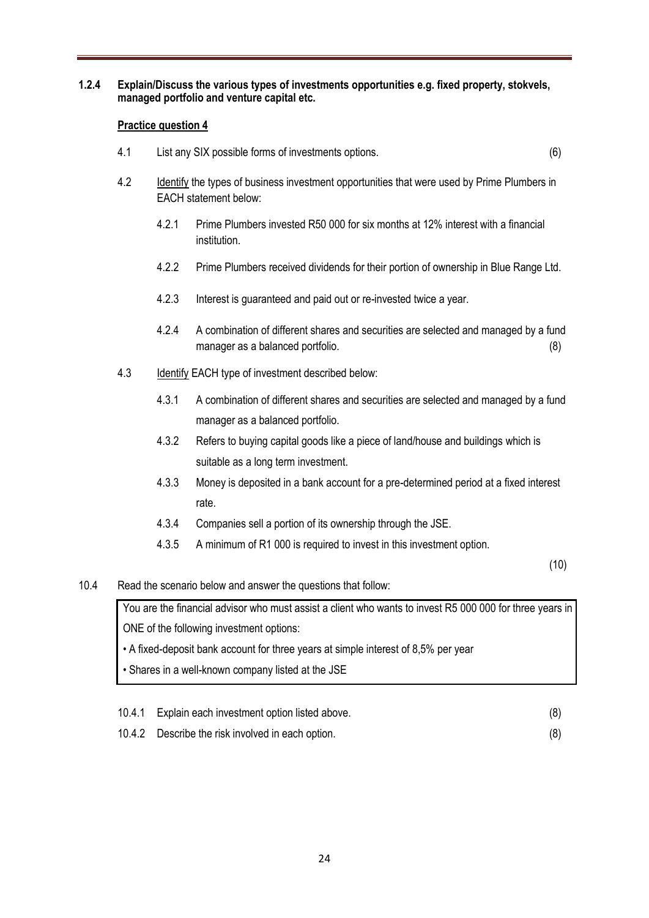**1.2.4 Explain/Discuss the various types of investments opportunities e.g. fixed property, stokvels, managed portfolio and venture capital etc.**

**<u>Practice question 4</u>**

4.1 List any SIX possible forms of investments options. (6)

4.2 <u>Identify</u> the types of business investment opportunities that were used by Prime Plumbers in EACH statement below:

4.2.1 Prime Plumbers invested R50 000 for six months at 12% interest with a financial institution.

4.2.2 Prime Plumbers received dividends for their portion of ownership in Blue Range Ltd.

4.2.3 Interest is guaranteed and paid out or re-invested twice a year.

4.2.4 A combination of different shares and securities are selected and managed by a fund manager as a balanced portfolio. (8)

4.3 <u>Identify</u> EACH type of investment described below:

4.3.1 A combination of different shares and securities are selected and managed by a fund manager as a balanced portfolio.

4.3.2 Refers to buying capital goods like a piece of land/house and buildings which is suitable as a long term investment.

4.3.3 Money is deposited in a bank account for a pre-determined period at a fixed interest rate.

4.3.4 Companies sell a portion of its ownership through the JSE.

4.3.5 A minimum of R1 000 is required to invest in this investment option.

(10)

10.4 Read the scenario below and answer the questions that follow:

> You are the financial advisor who must assist a client who wants to invest R5 000 000 for three years in ONE of the following investment options:
>
> - A fixed-deposit bank account for three years at simple interest of 8,5% per year
> - Shares in a well-known company listed at the JSE

10.4.1 Explain each investment option listed above. (8)

10.4.2 Describe the risk involved in each option. (8)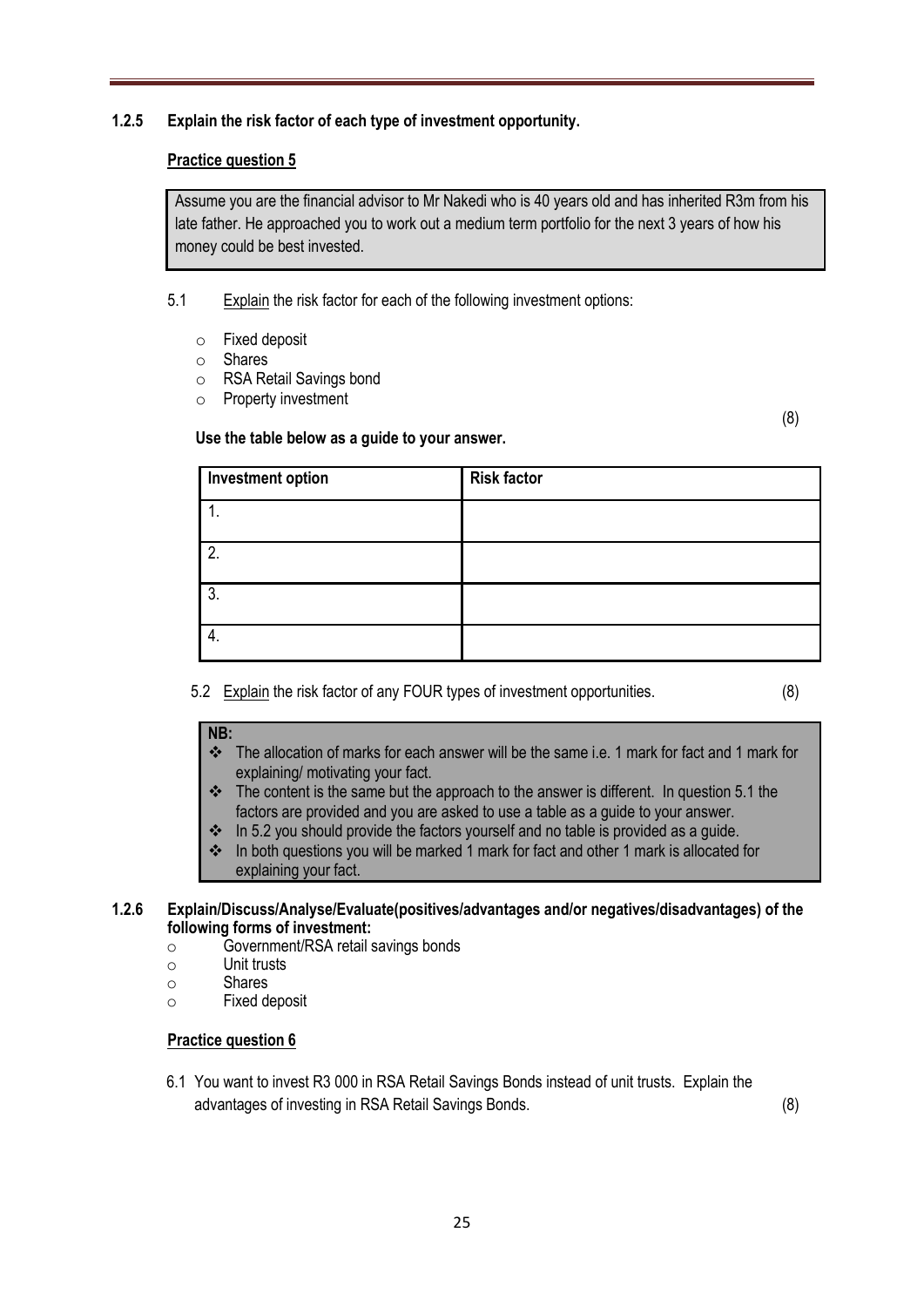### 1.2.5 Explain the risk factor of each type of investment opportunity.

**Practice question 5**

> Assume you are the financial advisor to Mr Nakedi who is 40 years old and has inherited R3m from his late father. He approached you to work out a medium term portfolio for the next 3 years of how his money could be best invested.

5.1 Explain the risk factor for each of the following investment options:

- Fixed deposit
- Shares
- RSA Retail Savings bond
- Property investment

(8)

**Use the table below as a guide to your answer.**

| Investment option | Risk factor |
|---|---|
| 1. | |
| 2. | |
| 3. | |
| 4. | |

5.2 Explain the risk factor of any FOUR types of investment opportunities. (8)

> **NB:**
> - The allocation of marks for each answer will be the same i.e. 1 mark for fact and 1 mark for explaining/ motivating your fact.
> - The content is the same but the approach to the answer is different. In question 5.1 the factors are provided and you are asked to use a table as a guide to your answer.
> - In 5.2 you should provide the factors yourself and no table is provided as a guide.
> - In both questions you will be marked 1 mark for fact and other 1 mark is allocated for explaining your fact.

### 1.2.6 Explain/Discuss/Analyse/Evaluate(positives/advantages and/or negatives/disadvantages) of the following forms of investment:

- Government/RSA retail savings bonds
- Unit trusts
- Shares
- Fixed deposit

**Practice question 6**

6.1 You want to invest R3 000 in RSA Retail Savings Bonds instead of unit trusts. Explain the advantages of investing in RSA Retail Savings Bonds. (8)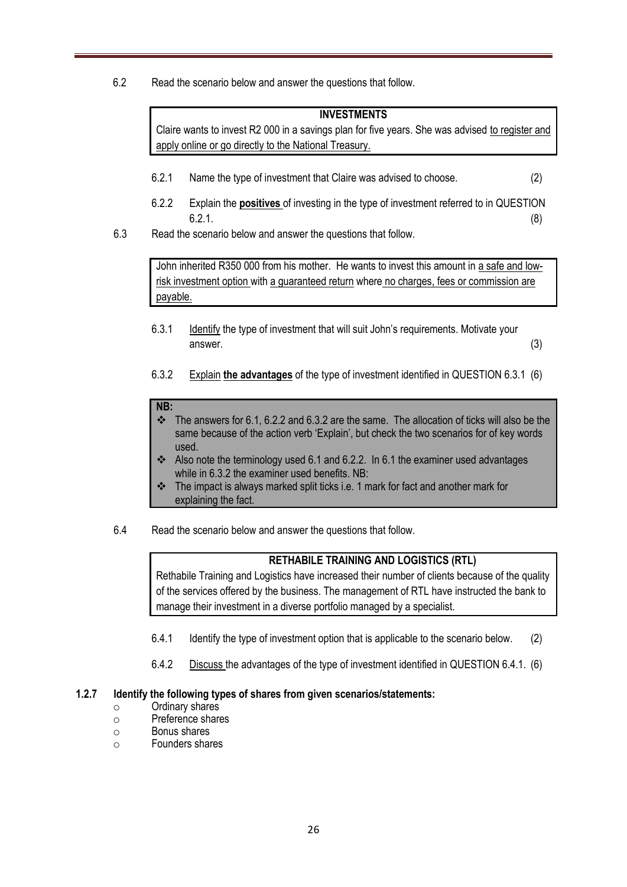6.2 Read the scenario below and answer the questions that follow.

> **INVESTMENTS**
>
> Claire wants to invest R2 000 in a savings plan for five years. She was advised <u>to register and apply online or go directly to the National Treasury.</u>

6.2.1 Name the type of investment that Claire was advised to choose. (2)

6.2.2 Explain the <u>**positives**</u> of investing in the type of investment referred to in QUESTION 6.2.1. (8)

6.3 Read the scenario below and answer the questions that follow.

> John inherited R350 000 from his mother. He wants to invest this amount in <u>a safe and low-risk investment option</u> with <u>a guaranteed return</u> where <u>no charges, fees or commission are payable.</u>

6.3.1 <u>Identify</u> the type of investment that will suit John's requirements. Motivate your answer. (3)

6.3.2 <u>Explain</u> <u>**the advantages**</u> of the type of investment identified in QUESTION 6.3.1 (6)

> **NB:**
>
> - The answers for 6.1, 6.2.2 and 6.3.2 are the same. The allocation of ticks will also be the same because of the action verb 'Explain', but check the two scenarios for of key words used.
> - Also note the terminology used 6.1 and 6.2.2. In 6.1 the examiner used advantages while in 6.3.2 the examiner used benefits. NB:
> - The impact is always marked split ticks i.e. 1 mark for fact and another mark for explaining the fact.

6.4 Read the scenario below and answer the questions that follow.

> **RETHABILE TRAINING AND LOGISTICS (RTL)**
>
> Rethabile Training and Logistics have increased their number of clients because of the quality of the services offered by the business. The management of RTL have instructed the bank to manage their investment in a diverse portfolio managed by a specialist.

6.4.1 Identify the type of investment option that is applicable to the scenario below. (2)

6.4.2 <u>Discuss</u> the advantages of the type of investment identified in QUESTION 6.4.1. (6)

**1.2.7 Identify the following types of shares from given scenarios/statements:**

- Ordinary shares
- Preference shares
- Bonus shares
- Founders shares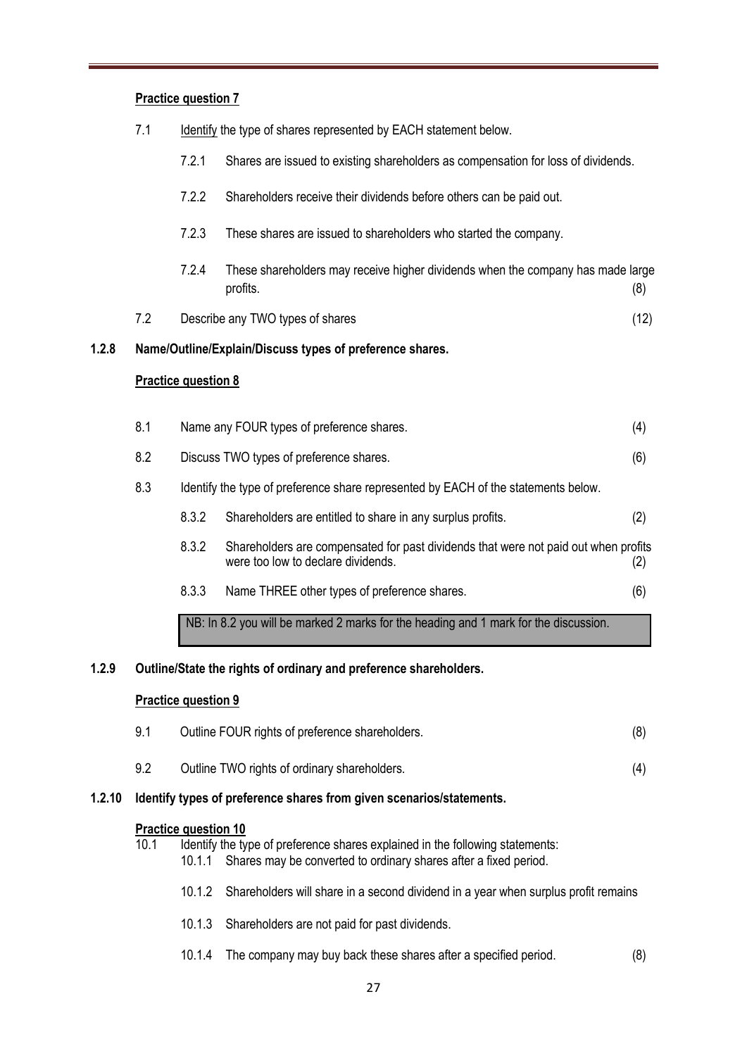**Practice question 7**

7.1 Identify the type of shares represented by EACH statement below.

7.2.1 Shares are issued to existing shareholders as compensation for loss of dividends.

7.2.2 Shareholders receive their dividends before others can be paid out.

7.2.3 These shares are issued to shareholders who started the company.

7.2.4 These shareholders may receive higher dividends when the company has made large profits. (8)

7.2 Describe any TWO types of shares (12)

**1.2.8 Name/Outline/Explain/Discuss types of preference shares.**

**Practice question 8**

8.1 Name any FOUR types of preference shares. (4)

8.2 Discuss TWO types of preference shares. (6)

8.3 Identify the type of preference share represented by EACH of the statements below.

8.3.2 Shareholders are entitled to share in any surplus profits. (2)

8.3.2 Shareholders are compensated for past dividends that were not paid out when profits were too low to declare dividends. (2)

8.3.3 Name THREE other types of preference shares. (6)

NB: In 8.2 you will be marked 2 marks for the heading and 1 mark for the discussion.

**1.2.9 Outline/State the rights of ordinary and preference shareholders.**

**Practice question 9**

9.1 Outline FOUR rights of preference shareholders. (8)

9.2 Outline TWO rights of ordinary shareholders. (4)

**1.2.10 Identify types of preference shares from given scenarios/statements.**

**Practice question 10**

10.1 Identify the type of preference shares explained in the following statements:

10.1.1 Shares may be converted to ordinary shares after a fixed period.

10.1.2 Shareholders will share in a second dividend in a year when surplus profit remains

10.1.3 Shareholders are not paid for past dividends.

10.1.4 The company may buy back these shares after a specified period. (8)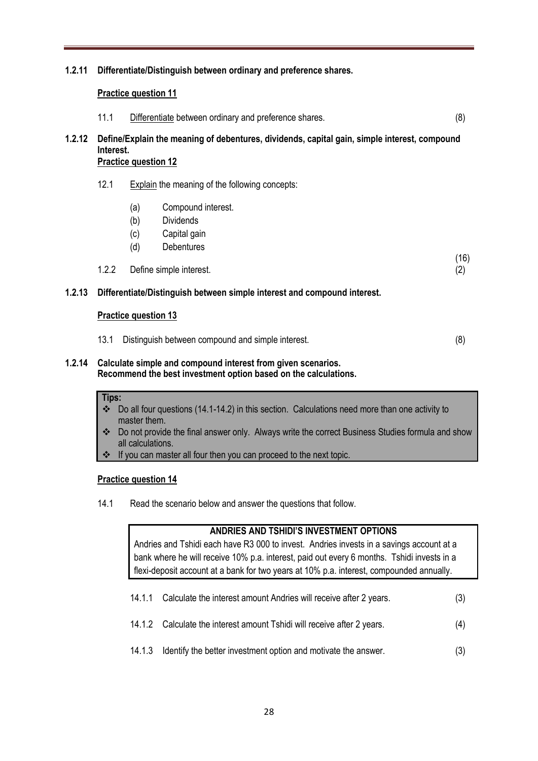**1.2.11 Differentiate/Distinguish between ordinary and preference shares.**

**Practice question 11**

11.1 Differentiate between ordinary and preference shares. (8)

**1.2.12 Define/Explain the meaning of debentures, dividends, capital gain, simple interest, compound Interest.**

**Practice question 12**

12.1 Explain the meaning of the following concepts:

(a) Compound interest.
(b) Dividends
(c) Capital gain
(d) Debentures

(16)

1.2.2 Define simple interest. (2)

**1.2.13 Differentiate/Distinguish between simple interest and compound interest.**

**Practice question 13**

13.1 Distinguish between compound and simple interest. (8)

**1.2.14 Calculate simple and compound interest from given scenarios.**
**Recommend the best investment option based on the calculations.**

**Tips:**

- Do all four questions (14.1-14.2) in this section. Calculations need more than one activity to master them.
- Do not provide the final answer only. Always write the correct Business Studies formula and show all calculations.
- If you can master all four then you can proceed to the next topic.

**Practice question 14**

14.1 Read the scenario below and answer the questions that follow.

**ANDRIES AND TSHIDI'S INVESTMENT OPTIONS**

Andries and Tshidi each have R3 000 to invest. Andries invests in a savings account at a bank where he will receive 10% p.a. interest, paid out every 6 months. Tshidi invests in a flexi-deposit account at a bank for two years at 10% p.a. interest, compounded annually.

14.1.1 Calculate the interest amount Andries will receive after 2 years. (3)

14.1.2 Calculate the interest amount Tshidi will receive after 2 years. (4)

14.1.3 Identify the better investment option and motivate the answer. (3)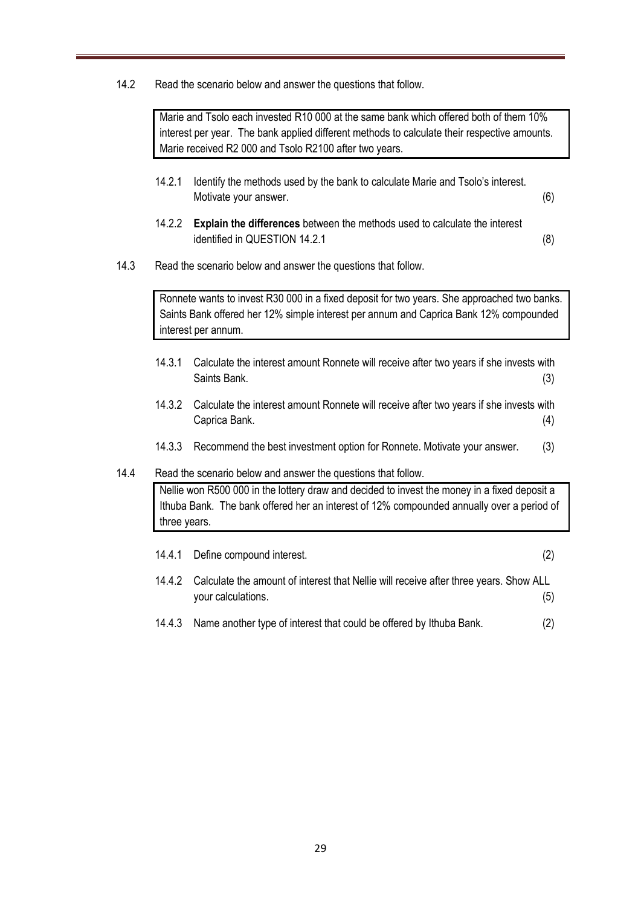14.2 Read the scenario below and answer the questions that follow.

> Marie and Tsolo each invested R10 000 at the same bank which offered both of them 10% interest per year. The bank applied different methods to calculate their respective amounts. Marie received R2 000 and Tsolo R2100 after two years.

14.2.1 Identify the methods used by the bank to calculate Marie and Tsolo's interest. Motivate your answer. (6)

14.2.2 **Explain the differences** between the methods used to calculate the interest identified in QUESTION 14.2.1 (8)

14.3 Read the scenario below and answer the questions that follow.

> Ronnete wants to invest R30 000 in a fixed deposit for two years. She approached two banks. Saints Bank offered her 12% simple interest per annum and Caprica Bank 12% compounded interest per annum.

14.3.1 Calculate the interest amount Ronnete will receive after two years if she invests with Saints Bank. (3)

14.3.2 Calculate the interest amount Ronnete will receive after two years if she invests with Caprica Bank. (4)

14.3.3 Recommend the best investment option for Ronnete. Motivate your answer. (3)

14.4 Read the scenario below and answer the questions that follow.

> Nellie won R500 000 in the lottery draw and decided to invest the money in a fixed deposit a Ithuba Bank. The bank offered her an interest of 12% compounded annually over a period of three years.

14.4.1 Define compound interest. (2)

14.4.2 Calculate the amount of interest that Nellie will receive after three years. Show ALL your calculations. (5)

14.4.3 Name another type of interest that could be offered by Ithuba Bank. (2)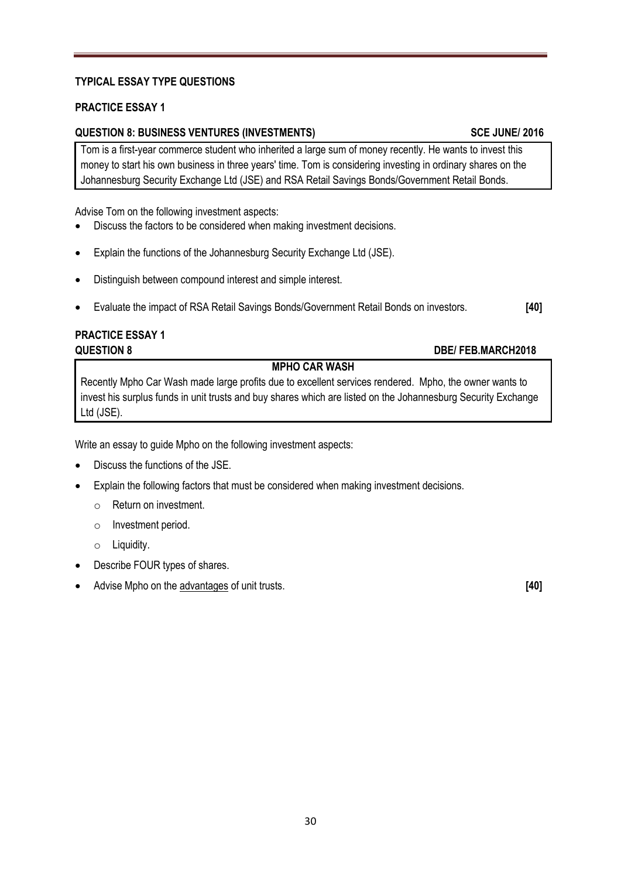**TYPICAL ESSAY TYPE QUESTIONS**

**PRACTICE ESSAY 1**

**QUESTION 8: BUSINESS VENTURES (INVESTMENTS)** **SCE JUNE/ 2016**

Tom is a first-year commerce student who inherited a large sum of money recently. He wants to invest this money to start his own business in three years' time. Tom is considering investing in ordinary shares on the Johannesburg Security Exchange Ltd (JSE) and RSA Retail Savings Bonds/Government Retail Bonds.

Advise Tom on the following investment aspects:

- Discuss the factors to be considered when making investment decisions.
- Explain the functions of the Johannesburg Security Exchange Ltd (JSE).
- Distinguish between compound interest and simple interest.
- Evaluate the impact of RSA Retail Savings Bonds/Government Retail Bonds on investors. **[40]**

**PRACTICE ESSAY 1**

**QUESTION 8** **DBE/ FEB.MARCH2018**

**MPHO CAR WASH**

Recently Mpho Car Wash made large profits due to excellent services rendered. Mpho, the owner wants to invest his surplus funds in unit trusts and buy shares which are listed on the Johannesburg Security Exchange Ltd (JSE).

Write an essay to guide Mpho on the following investment aspects:

- Discuss the functions of the JSE.
- Explain the following factors that must be considered when making investment decisions.
  - Return on investment.
  - Investment period.
  - Liquidity.
- Describe FOUR types of shares.
- Advise Mpho on the advantages of unit trusts. **[40]**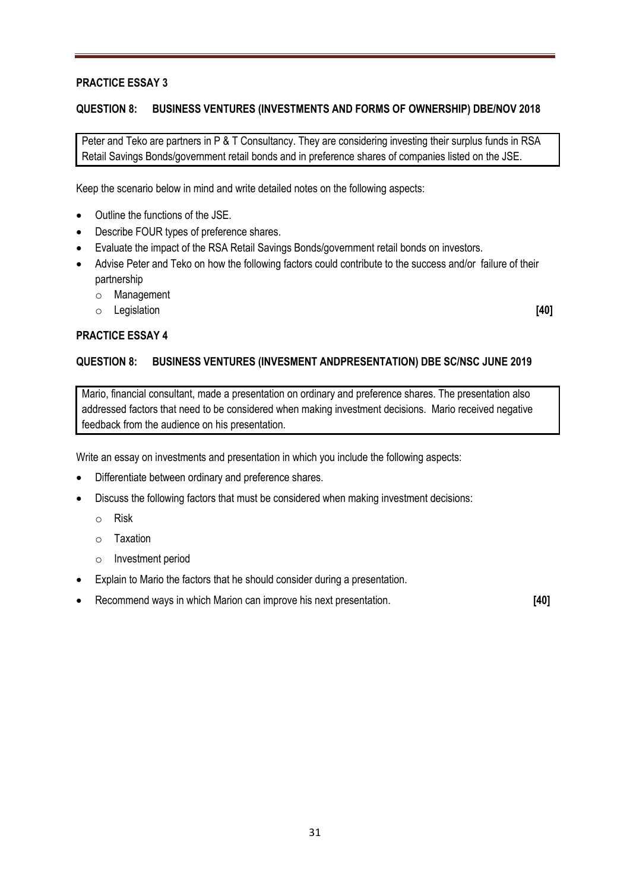## PRACTICE ESSAY 3

### QUESTION 8: BUSINESS VENTURES (INVESTMENTS AND FORMS OF OWNERSHIP) DBE/NOV 2018

Peter and Teko are partners in P & T Consultancy. They are considering investing their surplus funds in RSA Retail Savings Bonds/government retail bonds and in preference shares of companies listed on the JSE.

Keep the scenario below in mind and write detailed notes on the following aspects:

- Outline the functions of the JSE.
- Describe FOUR types of preference shares.
- Evaluate the impact of the RSA Retail Savings Bonds/government retail bonds on investors.
- Advise Peter and Teko on how the following factors could contribute to the success and/or failure of their partnership
  - Management
  - Legislation **[40]**

## PRACTICE ESSAY 4

### QUESTION 8: BUSINESS VENTURES (INVESMENT ANDPRESENTATION) DBE SC/NSC JUNE 2019

Mario, financial consultant, made a presentation on ordinary and preference shares. The presentation also addressed factors that need to be considered when making investment decisions. Mario received negative feedback from the audience on his presentation.

Write an essay on investments and presentation in which you include the following aspects:

- Differentiate between ordinary and preference shares.
- Discuss the following factors that must be considered when making investment decisions:
  - Risk
  - Taxation
  - Investment period
- Explain to Mario the factors that he should consider during a presentation.
- Recommend ways in which Marion can improve his next presentation. **[40]**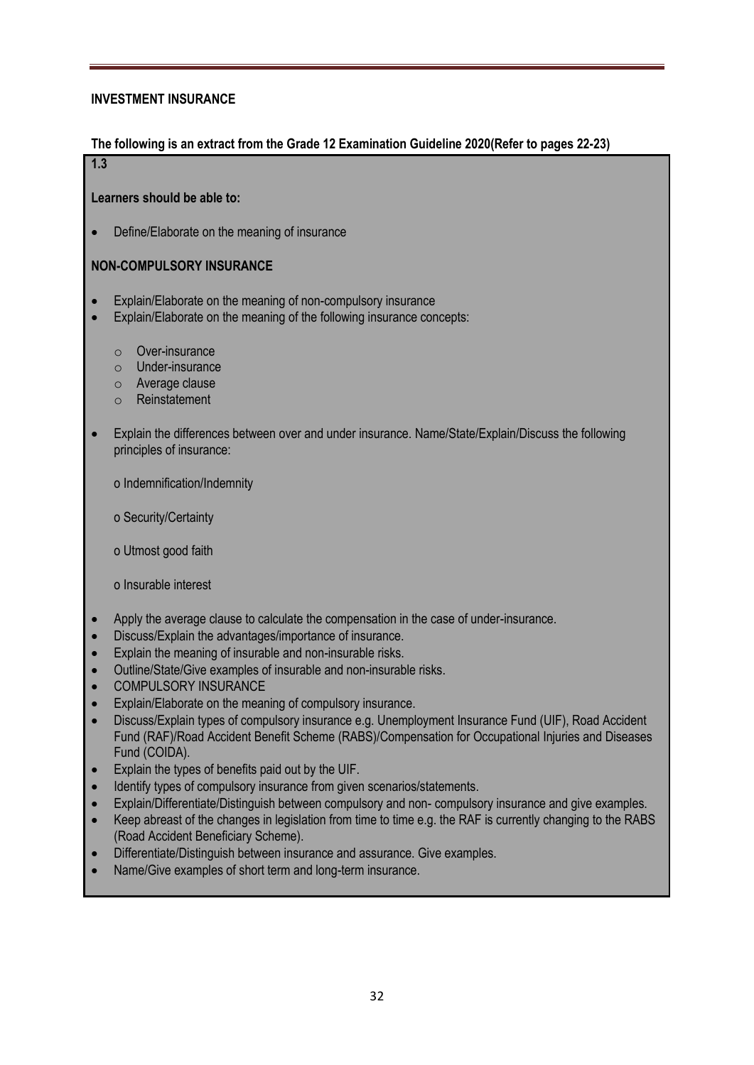**INVESTMENT INSURANCE**

**The following is an extract from the Grade 12 Examination Guideline 2020(Refer to pages 22-23)**

**1.3**

**Learners should be able to:**

- Define/Elaborate on the meaning of insurance

**NON-COMPULSORY INSURANCE**

- Explain/Elaborate on the meaning of non-compulsory insurance
- Explain/Elaborate on the meaning of the following insurance concepts:
    - Over-insurance
    - Under-insurance
    - Average clause
    - Reinstatement
- Explain the differences between over and under insurance. Name/State/Explain/Discuss the following principles of insurance:

  o Indemnification/Indemnity

  o Security/Certainty

  o Utmost good faith

  o Insurable interest

- Apply the average clause to calculate the compensation in the case of under-insurance.
- Discuss/Explain the advantages/importance of insurance.
- Explain the meaning of insurable and non-insurable risks.
- Outline/State/Give examples of insurable and non-insurable risks.
- COMPULSORY INSURANCE
- Explain/Elaborate on the meaning of compulsory insurance.
- Discuss/Explain types of compulsory insurance e.g. Unemployment Insurance Fund (UIF), Road Accident Fund (RAF)/Road Accident Benefit Scheme (RABS)/Compensation for Occupational Injuries and Diseases Fund (COIDA).
- Explain the types of benefits paid out by the UIF.
- Identify types of compulsory insurance from given scenarios/statements.
- Explain/Differentiate/Distinguish between compulsory and non- compulsory insurance and give examples.
- Keep abreast of the changes in legislation from time to time e.g. the RAF is currently changing to the RABS (Road Accident Beneficiary Scheme).
- Differentiate/Distinguish between insurance and assurance. Give examples.
- Name/Give examples of short term and long-term insurance.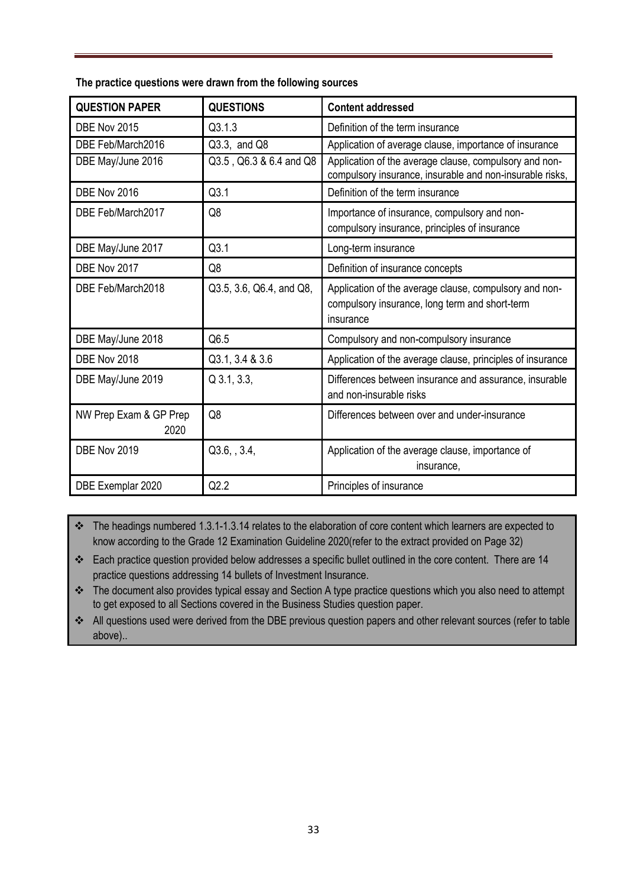**The practice questions were drawn from the following sources**

| QUESTION PAPER | QUESTIONS | Content addressed |
|---|---|---|
| DBE Nov 2015 | Q3.1.3 | Definition of the term insurance |
| DBE Feb/March2016 | Q3.3, and Q8 | Application of average clause, importance of insurance |
| DBE May/June 2016 | Q3.5 , Q6.3 & 6.4 and Q8 | Application of the average clause, compulsory and non-compulsory insurance, insurable and non-insurable risks, |
| DBE Nov 2016 | Q3.1 | Definition of the term insurance |
| DBE Feb/March2017 | Q8 | Importance of insurance, compulsory and non-compulsory insurance, principles of insurance |
| DBE May/June 2017 | Q3.1 | Long-term insurance |
| DBE Nov 2017 | Q8 | Definition of insurance concepts |
| DBE Feb/March2018 | Q3.5, 3.6, Q6.4, and Q8, | Application of the average clause, compulsory and non-compulsory insurance, long term and short-term insurance |
| DBE May/June 2018 | Q6.5 | Compulsory and non-compulsory insurance |
| DBE Nov 2018 | Q3.1, 3.4 & 3.6 | Application of the average clause, principles of insurance |
| DBE May/June 2019 | Q 3.1, 3.3, | Differences between insurance and assurance, insurable and non-insurable risks |
| NW Prep Exam & GP Prep 2020 | Q8 | Differences between over and under-insurance |
| DBE Nov 2019 | Q3.6, , 3.4, | Application of the average clause, importance of insurance, |
| DBE Exemplar 2020 | Q2.2 | Principles of insurance |

- The headings numbered 1.3.1-1.3.14 relates to the elaboration of core content which learners are expected to know according to the Grade 12 Examination Guideline 2020(refer to the extract provided on Page 32)
- Each practice question provided below addresses a specific bullet outlined in the core content. There are 14 practice questions addressing 14 bullets of Investment Insurance.
- The document also provides typical essay and Section A type practice questions which you also need to attempt to get exposed to all Sections covered in the Business Studies question paper.
- All questions used were derived from the DBE previous question papers and other relevant sources (refer to table above)..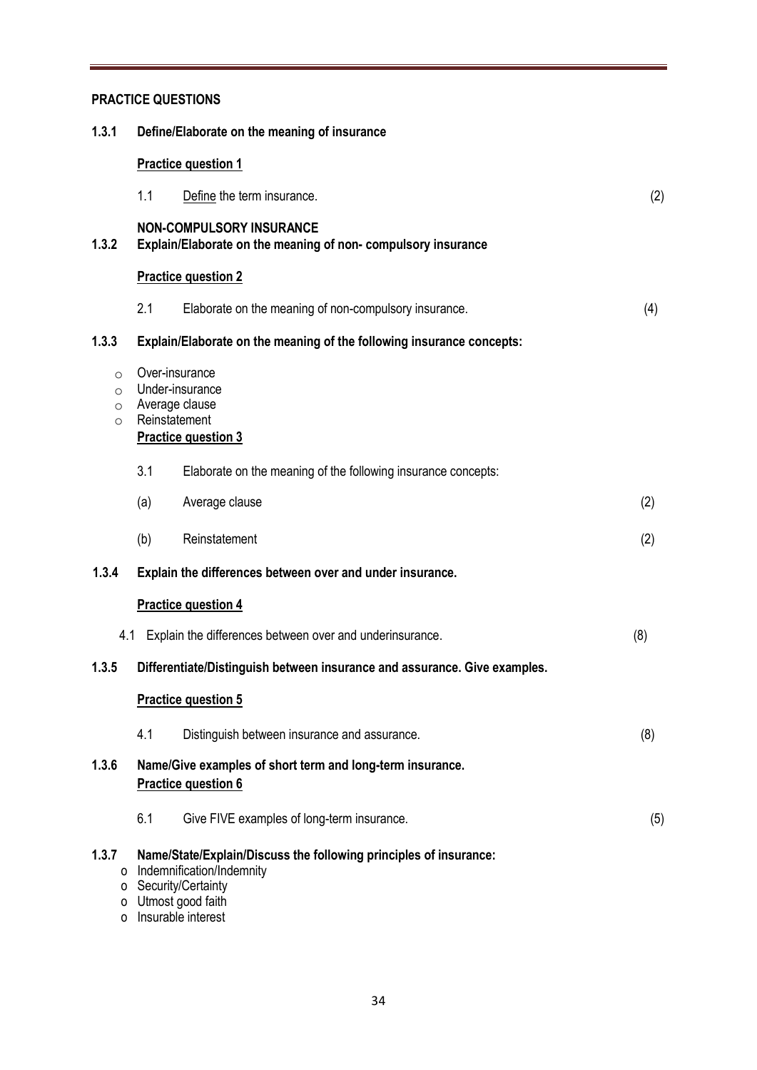## PRACTICE QUESTIONS

### 1.3.1 Define/Elaborate on the meaning of insurance

**Practice question 1**

1.1 Define the term insurance. (2)

### 1.3.2 NON-COMPULSORY INSURANCE Explain/Elaborate on the meaning of non- compulsory insurance

**Practice question 2**

2.1 Elaborate on the meaning of non-compulsory insurance. (4)

### 1.3.3 Explain/Elaborate on the meaning of the following insurance concepts:

- Over-insurance
- Under-insurance
- Average clause
- Reinstatement

**Practice question 3**

3.1 Elaborate on the meaning of the following insurance concepts:

(a) Average clause (2)

(b) Reinstatement (2)

### 1.3.4 Explain the differences between over and under insurance.

**Practice question 4**

4.1 Explain the differences between over and underinsurance. (8)

### 1.3.5 Differentiate/Distinguish between insurance and assurance. Give examples.

**Practice question 5**

4.1 Distinguish between insurance and assurance. (8)

### 1.3.6 Name/Give examples of short term and long-term insurance.

**Practice question 6**

6.1 Give FIVE examples of long-term insurance. (5)

### 1.3.7 Name/State/Explain/Discuss the following principles of insurance:

- Indemnification/Indemnity
- Security/Certainty
- Utmost good faith
- Insurable interest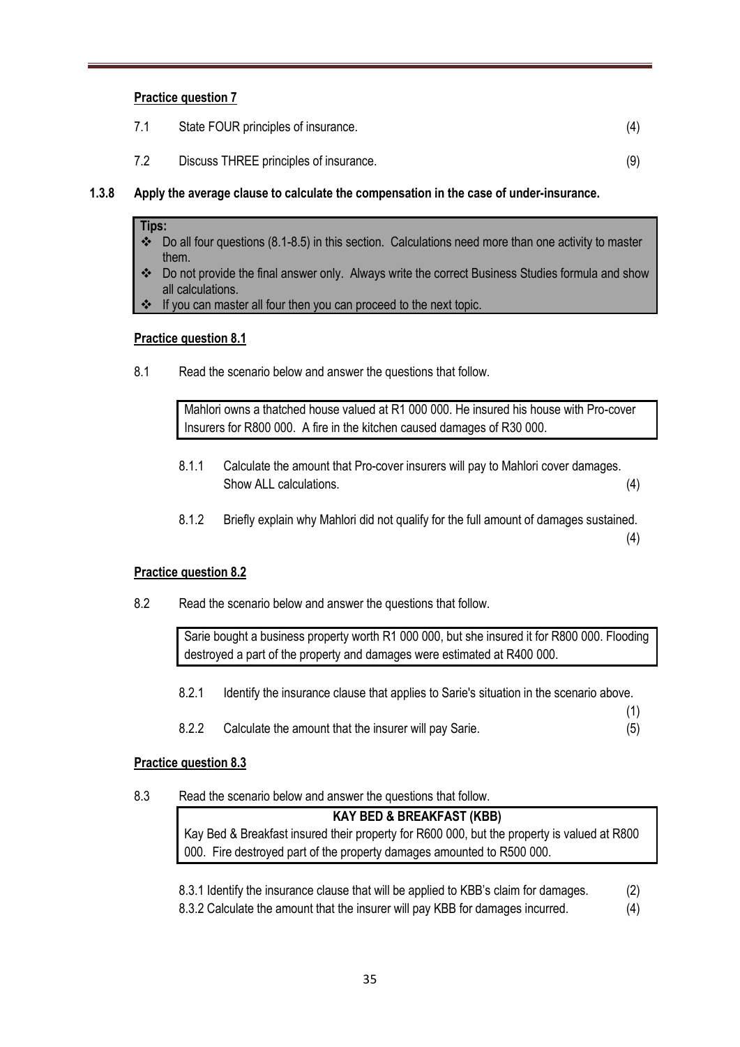**Practice question 7**

7.1 State FOUR principles of insurance. (4)

7.2 Discuss THREE principles of insurance. (9)

**1.3.8 Apply the average clause to calculate the compensation in the case of under-insurance.**

> **Tips:**
> - Do all four questions (8.1-8.5) in this section. Calculations need more than one activity to master them.
> - Do not provide the final answer only. Always write the correct Business Studies formula and show all calculations.
> - If you can master all four then you can proceed to the next topic.

**Practice question 8.1**

8.1 Read the scenario below and answer the questions that follow.

> Mahlori owns a thatched house valued at R1 000 000. He insured his house with Pro-cover Insurers for R800 000. A fire in the kitchen caused damages of R30 000.

8.1.1 Calculate the amount that Pro-cover insurers will pay to Mahlori cover damages. Show ALL calculations. (4)

8.1.2 Briefly explain why Mahlori did not qualify for the full amount of damages sustained. (4)

**Practice question 8.2**

8.2 Read the scenario below and answer the questions that follow.

> Sarie bought a business property worth R1 000 000, but she insured it for R800 000. Flooding destroyed a part of the property and damages were estimated at R400 000.

8.2.1 Identify the insurance clause that applies to Sarie's situation in the scenario above. (1)

8.2.2 Calculate the amount that the insurer will pay Sarie. (5)

**Practice question 8.3**

8.3 Read the scenario below and answer the questions that follow.

> **KAY BED & BREAKFAST (KBB)**
>
> Kay Bed & Breakfast insured their property for R600 000, but the property is valued at R800 000. Fire destroyed part of the property damages amounted to R500 000.

8.3.1 Identify the insurance clause that will be applied to KBB's claim for damages. (2)

8.3.2 Calculate the amount that the insurer will pay KBB for damages incurred. (4)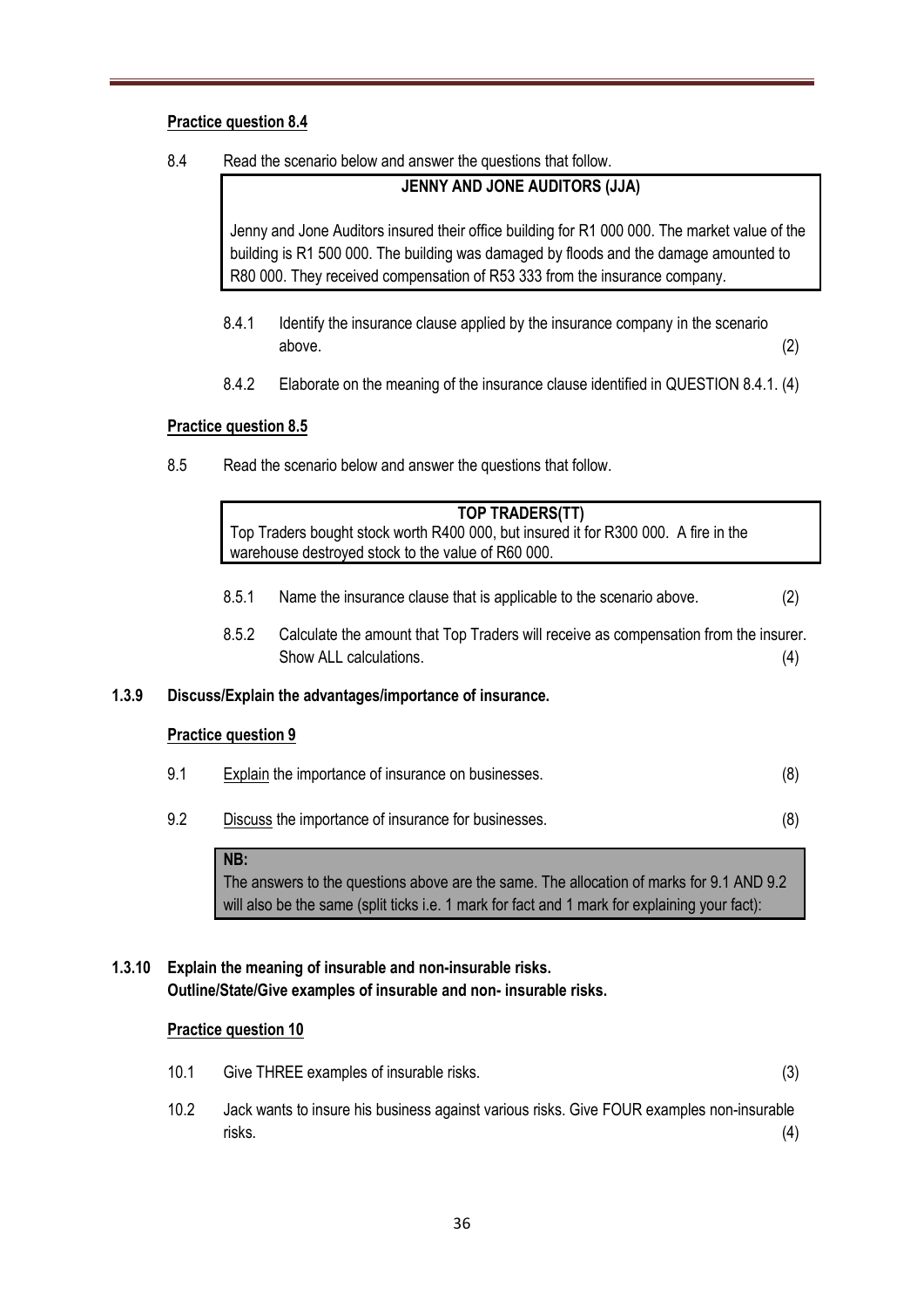**Practice question 8.4**

8.4 Read the scenario below and answer the questions that follow.

| **JENNY AND JONE AUDITORS (JJA)** |
|---|
| Jenny and Jone Auditors insured their office building for R1 000 000. The market value of the building is R1 500 000. The building was damaged by floods and the damage amounted to R80 000. They received compensation of R53 333 from the insurance company. |

8.4.1 Identify the insurance clause applied by the insurance company in the scenario above. (2)

8.4.2 Elaborate on the meaning of the insurance clause identified in QUESTION 8.4.1. (4)

**Practice question 8.5**

8.5 Read the scenario below and answer the questions that follow.

| **TOP TRADERS(TT)** |
|---|
| Top Traders bought stock worth R400 000, but insured it for R300 000. A fire in the warehouse destroyed stock to the value of R60 000. |

8.5.1 Name the insurance clause that is applicable to the scenario above. (2)

8.5.2 Calculate the amount that Top Traders will receive as compensation from the insurer. Show ALL calculations. (4)

### 1.3.9 Discuss/Explain the advantages/importance of insurance.

**Practice question 9**

9.1 Explain the importance of insurance on businesses. (8)

9.2 Discuss the importance of insurance for businesses. (8)

| **NB:** |
|---|
| The answers to the questions above are the same. The allocation of marks for 9.1 AND 9.2 will also be the same (split ticks i.e. 1 mark for fact and 1 mark for explaining your fact): |

### 1.3.10 Explain the meaning of insurable and non-insurable risks. Outline/State/Give examples of insurable and non- insurable risks.

**Practice question 10**

10.1 Give THREE examples of insurable risks. (3)

10.2 Jack wants to insure his business against various risks. Give FOUR examples non-insurable risks. (4)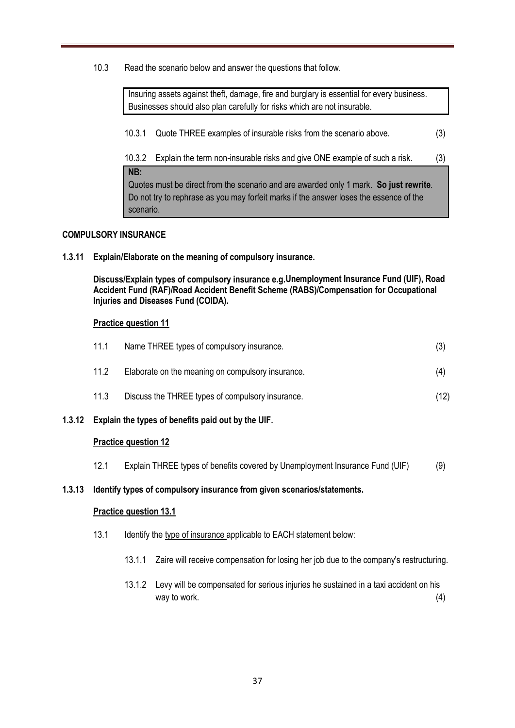10.3 Read the scenario below and answer the questions that follow.

> Insuring assets against theft, damage, fire and burglary is essential for every business. Businesses should also plan carefully for risks which are not insurable.

10.3.1 Quote THREE examples of insurable risks from the scenario above. (3)

10.3.2 Explain the term non-insurable risks and give ONE example of such a risk. (3)

> **NB:**
> Quotes must be direct from the scenario and are awarded only 1 mark. **So just rewrite**. Do not try to rephrase as you may forfeit marks if the answer loses the essence of the scenario.

**COMPULSORY INSURANCE**

**1.3.11 Explain/Elaborate on the meaning of compulsory insurance.**

**Discuss/Explain types of compulsory insurance e.g.Unemployment Insurance Fund (UIF), Road Accident Fund (RAF)/Road Accident Benefit Scheme (RABS)/Compensation for Occupational Injuries and Diseases Fund (COIDA).**

**<u>Practice question 11</u>**

11.1 Name THREE types of compulsory insurance. (3)

11.2 Elaborate on the meaning on compulsory insurance. (4)

11.3 Discuss the THREE types of compulsory insurance. (12)

**1.3.12 Explain the types of benefits paid out by the UIF.**

**<u>Practice question 12</u>**

12.1 Explain THREE types of benefits covered by Unemployment Insurance Fund (UIF) (9)

**1.3.13 Identify types of compulsory insurance from given scenarios/statements.**

**<u>Practice question 13.1</u>**

13.1 Identify the <u>type of insurance</u> applicable to EACH statement below:

13.1.1 Zaire will receive compensation for losing her job due to the company's restructuring.

13.1.2 Levy will be compensated for serious injuries he sustained in a taxi accident on his way to work. (4)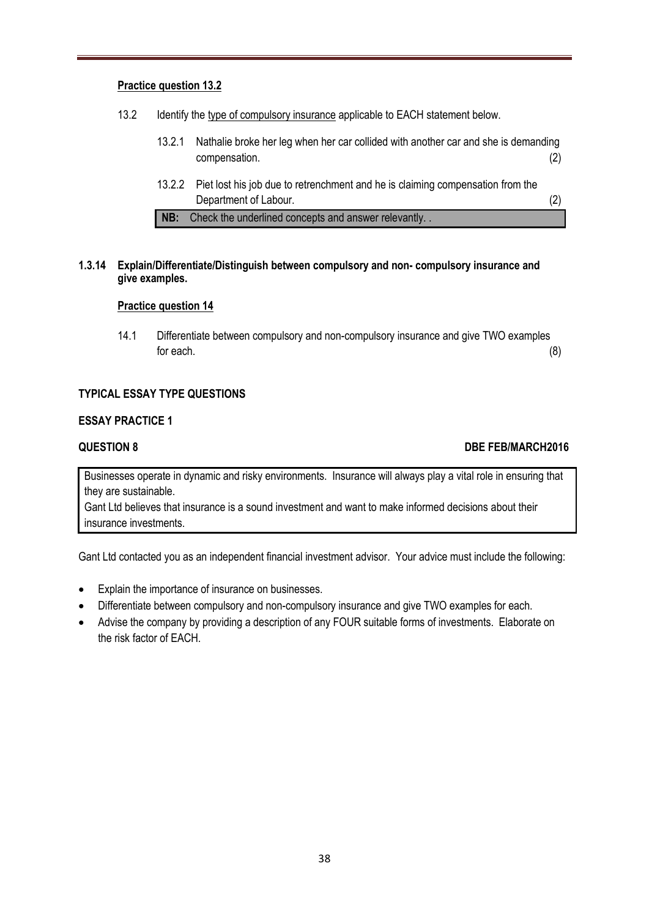**Practice question 13.2**

13.2 Identify the type of compulsory insurance applicable to EACH statement below.

13.2.1 Nathalie broke her leg when her car collided with another car and she is demanding compensation. (2)

13.2.2 Piet lost his job due to retrenchment and he is claiming compensation from the Department of Labour. (2)

**NB:** Check the underlined concepts and answer relevantly. .

**1.3.14 Explain/Differentiate/Distinguish between compulsory and non- compulsory insurance and give examples.**

**Practice question 14**

14.1 Differentiate between compulsory and non-compulsory insurance and give TWO examples for each. (8)

**TYPICAL ESSAY TYPE QUESTIONS**

**ESSAY PRACTICE 1**

**QUESTION 8** **DBE FEB/MARCH2016**

Businesses operate in dynamic and risky environments. Insurance will always play a vital role in ensuring that they are sustainable.
Gant Ltd believes that insurance is a sound investment and want to make informed decisions about their insurance investments.

Gant Ltd contacted you as an independent financial investment advisor. Your advice must include the following:

- Explain the importance of insurance on businesses.
- Differentiate between compulsory and non-compulsory insurance and give TWO examples for each.
- Advise the company by providing a description of any FOUR suitable forms of investments. Elaborate on the risk factor of EACH.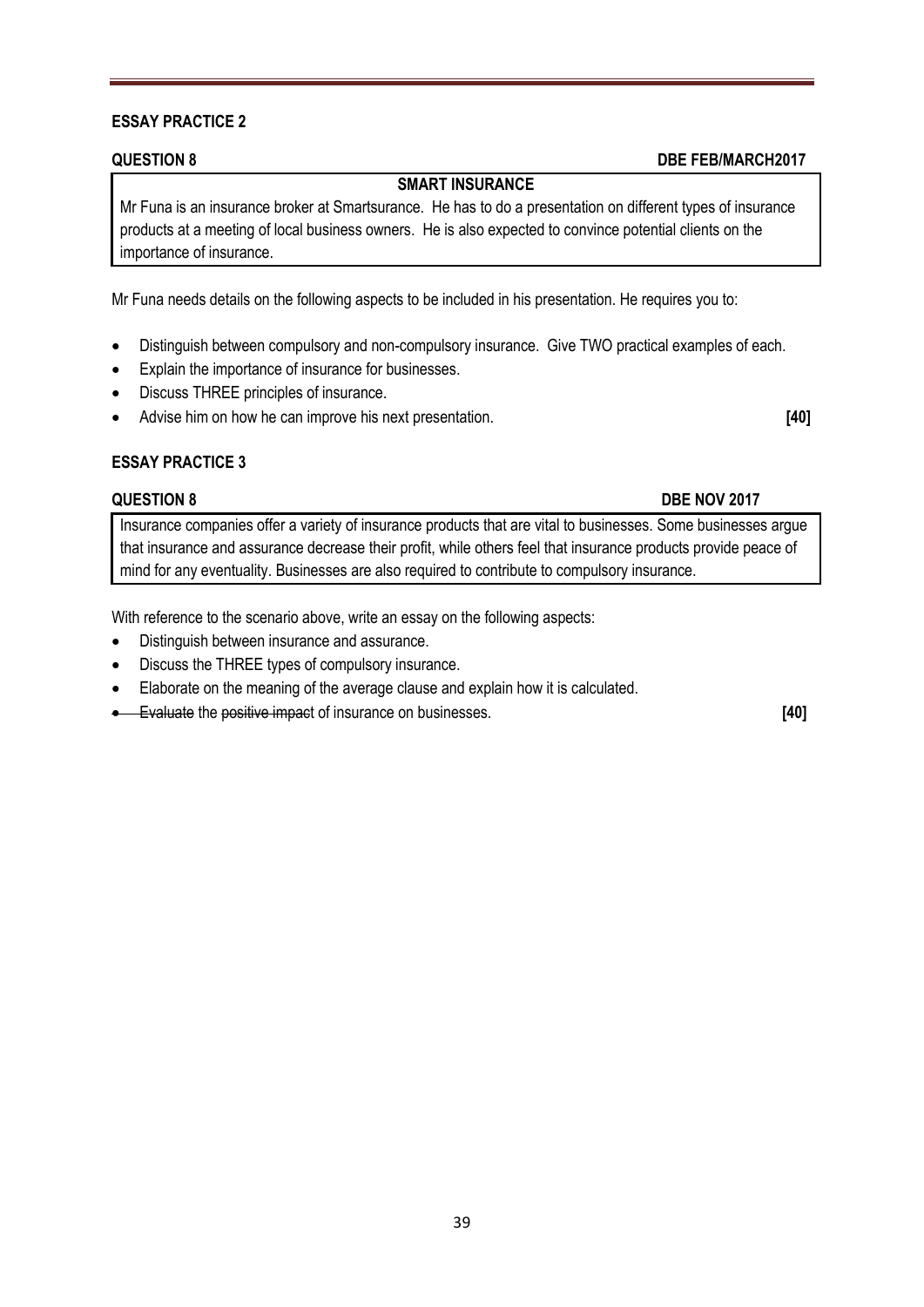## ESSAY PRACTICE 2

**QUESTION 8** **DBE FEB/MARCH2017**

> **SMART INSURANCE**
>
> Mr Funa is an insurance broker at Smartsurance. He has to do a presentation on different types of insurance products at a meeting of local business owners. He is also expected to convince potential clients on the importance of insurance.

Mr Funa needs details on the following aspects to be included in his presentation. He requires you to:

- Distinguish between compulsory and non-compulsory insurance. Give TWO practical examples of each.
- Explain the importance of insurance for businesses.
- Discuss THREE principles of insurance.
- Advise him on how he can improve his next presentation. **[40]**

## ESSAY PRACTICE 3

**QUESTION 8** **DBE NOV 2017**

> Insurance companies offer a variety of insurance products that are vital to businesses. Some businesses argue that insurance and assurance decrease their profit, while others feel that insurance products provide peace of mind for any eventuality. Businesses are also required to contribute to compulsory insurance.

With reference to the scenario above, write an essay on the following aspects:

- Distinguish between insurance and assurance.
- Discuss the THREE types of compulsory insurance.
- Elaborate on the meaning of the average clause and explain how it is calculated.
- ~~Evaluate~~ the ~~positive impac~~t of insurance on businesses. **[40]**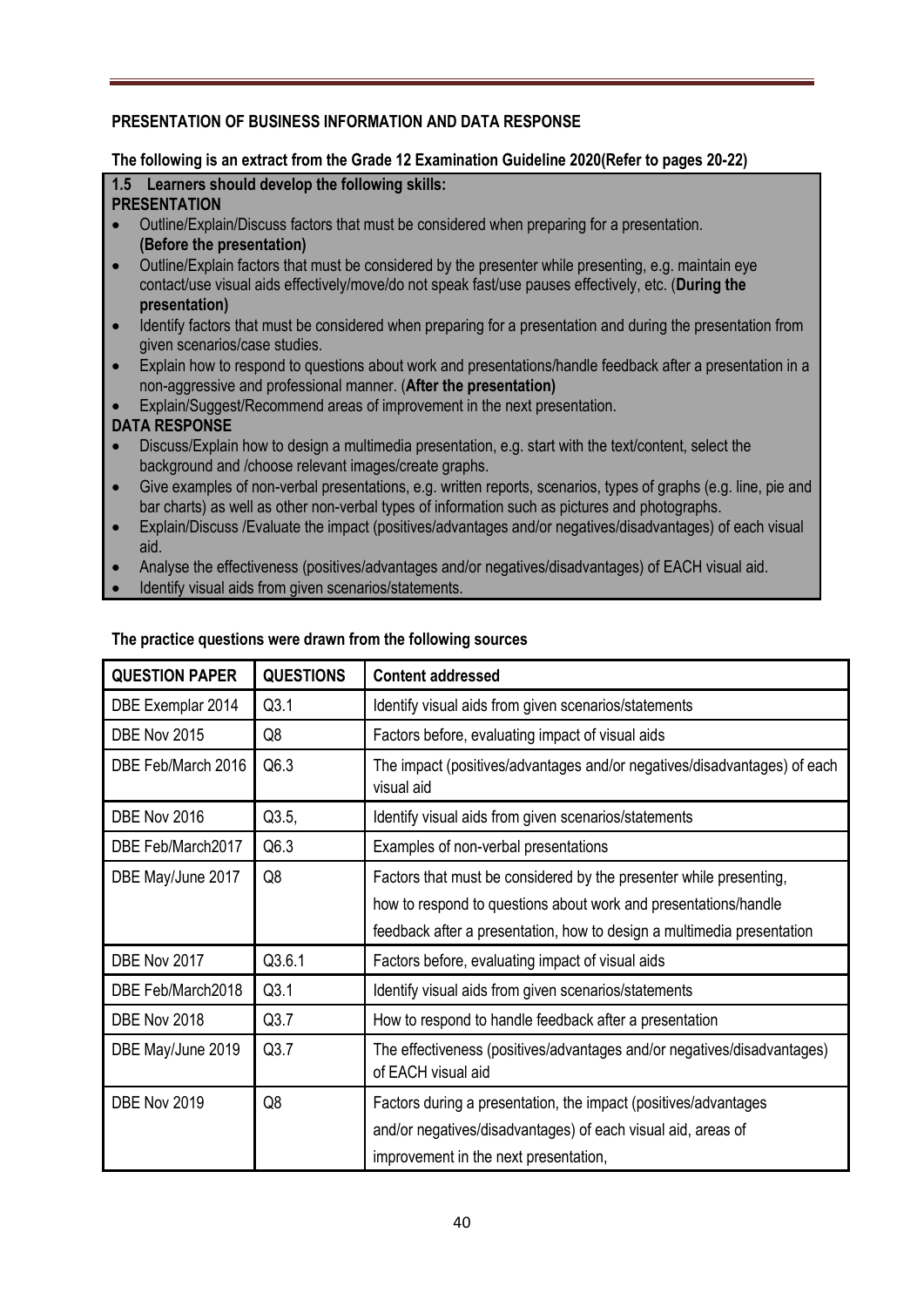**PRESENTATION OF BUSINESS INFORMATION AND DATA RESPONSE**

**The following is an extract from the Grade 12 Examination Guideline 2020(Refer to pages 20-22)**

**1.5 Learners should develop the following skills:**

**PRESENTATION**

- Outline/Explain/Discuss factors that must be considered when preparing for a presentation. **(Before the presentation)**
- Outline/Explain factors that must be considered by the presenter while presenting, e.g. maintain eye contact/use visual aids effectively/move/do not speak fast/use pauses effectively, etc. (**During the presentation)**
- Identify factors that must be considered when preparing for a presentation and during the presentation from given scenarios/case studies.
- Explain how to respond to questions about work and presentations/handle feedback after a presentation in a non-aggressive and professional manner. (**After the presentation)**
- Explain/Suggest/Recommend areas of improvement in the next presentation.

**DATA RESPONSE**

- Discuss/Explain how to design a multimedia presentation, e.g. start with the text/content, select the background and /choose relevant images/create graphs.
- Give examples of non-verbal presentations, e.g. written reports, scenarios, types of graphs (e.g. line, pie and bar charts) as well as other non-verbal types of information such as pictures and photographs.
- Explain/Discuss /Evaluate the impact (positives/advantages and/or negatives/disadvantages) of each visual aid.
- Analyse the effectiveness (positives/advantages and/or negatives/disadvantages) of EACH visual aid.
- Identify visual aids from given scenarios/statements.

**The practice questions were drawn from the following sources**

| QUESTION PAPER | QUESTIONS | Content addressed |
|---|---|---|
| DBE Exemplar 2014 | Q3.1 | Identify visual aids from given scenarios/statements |
| DBE Nov 2015 | Q8 | Factors before, evaluating impact of visual aids |
| DBE Feb/March 2016 | Q6.3 | The impact (positives/advantages and/or negatives/disadvantages) of each visual aid |
| DBE Nov 2016 | Q3.5, | Identify visual aids from given scenarios/statements |
| DBE Feb/March2017 | Q6.3 | Examples of non-verbal presentations |
| DBE May/June 2017 | Q8 | Factors that must be considered by the presenter while presenting, how to respond to questions about work and presentations/handle feedback after a presentation, how to design a multimedia presentation |
| DBE Nov 2017 | Q3.6.1 | Factors before, evaluating impact of visual aids |
| DBE Feb/March2018 | Q3.1 | Identify visual aids from given scenarios/statements |
| DBE Nov 2018 | Q3.7 | How to respond to handle feedback after a presentation |
| DBE May/June 2019 | Q3.7 | The effectiveness (positives/advantages and/or negatives/disadvantages) of EACH visual aid |
| DBE Nov 2019 | Q8 | Factors during a presentation, the impact (positives/advantages and/or negatives/disadvantages) of each visual aid, areas of improvement in the next presentation, |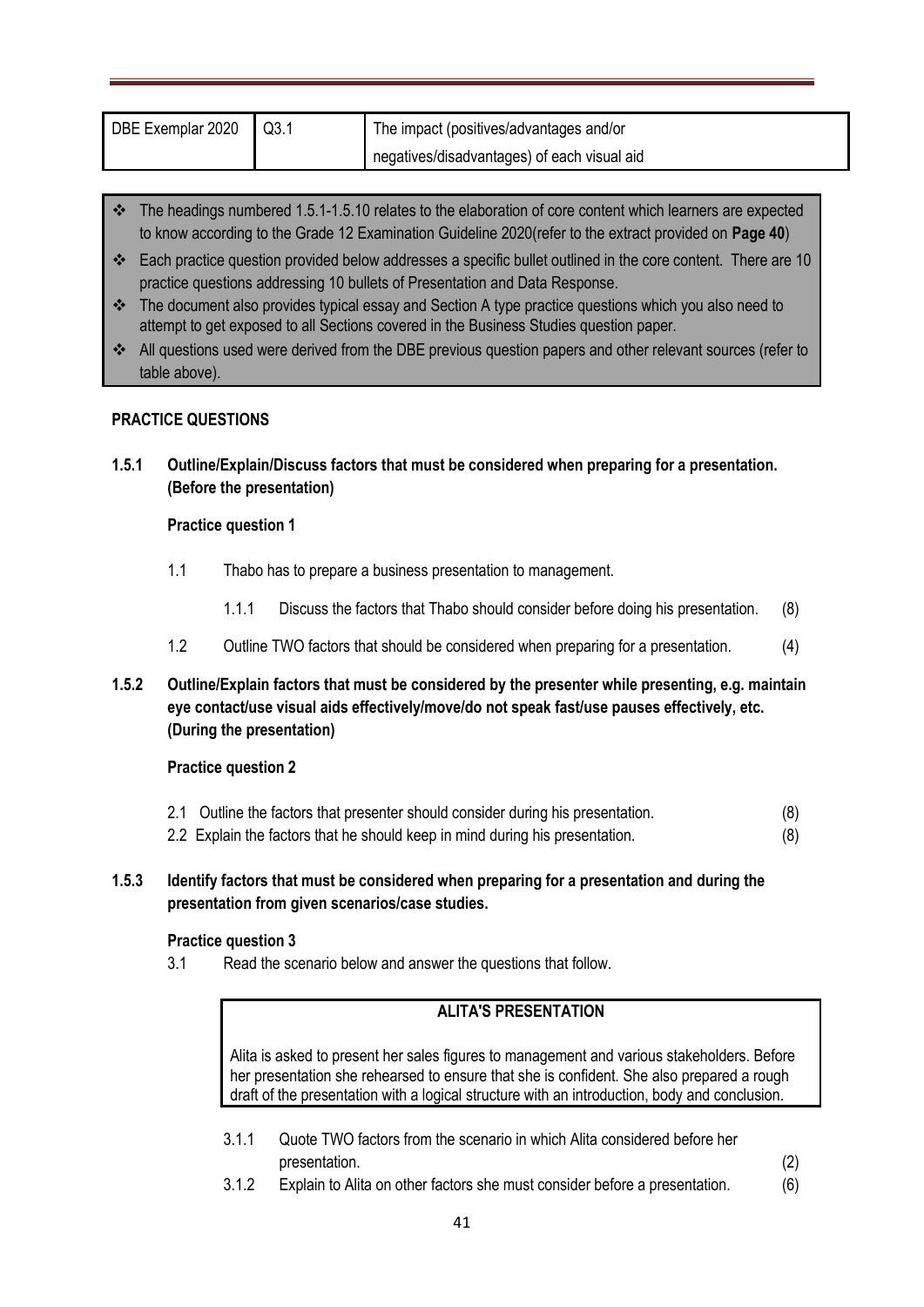| DBE Exemplar 2020 | Q3.1 | The impact (positives/advantages and/or negatives/disadvantages) of each visual aid |
|---|---|---|

- ❖ The headings numbered 1.5.1-1.5.10 relates to the elaboration of core content which learners are expected to know according to the Grade 12 Examination Guideline 2020(refer to the extract provided on **Page 40**)
- ❖ Each practice question provided below addresses a specific bullet outlined in the core content. There are 10 practice questions addressing 10 bullets of Presentation and Data Response.
- ❖ The document also provides typical essay and Section A type practice questions which you also need to attempt to get exposed to all Sections covered in the Business Studies question paper.
- ❖ All questions used were derived from the DBE previous question papers and other relevant sources (refer to table above).

**PRACTICE QUESTIONS**

**1.5.1 Outline/Explain/Discuss factors that must be considered when preparing for a presentation. (Before the presentation)**

**Practice question 1**

1.1 Thabo has to prepare a business presentation to management.

1.1.1 Discuss the factors that Thabo should consider before doing his presentation. (8)

1.2 Outline TWO factors that should be considered when preparing for a presentation. (4)

**1.5.2 Outline/Explain factors that must be considered by the presenter while presenting, e.g. maintain eye contact/use visual aids effectively/move/do not speak fast/use pauses effectively, etc. (During the presentation)**

**Practice question 2**

2.1 Outline the factors that presenter should consider during his presentation. (8)

2.2 Explain the factors that he should keep in mind during his presentation. (8)

**1.5.3 Identify factors that must be considered when preparing for a presentation and during the presentation from given scenarios/case studies.**

**Practice question 3**

3.1 Read the scenario below and answer the questions that follow.

**ALITA'S PRESENTATION**

Alita is asked to present her sales figures to management and various stakeholders. Before her presentation she rehearsed to ensure that she is confident. She also prepared a rough draft of the presentation with a logical structure with an introduction, body and conclusion.

3.1.1 Quote TWO factors from the scenario in which Alita considered before her presentation. (2)

3.1.2 Explain to Alita on other factors she must consider before a presentation. (6)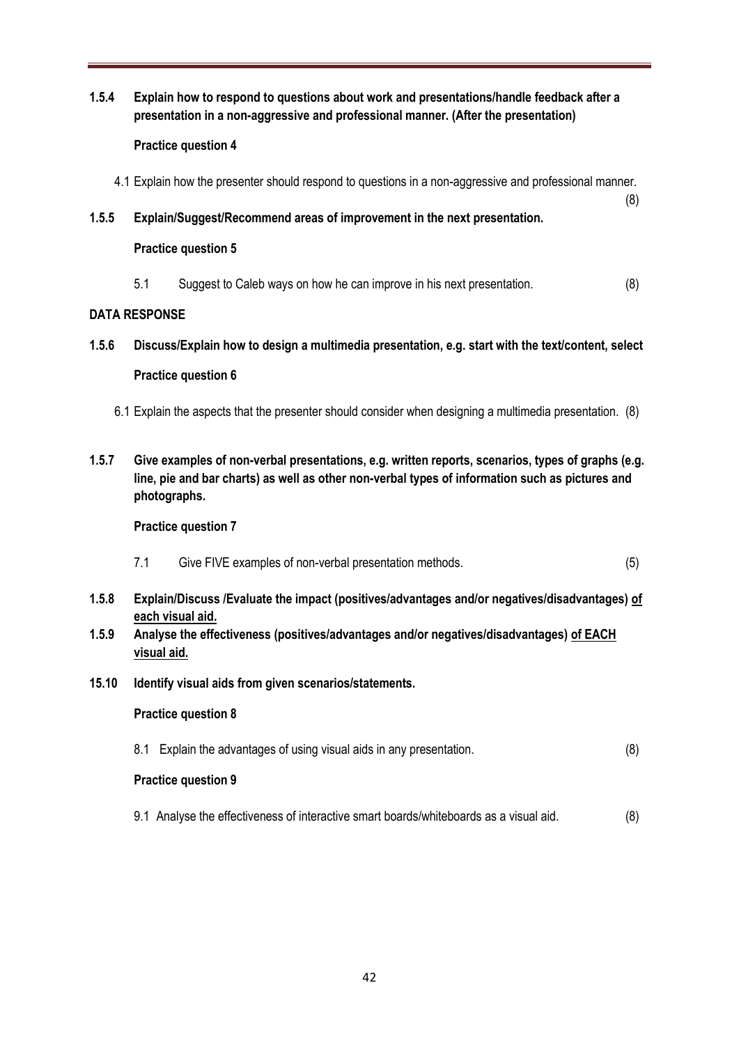**1.5.4 Explain how to respond to questions about work and presentations/handle feedback after a presentation in a non-aggressive and professional manner. (After the presentation)**

**Practice question 4**

4.1 Explain how the presenter should respond to questions in a non-aggressive and professional manner. (8)

**1.5.5 Explain/Suggest/Recommend areas of improvement in the next presentation.**

**Practice question 5**

5.1 Suggest to Caleb ways on how he can improve in his next presentation. (8)

**DATA RESPONSE**

**1.5.6 Discuss/Explain how to design a multimedia presentation, e.g. start with the text/content, select**

**Practice question 6**

6.1 Explain the aspects that the presenter should consider when designing a multimedia presentation. (8)

**1.5.7 Give examples of non-verbal presentations, e.g. written reports, scenarios, types of graphs (e.g. line, pie and bar charts) as well as other non-verbal types of information such as pictures and photographs.**

**Practice question 7**

7.1 Give FIVE examples of non-verbal presentation methods. (5)

**1.5.8 Explain/Discuss /Evaluate the impact (positives/advantages and/or negatives/disadvantages) <u>of each visual aid.</u>**

**1.5.9 Analyse the effectiveness (positives/advantages and/or negatives/disadvantages) <u>of EACH visual aid.</u>**

**15.10 Identify visual aids from given scenarios/statements.**

**Practice question 8**

8.1 Explain the advantages of using visual aids in any presentation. (8)

**Practice question 9**

9.1 Analyse the effectiveness of interactive smart boards/whiteboards as a visual aid. (8)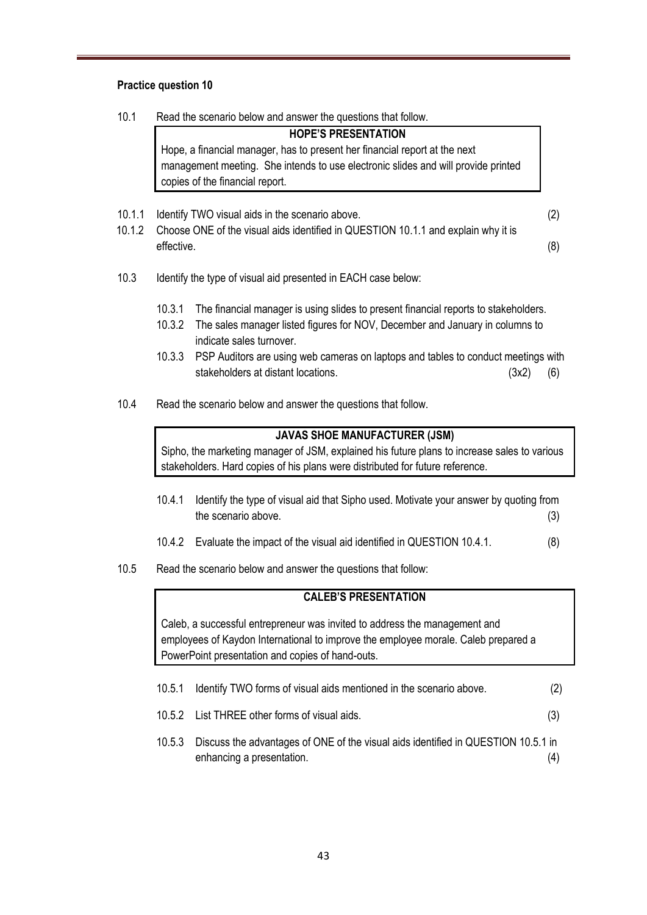**Practice question 10**

10.1 Read the scenario below and answer the questions that follow.

| HOPE'S PRESENTATION |
| --- |
| Hope, a financial manager, has to present her financial report at the next management meeting. She intends to use electronic slides and will provide printed copies of the financial report. |

10.1.1 Identify TWO visual aids in the scenario above. (2)

10.1.2 Choose ONE of the visual aids identified in QUESTION 10.1.1 and explain why it is effective. (8)

10.3 Identify the type of visual aid presented in EACH case below:

10.3.1 The financial manager is using slides to present financial reports to stakeholders.

10.3.2 The sales manager listed figures for NOV, December and January in columns to indicate sales turnover.

10.3.3 PSP Auditors are using web cameras on laptops and tables to conduct meetings with stakeholders at distant locations. (3x2) (6)

10.4 Read the scenario below and answer the questions that follow.

| JAVAS SHOE MANUFACTURER (JSM) |
| --- |
| Sipho, the marketing manager of JSM, explained his future plans to increase sales to various stakeholders. Hard copies of his plans were distributed for future reference. |

10.4.1 Identify the type of visual aid that Sipho used. Motivate your answer by quoting from the scenario above. (3)

10.4.2 Evaluate the impact of the visual aid identified in QUESTION 10.4.1. (8)

10.5 Read the scenario below and answer the questions that follow:

| CALEB'S PRESENTATION |
| --- |
| Caleb, a successful entrepreneur was invited to address the management and employees of Kaydon International to improve the employee morale. Caleb prepared a PowerPoint presentation and copies of hand-outs. |

10.5.1 Identify TWO forms of visual aids mentioned in the scenario above. (2)

10.5.2 List THREE other forms of visual aids. (3)

10.5.3 Discuss the advantages of ONE of the visual aids identified in QUESTION 10.5.1 in enhancing a presentation. (4)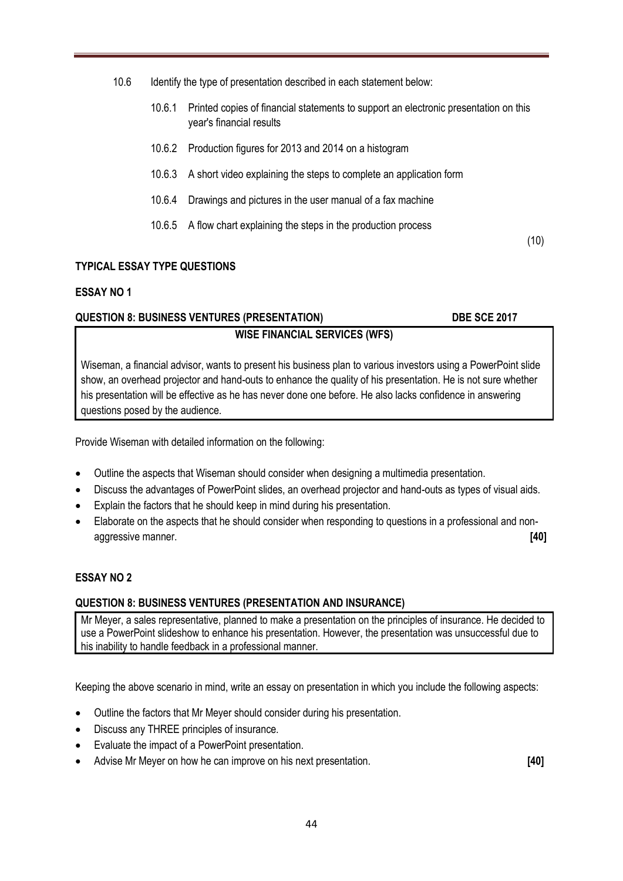10.6 Identify the type of presentation described in each statement below:

10.6.1 Printed copies of financial statements to support an electronic presentation on this year's financial results

10.6.2 Production figures for 2013 and 2014 on a histogram

10.6.3 A short video explaining the steps to complete an application form

10.6.4 Drawings and pictures in the user manual of a fax machine

10.6.5 A flow chart explaining the steps in the production process

(10)

**TYPICAL ESSAY TYPE QUESTIONS**

**ESSAY NO 1**

**QUESTION 8: BUSINESS VENTURES (PRESENTATION) DBE SCE 2017**

**WISE FINANCIAL SERVICES (WFS)**

Wiseman, a financial advisor, wants to present his business plan to various investors using a PowerPoint slide show, an overhead projector and hand-outs to enhance the quality of his presentation. He is not sure whether his presentation will be effective as he has never done one before. He also lacks confidence in answering questions posed by the audience.

Provide Wiseman with detailed information on the following:

- Outline the aspects that Wiseman should consider when designing a multimedia presentation.
- Discuss the advantages of PowerPoint slides, an overhead projector and hand-outs as types of visual aids.
- Explain the factors that he should keep in mind during his presentation.
- Elaborate on the aspects that he should consider when responding to questions in a professional and non-aggressive manner. **[40]**

**ESSAY NO 2**

**QUESTION 8: BUSINESS VENTURES (PRESENTATION AND INSURANCE)**

Mr Meyer, a sales representative, planned to make a presentation on the principles of insurance. He decided to use a PowerPoint slideshow to enhance his presentation. However, the presentation was unsuccessful due to his inability to handle feedback in a professional manner.

Keeping the above scenario in mind, write an essay on presentation in which you include the following aspects:

- Outline the factors that Mr Meyer should consider during his presentation.
- Discuss any THREE principles of insurance.
- Evaluate the impact of a PowerPoint presentation.
- Advise Mr Meyer on how he can improve on his next presentation. **[40]**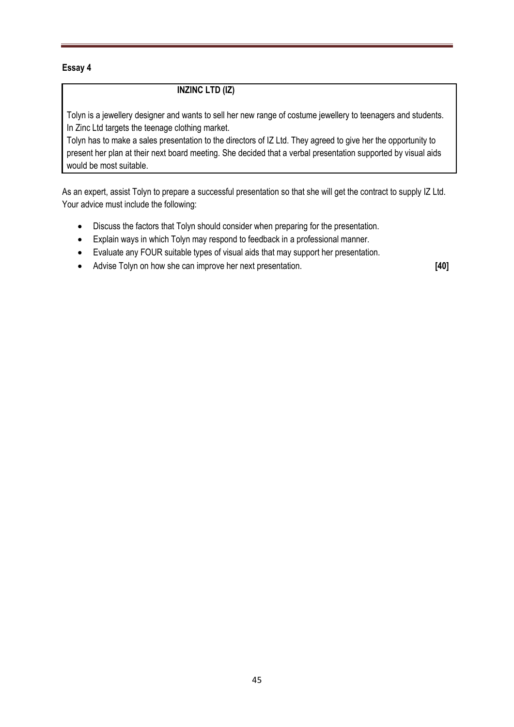**Essay 4**

**INZINC LTD (IZ)**

Tolyn is a jewellery designer and wants to sell her new range of costume jewellery to teenagers and students. In Zinc Ltd targets the teenage clothing market.

Tolyn has to make a sales presentation to the directors of IZ Ltd. They agreed to give her the opportunity to present her plan at their next board meeting. She decided that a verbal presentation supported by visual aids would be most suitable.

As an expert, assist Tolyn to prepare a successful presentation so that she will get the contract to supply IZ Ltd. Your advice must include the following:

- Discuss the factors that Tolyn should consider when preparing for the presentation.
- Explain ways in which Tolyn may respond to feedback in a professional manner.
- Evaluate any FOUR suitable types of visual aids that may support her presentation.
- Advise Tolyn on how she can improve her next presentation. **[40]**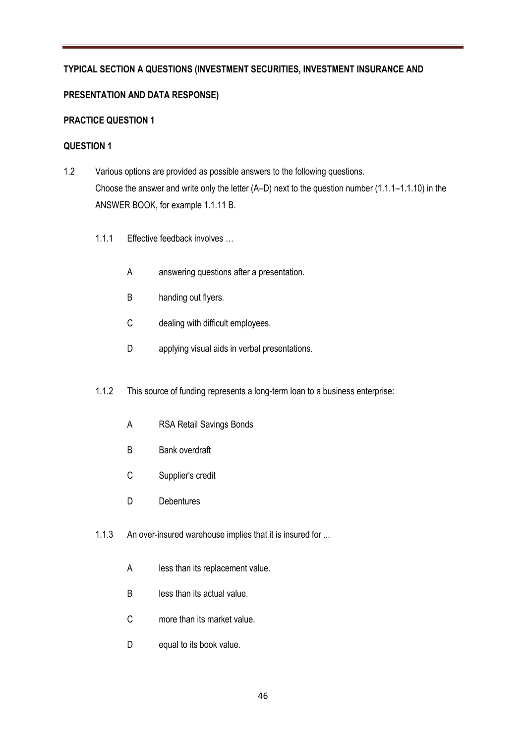**TYPICAL SECTION A QUESTIONS (INVESTMENT SECURITIES, INVESTMENT INSURANCE AND PRESENTATION AND DATA RESPONSE)**

**PRACTICE QUESTION 1**

**QUESTION 1**

1.2 Various options are provided as possible answers to the following questions. Choose the answer and write only the letter (A–D) next to the question number (1.1.1–1.1.10) in the ANSWER BOOK, for example 1.1.11 B.

1.1.1 Effective feedback involves …

- A answering questions after a presentation.
- B handing out flyers.
- C dealing with difficult employees.
- D applying visual aids in verbal presentations.

1.1.2 This source of funding represents a long-term loan to a business enterprise:

- A RSA Retail Savings Bonds
- B Bank overdraft
- C Supplier's credit
- D Debentures

1.1.3 An over-insured warehouse implies that it is insured for ...

- A less than its replacement value.
- B less than its actual value.
- C more than its market value.
- D equal to its book value.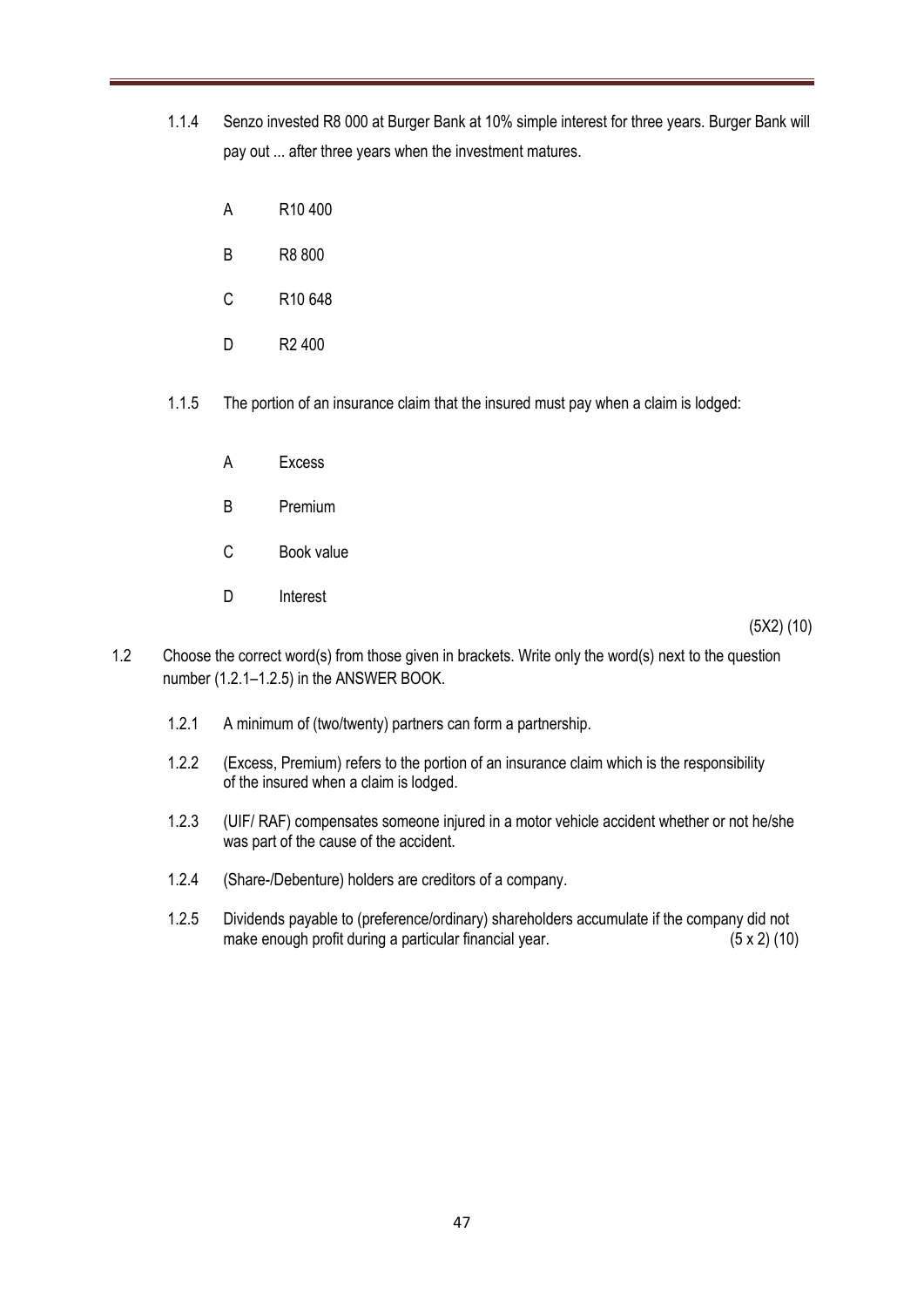1.1.4 Senzo invested R8 000 at Burger Bank at 10% simple interest for three years. Burger Bank will pay out ... after three years when the investment matures.

- A R10 400
- B R8 800
- C R10 648
- D R2 400

1.1.5 The portion of an insurance claim that the insured must pay when a claim is lodged:

- A Excess
- B Premium
- C Book value
- D Interest

(5X2) (10)

1.2 Choose the correct word(s) from those given in brackets. Write only the word(s) next to the question number (1.2.1–1.2.5) in the ANSWER BOOK.

1.2.1 A minimum of (two/twenty) partners can form a partnership.

1.2.2 (Excess, Premium) refers to the portion of an insurance claim which is the responsibility of the insured when a claim is lodged.

1.2.3 (UIF/ RAF) compensates someone injured in a motor vehicle accident whether or not he/she was part of the cause of the accident.

1.2.4 (Share-/Debenture) holders are creditors of a company.

1.2.5 Dividends payable to (preference/ordinary) shareholders accumulate if the company did not make enough profit during a particular financial year. (5 x 2) (10)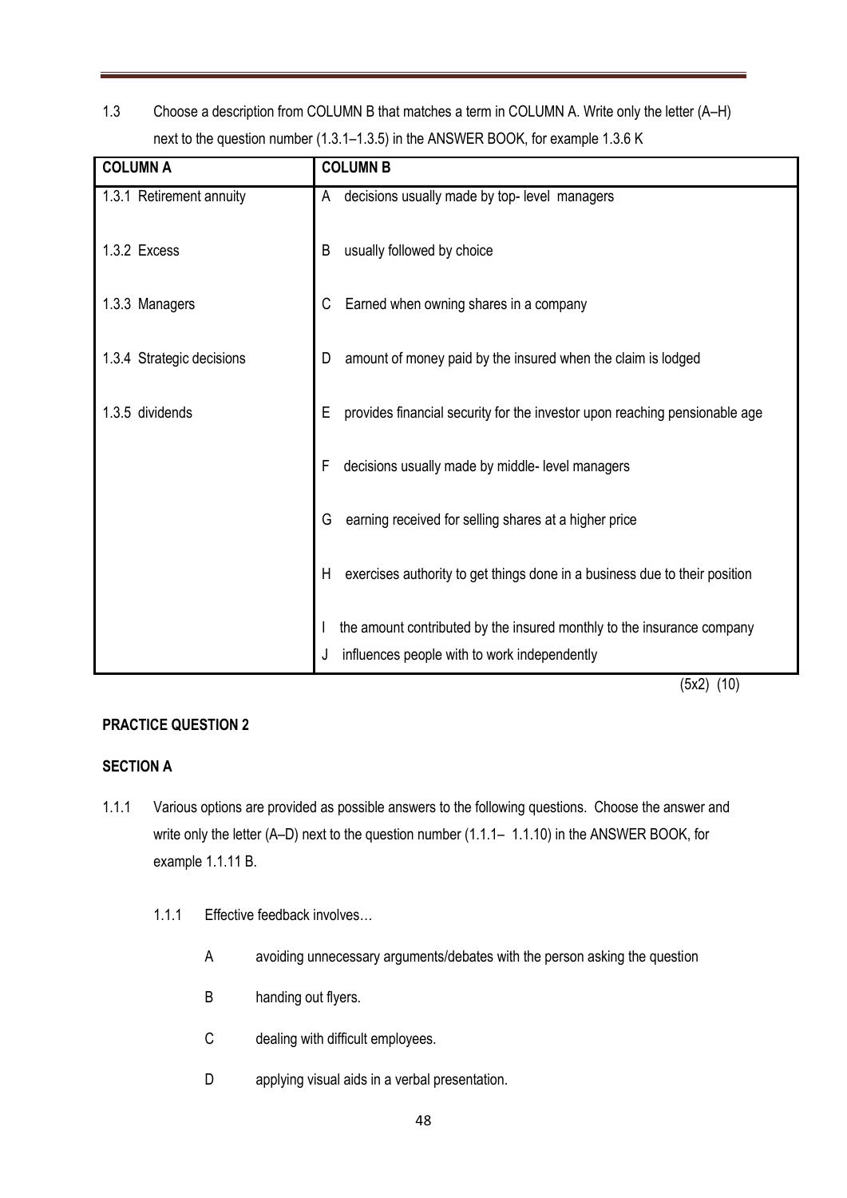1.3 Choose a description from COLUMN B that matches a term in COLUMN A. Write only the letter (A–H) next to the question number (1.3.1–1.3.5) in the ANSWER BOOK, for example 1.3.6 K

| COLUMN A | COLUMN B |
|---|---|
| 1.3.1 Retirement annuity | A decisions usually made by top- level managers |
| 1.3.2 Excess | B usually followed by choice |
| 1.3.3 Managers | C Earned when owning shares in a company |
| 1.3.4 Strategic decisions | D amount of money paid by the insured when the claim is lodged |
| 1.3.5 dividends | E provides financial security for the investor upon reaching pensionable age |
| | F decisions usually made by middle- level managers |
| | G earning received for selling shares at a higher price |
| | H exercises authority to get things done in a business due to their position |
| | I the amount contributed by the insured monthly to the insurance company<br>J influences people with to work independently |

(5x2) (10)

**PRACTICE QUESTION 2**

**SECTION A**

1.1.1 Various options are provided as possible answers to the following questions. Choose the answer and write only the letter (A–D) next to the question number (1.1.1– 1.1.10) in the ANSWER BOOK, for example 1.1.11 B.

1.1.1 Effective feedback involves…

A avoiding unnecessary arguments/debates with the person asking the question

B handing out flyers.

C dealing with difficult employees.

D applying visual aids in a verbal presentation.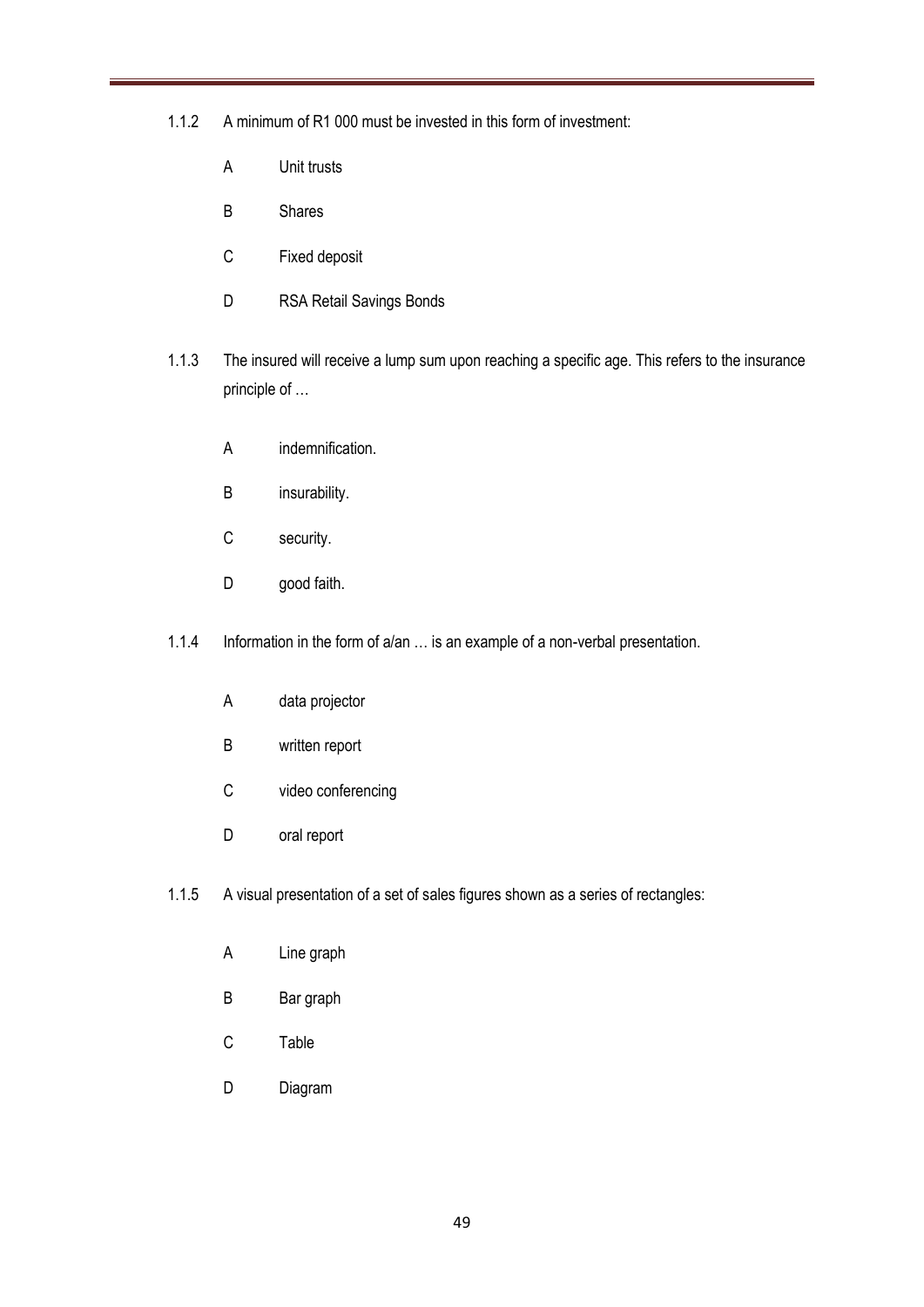1.1.2 A minimum of R1 000 must be invested in this form of investment:

A Unit trusts

B Shares

C Fixed deposit

D RSA Retail Savings Bonds

1.1.3 The insured will receive a lump sum upon reaching a specific age. This refers to the insurance principle of …

A indemnification.

B insurability.

C security.

D good faith.

1.1.4 Information in the form of a/an … is an example of a non-verbal presentation.

A data projector

B written report

C video conferencing

D oral report

1.1.5 A visual presentation of a set of sales figures shown as a series of rectangles:

A Line graph

B Bar graph

C Table

D Diagram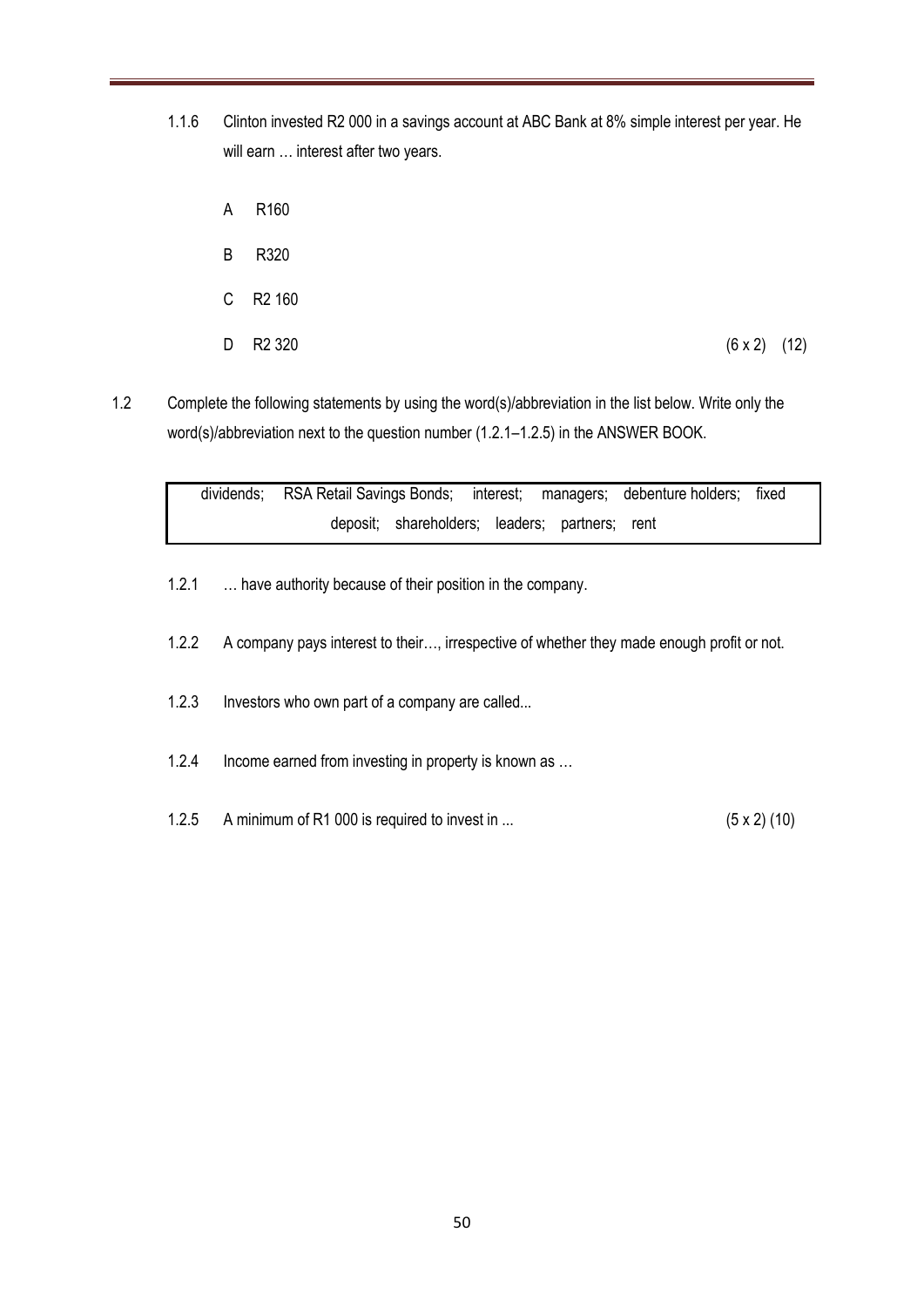1.1.6 Clinton invested R2 000 in a savings account at ABC Bank at 8% simple interest per year. He will earn … interest after two years.

A R160

B R320

C R2 160

D R2 320 (6 x 2) (12)

1.2 Complete the following statements by using the word(s)/abbreviation in the list below. Write only the word(s)/abbreviation next to the question number (1.2.1–1.2.5) in the ANSWER BOOK.

| dividends; RSA Retail Savings Bonds; interest; managers; debenture holders; fixed deposit; shareholders; leaders; partners; rent |
|---|

1.2.1 … have authority because of their position in the company.

1.2.2 A company pays interest to their…, irrespective of whether they made enough profit or not.

1.2.3 Investors who own part of a company are called...

1.2.4 Income earned from investing in property is known as …

1.2.5 A minimum of R1 000 is required to invest in ... (5 x 2) (10)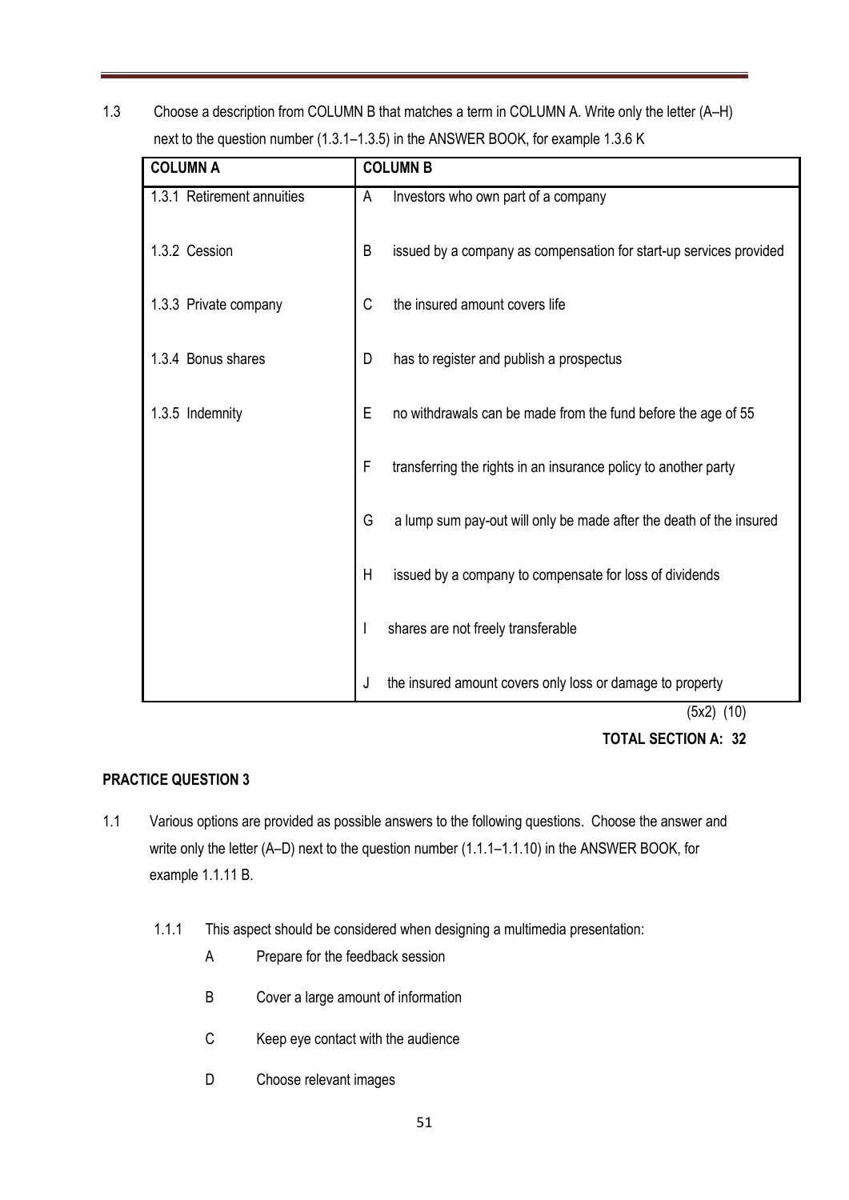1.3 Choose a description from COLUMN B that matches a term in COLUMN A. Write only the letter (A–H) next to the question number (1.3.1–1.3.5) in the ANSWER BOOK, for example 1.3.6 K

| COLUMN A | COLUMN B |
|---|---|
| 1.3.1 Retirement annuities | A Investors who own part of a company |
| 1.3.2 Cession | B issued by a company as compensation for start-up services provided |
| 1.3.3 Private company | C the insured amount covers life |
| 1.3.4 Bonus shares | D has to register and publish a prospectus |
| 1.3.5 Indemnity | E no withdrawals can be made from the fund before the age of 55 |
| | F transferring the rights in an insurance policy to another party |
| | G a lump sum pay-out will only be made after the death of the insured |
| | H issued by a company to compensate for loss of dividends |
| | I shares are not freely transferable |
| | J the insured amount covers only loss or damage to property |

(5x2) (10)

**TOTAL SECTION A: 32**

**PRACTICE QUESTION 3**

1.1 Various options are provided as possible answers to the following questions. Choose the answer and write only the letter (A–D) next to the question number (1.1.1–1.1.10) in the ANSWER BOOK, for example 1.1.11 B.

1.1.1 This aspect should be considered when designing a multimedia presentation:

- A Prepare for the feedback session
- B Cover a large amount of information
- C Keep eye contact with the audience
- D Choose relevant images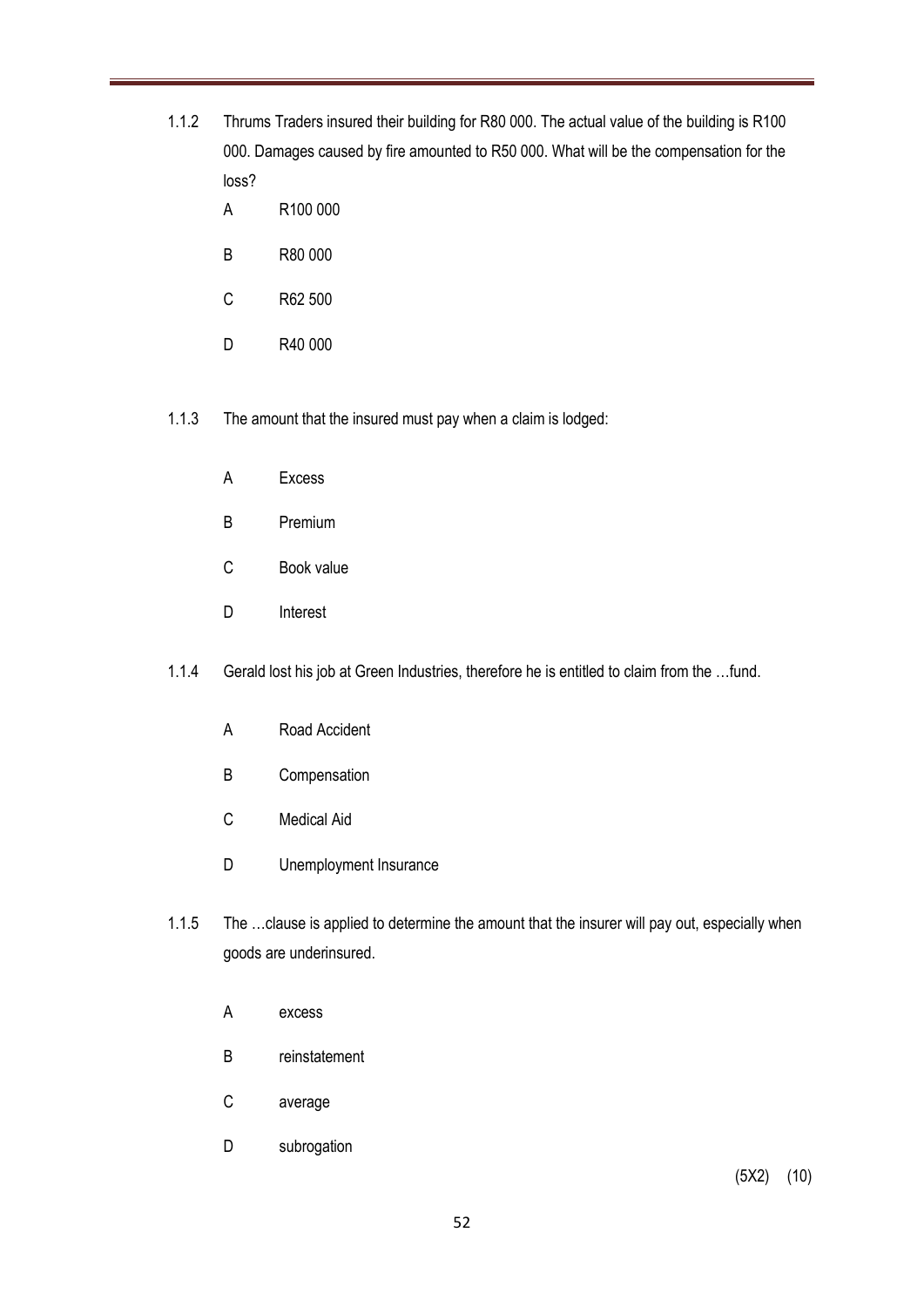1.1.2 Thrums Traders insured their building for R80 000. The actual value of the building is R100 000. Damages caused by fire amounted to R50 000. What will be the compensation for the loss?

A R100 000

B R80 000

C R62 500

D R40 000

1.1.3 The amount that the insured must pay when a claim is lodged:

A Excess

B Premium

C Book value

D Interest

1.1.4 Gerald lost his job at Green Industries, therefore he is entitled to claim from the …fund.

A Road Accident

B Compensation

C Medical Aid

D Unemployment Insurance

1.1.5 The …clause is applied to determine the amount that the insurer will pay out, especially when goods are underinsured.

A excess

B reinstatement

C average

D subrogation

(5X2) (10)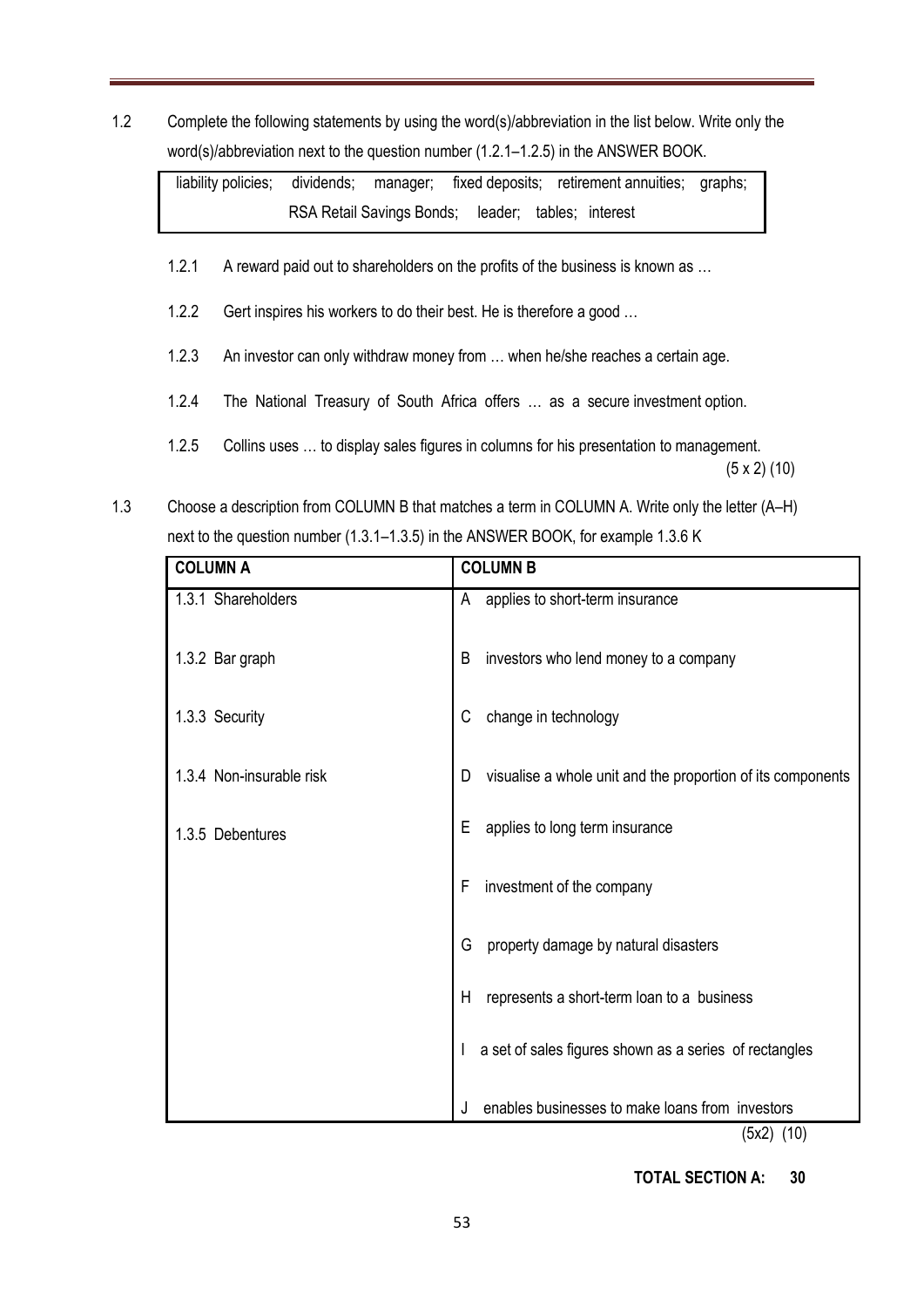1.2 Complete the following statements by using the word(s)/abbreviation in the list below. Write only the word(s)/abbreviation next to the question number (1.2.1–1.2.5) in the ANSWER BOOK.

| liability policies; dividends; manager; fixed deposits; retirement annuities; graphs; RSA Retail Savings Bonds; leader; tables; interest |
|---|

1.2.1 A reward paid out to shareholders on the profits of the business is known as …

1.2.2 Gert inspires his workers to do their best. He is therefore a good …

1.2.3 An investor can only withdraw money from … when he/she reaches a certain age.

1.2.4 The National Treasury of South Africa offers … as a secure investment option.

1.2.5 Collins uses … to display sales figures in columns for his presentation to management.

(5 x 2) (10)

1.3 Choose a description from COLUMN B that matches a term in COLUMN A. Write only the letter (A–H) next to the question number (1.3.1–1.3.5) in the ANSWER BOOK, for example 1.3.6 K

| COLUMN A | COLUMN B |
|---|---|
| 1.3.1 Shareholders | A applies to short-term insurance |
| 1.3.2 Bar graph | B investors who lend money to a company |
| 1.3.3 Security | C change in technology |
| 1.3.4 Non-insurable risk | D visualise a whole unit and the proportion of its components |
| 1.3.5 Debentures | E applies to long term insurance |
| | F investment of the company |
| | G property damage by natural disasters |
| | H represents a short-term loan to a business |
| | I a set of sales figures shown as a series of rectangles |
| | J enables businesses to make loans from investors |

(5x2) (10)

**TOTAL SECTION A: 30**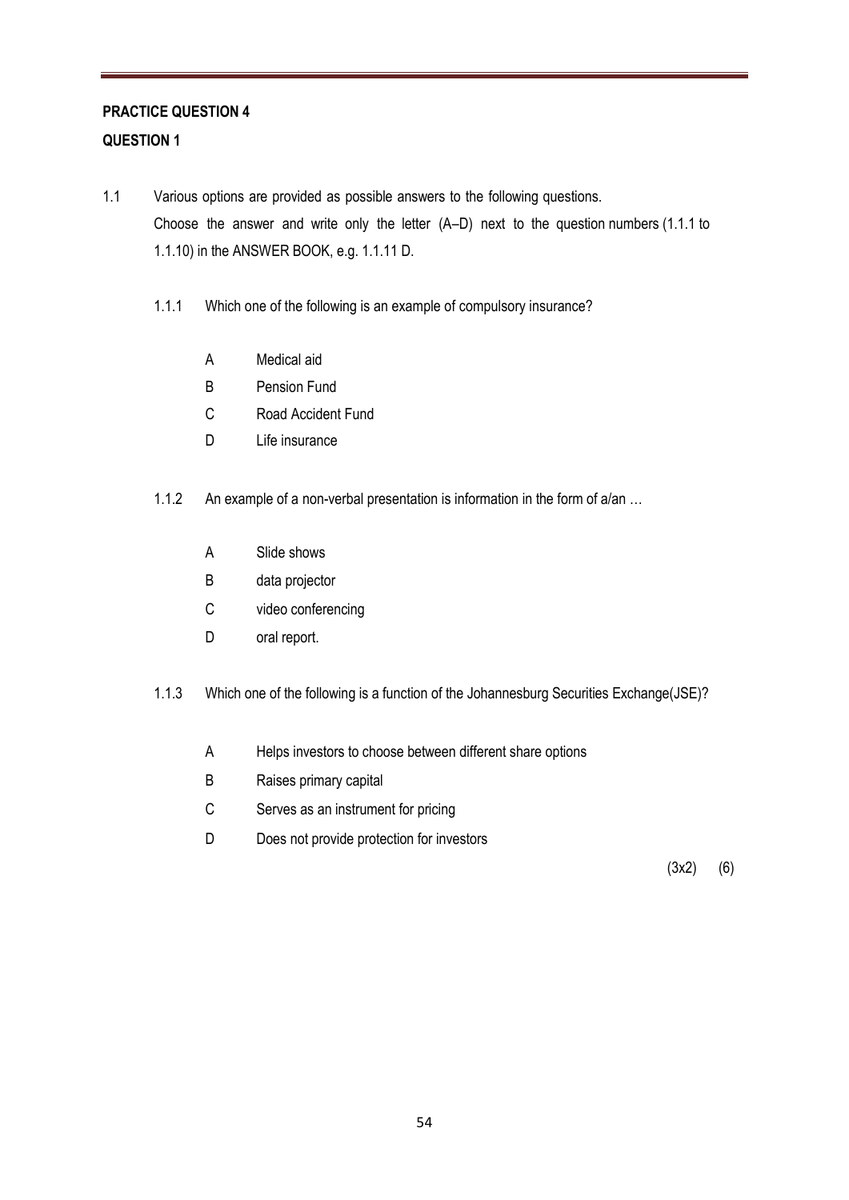**PRACTICE QUESTION 4**

**QUESTION 1**

1.1 Various options are provided as possible answers to the following questions. Choose the answer and write only the letter (A–D) next to the question numbers (1.1.1 to 1.1.10) in the ANSWER BOOK, e.g. 1.1.11 D.

1.1.1 Which one of the following is an example of compulsory insurance?

- A Medical aid
- B Pension Fund
- C Road Accident Fund
- D Life insurance

1.1.2 An example of a non-verbal presentation is information in the form of a/an …

- A Slide shows
- B data projector
- C video conferencing
- D oral report.

1.1.3 Which one of the following is a function of the Johannesburg Securities Exchange(JSE)?

- A Helps investors to choose between different share options
- B Raises primary capital
- C Serves as an instrument for pricing
- D Does not provide protection for investors

(3x2) (6)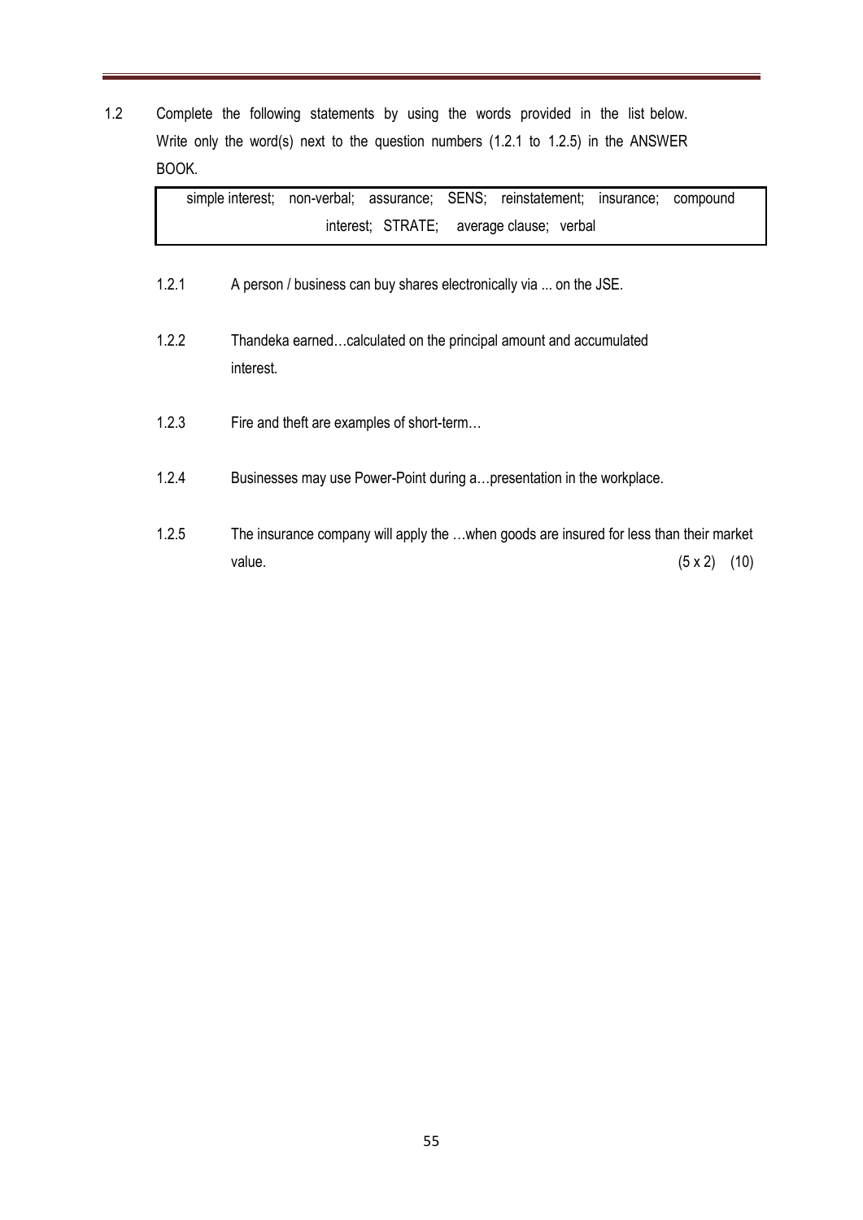1.2 Complete the following statements by using the words provided in the list below. Write only the word(s) next to the question numbers (1.2.1 to 1.2.5) in the ANSWER BOOK.

| simple interest; non-verbal; assurance; SENS; reinstatement; insurance; compound interest; STRATE; average clause; verbal |
|---|

1.2.1 A person / business can buy shares electronically via ... on the JSE.

1.2.2 Thandeka earned…calculated on the principal amount and accumulated interest.

1.2.3 Fire and theft are examples of short-term…

1.2.4 Businesses may use Power-Point during a…presentation in the workplace.

1.2.5 The insurance company will apply the …when goods are insured for less than their market value. (5 x 2) (10)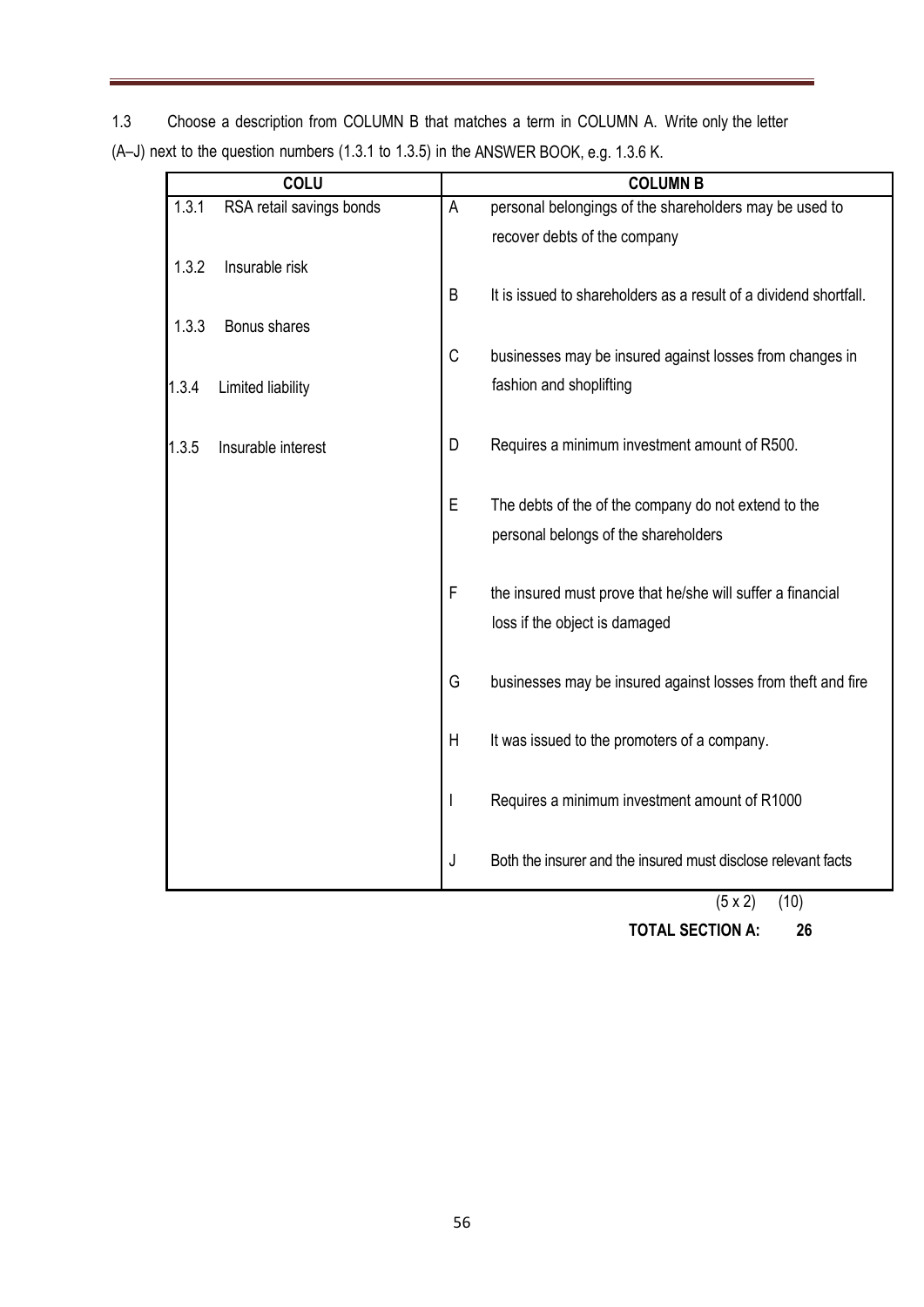1.3 Choose a description from COLUMN B that matches a term in COLUMN A. Write only the letter (A–J) next to the question numbers (1.3.1 to 1.3.5) in the ANSWER BOOK, e.g. 1.3.6 K.

| COLU | | COLUMN B | |
|---|---|---|---|
| 1.3.1 | RSA retail savings bonds | A | personal belongings of the shareholders may be used to recover debts of the company |
| 1.3.2 | Insurable risk | B | It is issued to shareholders as a result of a dividend shortfall. |
| 1.3.3 | Bonus shares | C | businesses may be insured against losses from changes in fashion and shoplifting |
| 1.3.4 | Limited liability | D | Requires a minimum investment amount of R500. |
| 1.3.5 | Insurable interest | E | The debts of the of the company do not extend to the personal belongs of the shareholders |
| | | F | the insured must prove that he/she will suffer a financial loss if the object is damaged |
| | | G | businesses may be insured against losses from theft and fire |
| | | H | It was issued to the promoters of a company. |
| | | I | Requires a minimum investment amount of R1000 |
| | | J | Both the insurer and the insured must disclose relevant facts |

(5 x 2) (10)

**TOTAL SECTION A: 26**